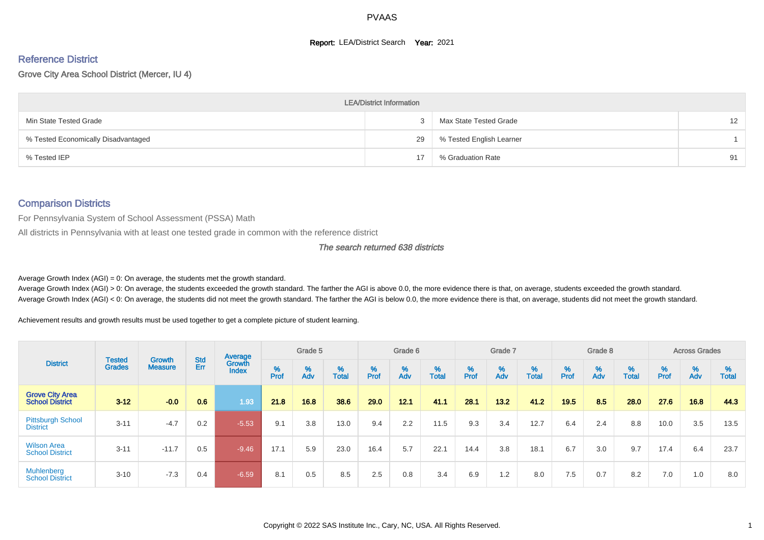PVAAS

**Report:** LEA/District Search **Year:** 2021

## Reference District

Grove City Area School District (Mercer, IU 4)

| LEA/District Information | | | |
|---|---|---|---|
| Min State Tested Grade | 3 | Max State Tested Grade | 12 |
| % Tested Economically Disadvantaged | 29 | % Tested English Learner | 1 |
| % Tested IEP | 17 | % Graduation Rate | 91 |

## Comparison Districts

For Pennsylvania System of School Assessment (PSSA) Math

All districts in Pennsylvania with at least one tested grade in common with the reference district

*The search returned 638 districts*

Average Growth Index (AGI) = 0: On average, the students met the growth standard.

Average Growth Index (AGI) > 0: On average, the students exceeded the growth standard. The farther the AGI is above 0.0, the more evidence there is that, on average, students exceeded the growth standard.

Average Growth Index (AGI) < 0: On average, the students did not meet the growth standard. The farther the AGI is below 0.0, the more evidence there is that, on average, students did not meet the growth standard.

Achievement results and growth results must be used together to get a complete picture of student learning.

| District | Tested Grades | Growth Measure | Std Err | Average Growth Index | Grade 5 | | | Grade 6 | | | Grade 7 | | | Grade 8 | | | Across Grades | | |
|---|---|---|---|---|---|---|---|---|---|---|---|---|---|---|---|---|---|---|---|
| | | | | | % Prof | % Adv | % Total | % Prof | % Adv | % Total | % Prof | % Adv | % Total | % Prof | % Adv | % Total | % Prof | % Adv | % Total |
| **Grove City Area School District** | **3-12** | **-0.0** | **0.6** | **1.93** | **21.8** | **16.8** | **38.6** | **29.0** | **12.1** | **41.1** | **28.1** | **13.2** | **41.2** | **19.5** | **8.5** | **28.0** | **27.6** | **16.8** | **44.3** |
| Pittsburgh School District | 3-11 | -4.7 | 0.2 | -5.53 | 9.1 | 3.8 | 13.0 | 9.4 | 2.2 | 11.5 | 9.3 | 3.4 | 12.7 | 6.4 | 2.4 | 8.8 | 10.0 | 3.5 | 13.5 |
| Wilson Area School District | 3-11 | -11.7 | 0.5 | -9.46 | 17.1 | 5.9 | 23.0 | 16.4 | 5.7 | 22.1 | 14.4 | 3.8 | 18.1 | 6.7 | 3.0 | 9.7 | 17.4 | 6.4 | 23.7 |
| Muhlenberg School District | 3-10 | -7.3 | 0.4 | -6.59 | 8.1 | 0.5 | 8.5 | 2.5 | 0.8 | 3.4 | 6.9 | 1.2 | 8.0 | 7.5 | 0.7 | 8.2 | 7.0 | 1.0 | 8.0 |

Copyright © 2022 SAS Institute Inc., Cary, NC, USA. All Rights Reserved.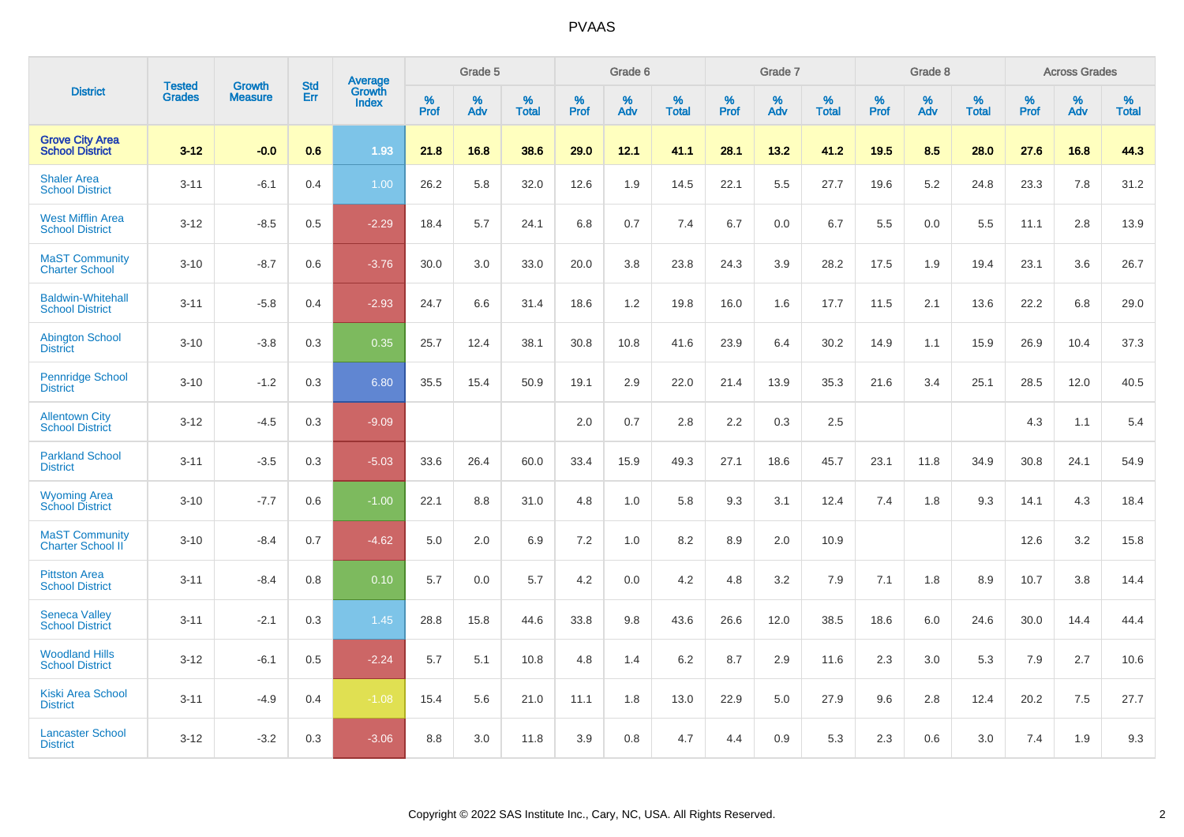# PVAAS

| District | Tested Grades | Growth Measure | Std Err | Average Growth Index | Grade 5 | | | Grade 6 | | | Grade 7 | | | Grade 8 | | | Across Grades | | |
|---|---|---|---|---|---|---|---|---|---|---|---|---|---|---|---|---|---|---|---|
| | | | | | % Prof | % Adv | % Total | % Prof | % Adv | % Total | % Prof | % Adv | % Total | % Prof | % Adv | % Total | % Prof | % Adv | % Total |
| **Grove City Area School District** | **3-12** | **-0.0** | **0.6** | **1.93** | **21.8** | **16.8** | **38.6** | **29.0** | **12.1** | **41.1** | **28.1** | **13.2** | **41.2** | **19.5** | **8.5** | **28.0** | **27.6** | **16.8** | **44.3** |
| Shaler Area School District | 3-11 | -6.1 | 0.4 | 1.00 | 26.2 | 5.8 | 32.0 | 12.6 | 1.9 | 14.5 | 22.1 | 5.5 | 27.7 | 19.6 | 5.2 | 24.8 | 23.3 | 7.8 | 31.2 |
| West Mifflin Area School District | 3-12 | -8.5 | 0.5 | -2.29 | 18.4 | 5.7 | 24.1 | 6.8 | 0.7 | 7.4 | 6.7 | 0.0 | 6.7 | 5.5 | 0.0 | 5.5 | 11.1 | 2.8 | 13.9 |
| MaST Community Charter School | 3-10 | -8.7 | 0.6 | -3.76 | 30.0 | 3.0 | 33.0 | 20.0 | 3.8 | 23.8 | 24.3 | 3.9 | 28.2 | 17.5 | 1.9 | 19.4 | 23.1 | 3.6 | 26.7 |
| Baldwin-Whitehall School District | 3-11 | -5.8 | 0.4 | -2.93 | 24.7 | 6.6 | 31.4 | 18.6 | 1.2 | 19.8 | 16.0 | 1.6 | 17.7 | 11.5 | 2.1 | 13.6 | 22.2 | 6.8 | 29.0 |
| Abington School District | 3-10 | -3.8 | 0.3 | 0.35 | 25.7 | 12.4 | 38.1 | 30.8 | 10.8 | 41.6 | 23.9 | 6.4 | 30.2 | 14.9 | 1.1 | 15.9 | 26.9 | 10.4 | 37.3 |
| Pennridge School District | 3-10 | -1.2 | 0.3 | 6.80 | 35.5 | 15.4 | 50.9 | 19.1 | 2.9 | 22.0 | 21.4 | 13.9 | 35.3 | 21.6 | 3.4 | 25.1 | 28.5 | 12.0 | 40.5 |
| Allentown City School District | 3-12 | -4.5 | 0.3 | -9.09 | | | | 2.0 | 0.7 | 2.8 | 2.2 | 0.3 | 2.5 | | | | 4.3 | 1.1 | 5.4 |
| Parkland School District | 3-11 | -3.5 | 0.3 | -5.03 | 33.6 | 26.4 | 60.0 | 33.4 | 15.9 | 49.3 | 27.1 | 18.6 | 45.7 | 23.1 | 11.8 | 34.9 | 30.8 | 24.1 | 54.9 |
| Wyoming Area School District | 3-10 | -7.7 | 0.6 | -1.00 | 22.1 | 8.8 | 31.0 | 4.8 | 1.0 | 5.8 | 9.3 | 3.1 | 12.4 | 7.4 | 1.8 | 9.3 | 14.1 | 4.3 | 18.4 |
| MaST Community Charter School II | 3-10 | -8.4 | 0.7 | -4.62 | 5.0 | 2.0 | 6.9 | 7.2 | 1.0 | 8.2 | 8.9 | 2.0 | 10.9 | | | | 12.6 | 3.2 | 15.8 |
| Pittston Area School District | 3-11 | -8.4 | 0.8 | 0.10 | 5.7 | 0.0 | 5.7 | 4.2 | 0.0 | 4.2 | 4.8 | 3.2 | 7.9 | 7.1 | 1.8 | 8.9 | 10.7 | 3.8 | 14.4 |
| Seneca Valley School District | 3-11 | -2.1 | 0.3 | 1.45 | 28.8 | 15.8 | 44.6 | 33.8 | 9.8 | 43.6 | 26.6 | 12.0 | 38.5 | 18.6 | 6.0 | 24.6 | 30.0 | 14.4 | 44.4 |
| Woodland Hills School District | 3-12 | -6.1 | 0.5 | -2.24 | 5.7 | 5.1 | 10.8 | 4.8 | 1.4 | 6.2 | 8.7 | 2.9 | 11.6 | 2.3 | 3.0 | 5.3 | 7.9 | 2.7 | 10.6 |
| Kiski Area School District | 3-11 | -4.9 | 0.4 | -1.08 | 15.4 | 5.6 | 21.0 | 11.1 | 1.8 | 13.0 | 22.9 | 5.0 | 27.9 | 9.6 | 2.8 | 12.4 | 20.2 | 7.5 | 27.7 |
| Lancaster School District | 3-12 | -3.2 | 0.3 | -3.06 | 8.8 | 3.0 | 11.8 | 3.9 | 0.8 | 4.7 | 4.4 | 0.9 | 5.3 | 2.3 | 0.6 | 3.0 | 7.4 | 1.9 | 9.3 |

Copyright © 2022 SAS Institute Inc., Cary, NC, USA. All Rights Reserved.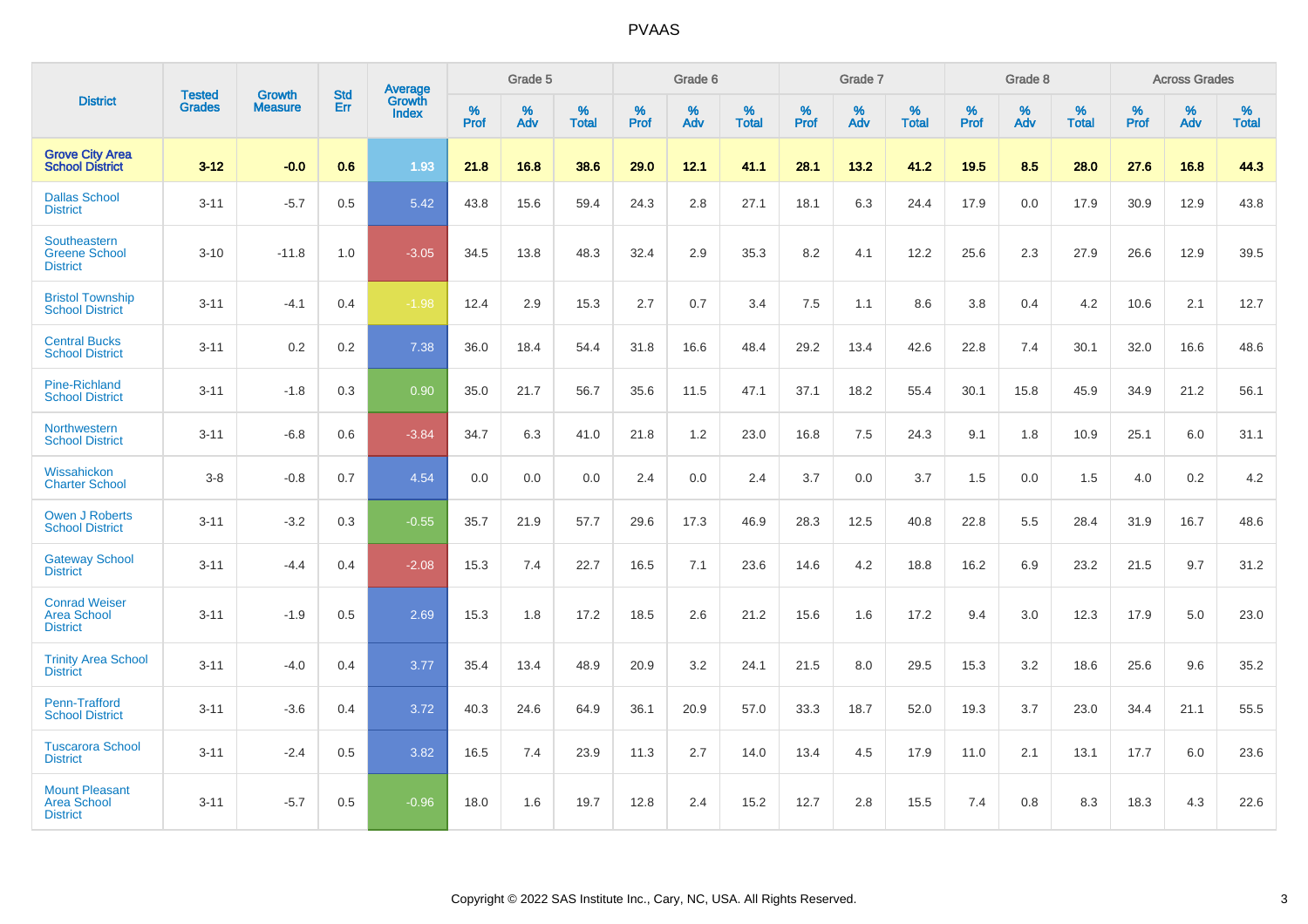# PVAAS

| District | Tested Grades | Growth Measure | Std Err | Average Growth Index | Grade 5 | | | Grade 6 | | | Grade 7 | | | Grade 8 | | | Across Grades | | |
|---|---|---|---|---|---|---|---|---|---|---|---|---|---|---|---|---|---|---|---|
| | | | | | % Prof | % Adv | % Total | % Prof | % Adv | % Total | % Prof | % Adv | % Total | % Prof | % Adv | % Total | % Prof | % Adv | % Total |
| **Grove City Area School District** | **3-12** | **-0.0** | **0.6** | **1.93** | **21.8** | **16.8** | **38.6** | **29.0** | **12.1** | **41.1** | **28.1** | **13.2** | **41.2** | **19.5** | **8.5** | **28.0** | **27.6** | **16.8** | **44.3** |
| Dallas School District | 3-11 | -5.7 | 0.5 | 5.42 | 43.8 | 15.6 | 59.4 | 24.3 | 2.8 | 27.1 | 18.1 | 6.3 | 24.4 | 17.9 | 0.0 | 17.9 | 30.9 | 12.9 | 43.8 |
| Southeastern Greene School District | 3-10 | -11.8 | 1.0 | -3.05 | 34.5 | 13.8 | 48.3 | 32.4 | 2.9 | 35.3 | 8.2 | 4.1 | 12.2 | 25.6 | 2.3 | 27.9 | 26.6 | 12.9 | 39.5 |
| Bristol Township School District | 3-11 | -4.1 | 0.4 | -1.98 | 12.4 | 2.9 | 15.3 | 2.7 | 0.7 | 3.4 | 7.5 | 1.1 | 8.6 | 3.8 | 0.4 | 4.2 | 10.6 | 2.1 | 12.7 |
| Central Bucks School District | 3-11 | 0.2 | 0.2 | 7.38 | 36.0 | 18.4 | 54.4 | 31.8 | 16.6 | 48.4 | 29.2 | 13.4 | 42.6 | 22.8 | 7.4 | 30.1 | 32.0 | 16.6 | 48.6 |
| Pine-Richland School District | 3-11 | -1.8 | 0.3 | 0.90 | 35.0 | 21.7 | 56.7 | 35.6 | 11.5 | 47.1 | 37.1 | 18.2 | 55.4 | 30.1 | 15.8 | 45.9 | 34.9 | 21.2 | 56.1 |
| Northwestern School District | 3-11 | -6.8 | 0.6 | -3.84 | 34.7 | 6.3 | 41.0 | 21.8 | 1.2 | 23.0 | 16.8 | 7.5 | 24.3 | 9.1 | 1.8 | 10.9 | 25.1 | 6.0 | 31.1 |
| Wissahickon Charter School | 3-8 | -0.8 | 0.7 | 4.54 | 0.0 | 0.0 | 0.0 | 2.4 | 0.0 | 2.4 | 3.7 | 0.0 | 3.7 | 1.5 | 0.0 | 1.5 | 4.0 | 0.2 | 4.2 |
| Owen J Roberts School District | 3-11 | -3.2 | 0.3 | -0.55 | 35.7 | 21.9 | 57.7 | 29.6 | 17.3 | 46.9 | 28.3 | 12.5 | 40.8 | 22.8 | 5.5 | 28.4 | 31.9 | 16.7 | 48.6 |
| Gateway School District | 3-11 | -4.4 | 0.4 | -2.08 | 15.3 | 7.4 | 22.7 | 16.5 | 7.1 | 23.6 | 14.6 | 4.2 | 18.8 | 16.2 | 6.9 | 23.2 | 21.5 | 9.7 | 31.2 |
| Conrad Weiser Area School District | 3-11 | -1.9 | 0.5 | 2.69 | 15.3 | 1.8 | 17.2 | 18.5 | 2.6 | 21.2 | 15.6 | 1.6 | 17.2 | 9.4 | 3.0 | 12.3 | 17.9 | 5.0 | 23.0 |
| Trinity Area School District | 3-11 | -4.0 | 0.4 | 3.77 | 35.4 | 13.4 | 48.9 | 20.9 | 3.2 | 24.1 | 21.5 | 8.0 | 29.5 | 15.3 | 3.2 | 18.6 | 25.6 | 9.6 | 35.2 |
| Penn-Trafford School District | 3-11 | -3.6 | 0.4 | 3.72 | 40.3 | 24.6 | 64.9 | 36.1 | 20.9 | 57.0 | 33.3 | 18.7 | 52.0 | 19.3 | 3.7 | 23.0 | 34.4 | 21.1 | 55.5 |
| Tuscarora School District | 3-11 | -2.4 | 0.5 | 3.82 | 16.5 | 7.4 | 23.9 | 11.3 | 2.7 | 14.0 | 13.4 | 4.5 | 17.9 | 11.0 | 2.1 | 13.1 | 17.7 | 6.0 | 23.6 |
| Mount Pleasant Area School District | 3-11 | -5.7 | 0.5 | -0.96 | 18.0 | 1.6 | 19.7 | 12.8 | 2.4 | 15.2 | 12.7 | 2.8 | 15.5 | 7.4 | 0.8 | 8.3 | 18.3 | 4.3 | 22.6 |

Copyright © 2022 SAS Institute Inc., Cary, NC, USA. All Rights Reserved.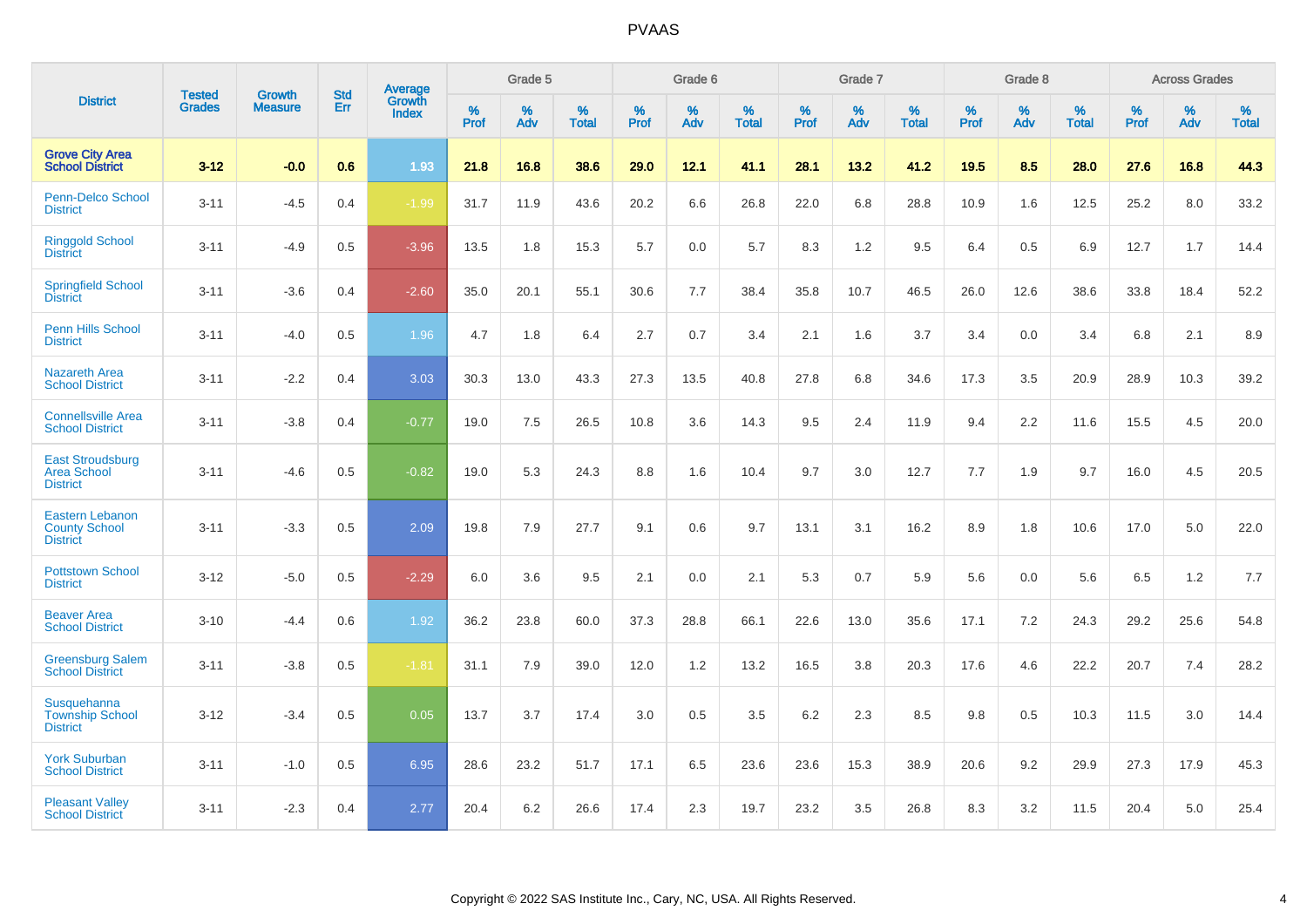# PVAAS

| District | Tested Grades | Growth Measure | Std Err | Average Growth Index | Grade 5 | | | Grade 6 | | | Grade 7 | | | Grade 8 | | | Across Grades | | |
|---|---|---|---|---|---|---|---|---|---|---|---|---|---|---|---|---|---|---|---|
| | | | | | % Prof | % Adv | % Total | % Prof | % Adv | % Total | % Prof | % Adv | % Total | % Prof | % Adv | % Total | % Prof | % Adv | % Total |
| **Grove City Area School District** | **3-12** | **-0.0** | **0.6** | **1.93** | **21.8** | **16.8** | **38.6** | **29.0** | **12.1** | **41.1** | **28.1** | **13.2** | **41.2** | **19.5** | **8.5** | **28.0** | **27.6** | **16.8** | **44.3** |
| Penn-Delco School District | 3-11 | -4.5 | 0.4 | -1.99 | 31.7 | 11.9 | 43.6 | 20.2 | 6.6 | 26.8 | 22.0 | 6.8 | 28.8 | 10.9 | 1.6 | 12.5 | 25.2 | 8.0 | 33.2 |
| Ringgold School District | 3-11 | -4.9 | 0.5 | -3.96 | 13.5 | 1.8 | 15.3 | 5.7 | 0.0 | 5.7 | 8.3 | 1.2 | 9.5 | 6.4 | 0.5 | 6.9 | 12.7 | 1.7 | 14.4 |
| Springfield School District | 3-11 | -3.6 | 0.4 | -2.60 | 35.0 | 20.1 | 55.1 | 30.6 | 7.7 | 38.4 | 35.8 | 10.7 | 46.5 | 26.0 | 12.6 | 38.6 | 33.8 | 18.4 | 52.2 |
| Penn Hills School District | 3-11 | -4.0 | 0.5 | 1.96 | 4.7 | 1.8 | 6.4 | 2.7 | 0.7 | 3.4 | 2.1 | 1.6 | 3.7 | 3.4 | 0.0 | 3.4 | 6.8 | 2.1 | 8.9 |
| Nazareth Area School District | 3-11 | -2.2 | 0.4 | 3.03 | 30.3 | 13.0 | 43.3 | 27.3 | 13.5 | 40.8 | 27.8 | 6.8 | 34.6 | 17.3 | 3.5 | 20.9 | 28.9 | 10.3 | 39.2 |
| Connellsville Area School District | 3-11 | -3.8 | 0.4 | -0.77 | 19.0 | 7.5 | 26.5 | 10.8 | 3.6 | 14.3 | 9.5 | 2.4 | 11.9 | 9.4 | 2.2 | 11.6 | 15.5 | 4.5 | 20.0 |
| East Stroudsburg Area School District | 3-11 | -4.6 | 0.5 | -0.82 | 19.0 | 5.3 | 24.3 | 8.8 | 1.6 | 10.4 | 9.7 | 3.0 | 12.7 | 7.7 | 1.9 | 9.7 | 16.0 | 4.5 | 20.5 |
| Eastern Lebanon County School District | 3-11 | -3.3 | 0.5 | 2.09 | 19.8 | 7.9 | 27.7 | 9.1 | 0.6 | 9.7 | 13.1 | 3.1 | 16.2 | 8.9 | 1.8 | 10.6 | 17.0 | 5.0 | 22.0 |
| Pottstown School District | 3-12 | -5.0 | 0.5 | -2.29 | 6.0 | 3.6 | 9.5 | 2.1 | 0.0 | 2.1 | 5.3 | 0.7 | 5.9 | 5.6 | 0.0 | 5.6 | 6.5 | 1.2 | 7.7 |
| Beaver Area School District | 3-10 | -4.4 | 0.6 | 1.92 | 36.2 | 23.8 | 60.0 | 37.3 | 28.8 | 66.1 | 22.6 | 13.0 | 35.6 | 17.1 | 7.2 | 24.3 | 29.2 | 25.6 | 54.8 |
| Greensburg Salem School District | 3-11 | -3.8 | 0.5 | -1.81 | 31.1 | 7.9 | 39.0 | 12.0 | 1.2 | 13.2 | 16.5 | 3.8 | 20.3 | 17.6 | 4.6 | 22.2 | 20.7 | 7.4 | 28.2 |
| Susquehanna Township School District | 3-12 | -3.4 | 0.5 | 0.05 | 13.7 | 3.7 | 17.4 | 3.0 | 0.5 | 3.5 | 6.2 | 2.3 | 8.5 | 9.8 | 0.5 | 10.3 | 11.5 | 3.0 | 14.4 |
| York Suburban School District | 3-11 | -1.0 | 0.5 | 6.95 | 28.6 | 23.2 | 51.7 | 17.1 | 6.5 | 23.6 | 23.6 | 15.3 | 38.9 | 20.6 | 9.2 | 29.9 | 27.3 | 17.9 | 45.3 |
| Pleasant Valley School District | 3-11 | -2.3 | 0.4 | 2.77 | 20.4 | 6.2 | 26.6 | 17.4 | 2.3 | 19.7 | 23.2 | 3.5 | 26.8 | 8.3 | 3.2 | 11.5 | 20.4 | 5.0 | 25.4 |

Copyright © 2022 SAS Institute Inc., Cary, NC, USA. All Rights Reserved.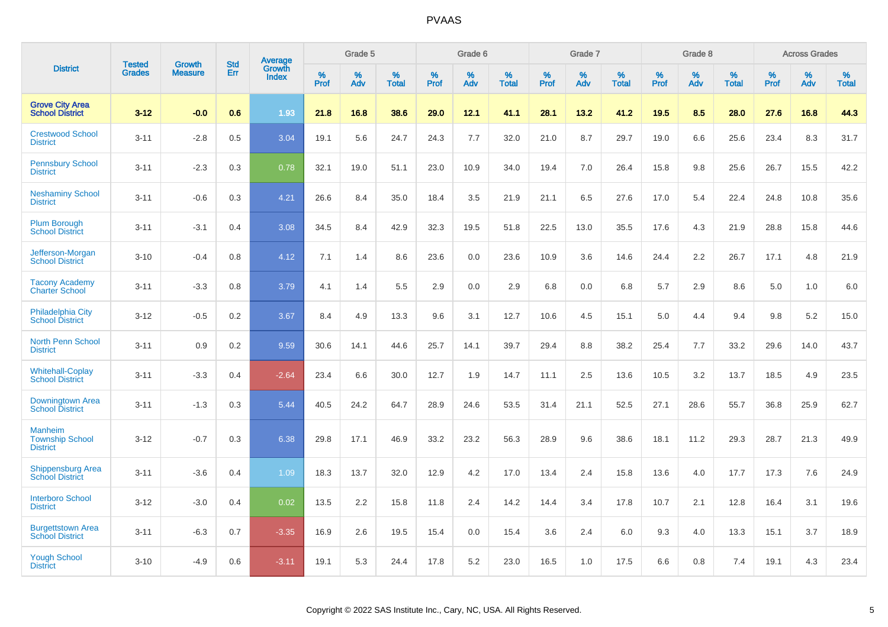# PVAAS

| District | Tested Grades | Growth Measure | Std Err | Average Growth Index | Grade 5 | | | Grade 6 | | | Grade 7 | | | Grade 8 | | | Across Grades | | |
|---|---|---|---|---|---|---|---|---|---|---|---|---|---|---|---|---|---|---|---|
| | | | | | % Prof | % Adv | % Total | % Prof | % Adv | % Total | % Prof | % Adv | % Total | % Prof | % Adv | % Total | % Prof | % Adv | % Total |
| **Grove City Area School District** | **3-12** | **-0.0** | **0.6** | **1.93** | **21.8** | **16.8** | **38.6** | **29.0** | **12.1** | **41.1** | **28.1** | **13.2** | **41.2** | **19.5** | **8.5** | **28.0** | **27.6** | **16.8** | **44.3** |
| Crestwood School District | 3-11 | -2.8 | 0.5 | 3.04 | 19.1 | 5.6 | 24.7 | 24.3 | 7.7 | 32.0 | 21.0 | 8.7 | 29.7 | 19.0 | 6.6 | 25.6 | 23.4 | 8.3 | 31.7 |
| Pennsbury School District | 3-11 | -2.3 | 0.3 | 0.78 | 32.1 | 19.0 | 51.1 | 23.0 | 10.9 | 34.0 | 19.4 | 7.0 | 26.4 | 15.8 | 9.8 | 25.6 | 26.7 | 15.5 | 42.2 |
| Neshaminy School District | 3-11 | -0.6 | 0.3 | 4.21 | 26.6 | 8.4 | 35.0 | 18.4 | 3.5 | 21.9 | 21.1 | 6.5 | 27.6 | 17.0 | 5.4 | 22.4 | 24.8 | 10.8 | 35.6 |
| Plum Borough School District | 3-11 | -3.1 | 0.4 | 3.08 | 34.5 | 8.4 | 42.9 | 32.3 | 19.5 | 51.8 | 22.5 | 13.0 | 35.5 | 17.6 | 4.3 | 21.9 | 28.8 | 15.8 | 44.6 |
| Jefferson-Morgan School District | 3-10 | -0.4 | 0.8 | 4.12 | 7.1 | 1.4 | 8.6 | 23.6 | 0.0 | 23.6 | 10.9 | 3.6 | 14.6 | 24.4 | 2.2 | 26.7 | 17.1 | 4.8 | 21.9 |
| Tacony Academy Charter School | 3-11 | -3.3 | 0.8 | 3.79 | 4.1 | 1.4 | 5.5 | 2.9 | 0.0 | 2.9 | 6.8 | 0.0 | 6.8 | 5.7 | 2.9 | 8.6 | 5.0 | 1.0 | 6.0 |
| Philadelphia City School District | 3-12 | -0.5 | 0.2 | 3.67 | 8.4 | 4.9 | 13.3 | 9.6 | 3.1 | 12.7 | 10.6 | 4.5 | 15.1 | 5.0 | 4.4 | 9.4 | 9.8 | 5.2 | 15.0 |
| North Penn School District | 3-11 | 0.9 | 0.2 | 9.59 | 30.6 | 14.1 | 44.6 | 25.7 | 14.1 | 39.7 | 29.4 | 8.8 | 38.2 | 25.4 | 7.7 | 33.2 | 29.6 | 14.0 | 43.7 |
| Whitehall-Coplay School District | 3-11 | -3.3 | 0.4 | -2.64 | 23.4 | 6.6 | 30.0 | 12.7 | 1.9 | 14.7 | 11.1 | 2.5 | 13.6 | 10.5 | 3.2 | 13.7 | 18.5 | 4.9 | 23.5 |
| Downingtown Area School District | 3-11 | -1.3 | 0.3 | 5.44 | 40.5 | 24.2 | 64.7 | 28.9 | 24.6 | 53.5 | 31.4 | 21.1 | 52.5 | 27.1 | 28.6 | 55.7 | 36.8 | 25.9 | 62.7 |
| Manheim Township School District | 3-12 | -0.7 | 0.3 | 6.38 | 29.8 | 17.1 | 46.9 | 33.2 | 23.2 | 56.3 | 28.9 | 9.6 | 38.6 | 18.1 | 11.2 | 29.3 | 28.7 | 21.3 | 49.9 |
| Shippensburg Area School District | 3-11 | -3.6 | 0.4 | 1.09 | 18.3 | 13.7 | 32.0 | 12.9 | 4.2 | 17.0 | 13.4 | 2.4 | 15.8 | 13.6 | 4.0 | 17.7 | 17.3 | 7.6 | 24.9 |
| Interboro School District | 3-12 | -3.0 | 0.4 | 0.02 | 13.5 | 2.2 | 15.8 | 11.8 | 2.4 | 14.2 | 14.4 | 3.4 | 17.8 | 10.7 | 2.1 | 12.8 | 16.4 | 3.1 | 19.6 |
| Burgettstown Area School District | 3-11 | -6.3 | 0.7 | -3.35 | 16.9 | 2.6 | 19.5 | 15.4 | 0.0 | 15.4 | 3.6 | 2.4 | 6.0 | 9.3 | 4.0 | 13.3 | 15.1 | 3.7 | 18.9 |
| Yough School District | 3-10 | -4.9 | 0.6 | -3.11 | 19.1 | 5.3 | 24.4 | 17.8 | 5.2 | 23.0 | 16.5 | 1.0 | 17.5 | 6.6 | 0.8 | 7.4 | 19.1 | 4.3 | 23.4 |

Copyright © 2022 SAS Institute Inc., Cary, NC, USA. All Rights Reserved.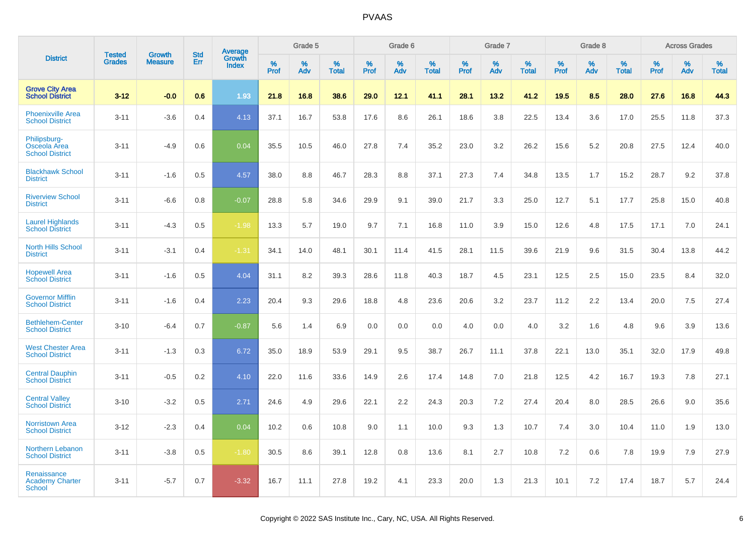# PVAAS

| District | Tested Grades | Growth Measure | Std Err | Average Growth Index | Grade 5 | | | Grade 6 | | | Grade 7 | | | Grade 8 | | | Across Grades | | |
|---|---|---|---|---|---|---|---|---|---|---|---|---|---|---|---|---|---|---|---|
| | | | | | % Prof | % Adv | % Total | % Prof | % Adv | % Total | % Prof | % Adv | % Total | % Prof | % Adv | % Total | % Prof | % Adv | % Total |
| **Grove City Area School District** | **3-12** | **-0.0** | **0.6** | **1.93** | **21.8** | **16.8** | **38.6** | **29.0** | **12.1** | **41.1** | **28.1** | **13.2** | **41.2** | **19.5** | **8.5** | **28.0** | **27.6** | **16.8** | **44.3** |
| Phoenixville Area School District | 3-11 | -3.6 | 0.4 | 4.13 | 37.1 | 16.7 | 53.8 | 17.6 | 8.6 | 26.1 | 18.6 | 3.8 | 22.5 | 13.4 | 3.6 | 17.0 | 25.5 | 11.8 | 37.3 |
| Philipsburg-Osceola Area School District | 3-11 | -4.9 | 0.6 | 0.04 | 35.5 | 10.5 | 46.0 | 27.8 | 7.4 | 35.2 | 23.0 | 3.2 | 26.2 | 15.6 | 5.2 | 20.8 | 27.5 | 12.4 | 40.0 |
| Blackhawk School District | 3-11 | -1.6 | 0.5 | 4.57 | 38.0 | 8.8 | 46.7 | 28.3 | 8.8 | 37.1 | 27.3 | 7.4 | 34.8 | 13.5 | 1.7 | 15.2 | 28.7 | 9.2 | 37.8 |
| Riverview School District | 3-11 | -6.6 | 0.8 | -0.07 | 28.8 | 5.8 | 34.6 | 29.9 | 9.1 | 39.0 | 21.7 | 3.3 | 25.0 | 12.7 | 5.1 | 17.7 | 25.8 | 15.0 | 40.8 |
| Laurel Highlands School District | 3-11 | -4.3 | 0.5 | -1.98 | 13.3 | 5.7 | 19.0 | 9.7 | 7.1 | 16.8 | 11.0 | 3.9 | 15.0 | 12.6 | 4.8 | 17.5 | 17.1 | 7.0 | 24.1 |
| North Hills School District | 3-11 | -3.1 | 0.4 | -1.31 | 34.1 | 14.0 | 48.1 | 30.1 | 11.4 | 41.5 | 28.1 | 11.5 | 39.6 | 21.9 | 9.6 | 31.5 | 30.4 | 13.8 | 44.2 |
| Hopewell Area School District | 3-11 | -1.6 | 0.5 | 4.04 | 31.1 | 8.2 | 39.3 | 28.6 | 11.8 | 40.3 | 18.7 | 4.5 | 23.1 | 12.5 | 2.5 | 15.0 | 23.5 | 8.4 | 32.0 |
| Governor Mifflin School District | 3-11 | -1.6 | 0.4 | 2.23 | 20.4 | 9.3 | 29.6 | 18.8 | 4.8 | 23.6 | 20.6 | 3.2 | 23.7 | 11.2 | 2.2 | 13.4 | 20.0 | 7.5 | 27.4 |
| Bethlehem-Center School District | 3-10 | -6.4 | 0.7 | -0.87 | 5.6 | 1.4 | 6.9 | 0.0 | 0.0 | 0.0 | 4.0 | 0.0 | 4.0 | 3.2 | 1.6 | 4.8 | 9.6 | 3.9 | 13.6 |
| West Chester Area School District | 3-11 | -1.3 | 0.3 | 6.72 | 35.0 | 18.9 | 53.9 | 29.1 | 9.5 | 38.7 | 26.7 | 11.1 | 37.8 | 22.1 | 13.0 | 35.1 | 32.0 | 17.9 | 49.8 |
| Central Dauphin School District | 3-11 | -0.5 | 0.2 | 4.10 | 22.0 | 11.6 | 33.6 | 14.9 | 2.6 | 17.4 | 14.8 | 7.0 | 21.8 | 12.5 | 4.2 | 16.7 | 19.3 | 7.8 | 27.1 |
| Central Valley School District | 3-10 | -3.2 | 0.5 | 2.71 | 24.6 | 4.9 | 29.6 | 22.1 | 2.2 | 24.3 | 20.3 | 7.2 | 27.4 | 20.4 | 8.0 | 28.5 | 26.6 | 9.0 | 35.6 |
| Norristown Area School District | 3-12 | -2.3 | 0.4 | 0.04 | 10.2 | 0.6 | 10.8 | 9.0 | 1.1 | 10.0 | 9.3 | 1.3 | 10.7 | 7.4 | 3.0 | 10.4 | 11.0 | 1.9 | 13.0 |
| Northern Lebanon School District | 3-11 | -3.8 | 0.5 | -1.80 | 30.5 | 8.6 | 39.1 | 12.8 | 0.8 | 13.6 | 8.1 | 2.7 | 10.8 | 7.2 | 0.6 | 7.8 | 19.9 | 7.9 | 27.9 |
| Renaissance Academy Charter School | 3-11 | -5.7 | 0.7 | -3.32 | 16.7 | 11.1 | 27.8 | 19.2 | 4.1 | 23.3 | 20.0 | 1.3 | 21.3 | 10.1 | 7.2 | 17.4 | 18.7 | 5.7 | 24.4 |

Copyright © 2022 SAS Institute Inc., Cary, NC, USA. All Rights Reserved.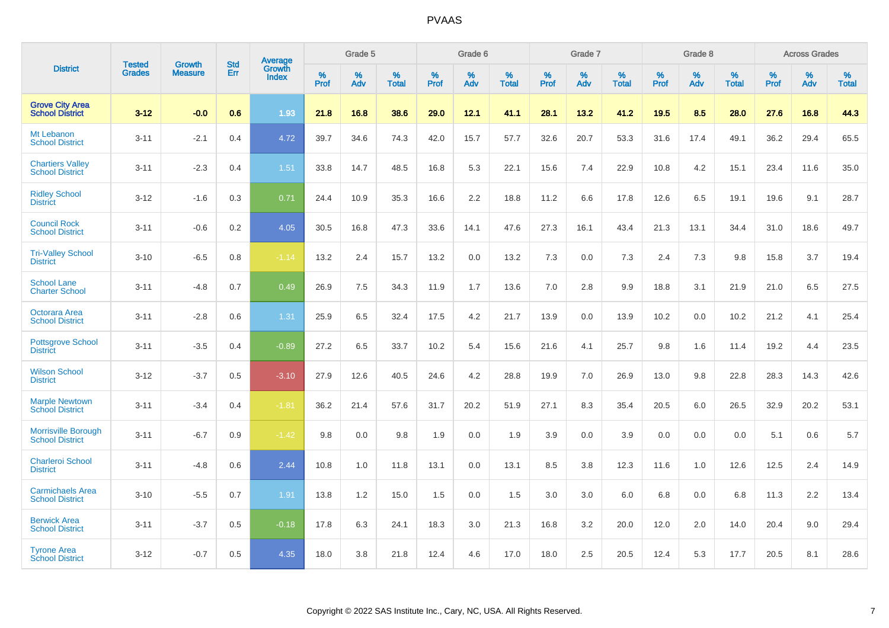PVAAS

| District | Tested Grades | Growth Measure | Std Err | Average Growth Index | Grade 5 | | | Grade 6 | | | Grade 7 | | | Grade 8 | | | Across Grades | | |
|---|---|---|---|---|---|---|---|---|---|---|---|---|---|---|---|---|---|---|---|
| | | | | | % Prof | % Adv | % Total | % Prof | % Adv | % Total | % Prof | % Adv | % Total | % Prof | % Adv | % Total | % Prof | % Adv | % Total |
| **Grove City Area School District** | **3-12** | **-0.0** | **0.6** | **1.93** | **21.8** | **16.8** | **38.6** | **29.0** | **12.1** | **41.1** | **28.1** | **13.2** | **41.2** | **19.5** | **8.5** | **28.0** | **27.6** | **16.8** | **44.3** |
| Mt Lebanon School District | 3-11 | -2.1 | 0.4 | 4.72 | 39.7 | 34.6 | 74.3 | 42.0 | 15.7 | 57.7 | 32.6 | 20.7 | 53.3 | 31.6 | 17.4 | 49.1 | 36.2 | 29.4 | 65.5 |
| Chartiers Valley School District | 3-11 | -2.3 | 0.4 | 1.51 | 33.8 | 14.7 | 48.5 | 16.8 | 5.3 | 22.1 | 15.6 | 7.4 | 22.9 | 10.8 | 4.2 | 15.1 | 23.4 | 11.6 | 35.0 |
| Ridley School District | 3-12 | -1.6 | 0.3 | 0.71 | 24.4 | 10.9 | 35.3 | 16.6 | 2.2 | 18.8 | 11.2 | 6.6 | 17.8 | 12.6 | 6.5 | 19.1 | 19.6 | 9.1 | 28.7 |
| Council Rock School District | 3-11 | -0.6 | 0.2 | 4.05 | 30.5 | 16.8 | 47.3 | 33.6 | 14.1 | 47.6 | 27.3 | 16.1 | 43.4 | 21.3 | 13.1 | 34.4 | 31.0 | 18.6 | 49.7 |
| Tri-Valley School District | 3-10 | -6.5 | 0.8 | -1.14 | 13.2 | 2.4 | 15.7 | 13.2 | 0.0 | 13.2 | 7.3 | 0.0 | 7.3 | 2.4 | 7.3 | 9.8 | 15.8 | 3.7 | 19.4 |
| School Lane Charter School | 3-11 | -4.8 | 0.7 | 0.49 | 26.9 | 7.5 | 34.3 | 11.9 | 1.7 | 13.6 | 7.0 | 2.8 | 9.9 | 18.8 | 3.1 | 21.9 | 21.0 | 6.5 | 27.5 |
| Octorara Area School District | 3-11 | -2.8 | 0.6 | 1.31 | 25.9 | 6.5 | 32.4 | 17.5 | 4.2 | 21.7 | 13.9 | 0.0 | 13.9 | 10.2 | 0.0 | 10.2 | 21.2 | 4.1 | 25.4 |
| Pottsgrove School District | 3-11 | -3.5 | 0.4 | -0.89 | 27.2 | 6.5 | 33.7 | 10.2 | 5.4 | 15.6 | 21.6 | 4.1 | 25.7 | 9.8 | 1.6 | 11.4 | 19.2 | 4.4 | 23.5 |
| Wilson School District | 3-12 | -3.7 | 0.5 | -3.10 | 27.9 | 12.6 | 40.5 | 24.6 | 4.2 | 28.8 | 19.9 | 7.0 | 26.9 | 13.0 | 9.8 | 22.8 | 28.3 | 14.3 | 42.6 |
| Marple Newtown School District | 3-11 | -3.4 | 0.4 | -1.81 | 36.2 | 21.4 | 57.6 | 31.7 | 20.2 | 51.9 | 27.1 | 8.3 | 35.4 | 20.5 | 6.0 | 26.5 | 32.9 | 20.2 | 53.1 |
| Morrisville Borough School District | 3-11 | -6.7 | 0.9 | -1.42 | 9.8 | 0.0 | 9.8 | 1.9 | 0.0 | 1.9 | 3.9 | 0.0 | 3.9 | 0.0 | 0.0 | 0.0 | 5.1 | 0.6 | 5.7 |
| Charleroi School District | 3-11 | -4.8 | 0.6 | 2.44 | 10.8 | 1.0 | 11.8 | 13.1 | 0.0 | 13.1 | 8.5 | 3.8 | 12.3 | 11.6 | 1.0 | 12.6 | 12.5 | 2.4 | 14.9 |
| Carmichaels Area School District | 3-10 | -5.5 | 0.7 | 1.91 | 13.8 | 1.2 | 15.0 | 1.5 | 0.0 | 1.5 | 3.0 | 3.0 | 6.0 | 6.8 | 0.0 | 6.8 | 11.3 | 2.2 | 13.4 |
| Berwick Area School District | 3-11 | -3.7 | 0.5 | -0.18 | 17.8 | 6.3 | 24.1 | 18.3 | 3.0 | 21.3 | 16.8 | 3.2 | 20.0 | 12.0 | 2.0 | 14.0 | 20.4 | 9.0 | 29.4 |
| Tyrone Area School District | 3-12 | -0.7 | 0.5 | 4.35 | 18.0 | 3.8 | 21.8 | 12.4 | 4.6 | 17.0 | 18.0 | 2.5 | 20.5 | 12.4 | 5.3 | 17.7 | 20.5 | 8.1 | 28.6 |

Copyright © 2022 SAS Institute Inc., Cary, NC, USA. All Rights Reserved.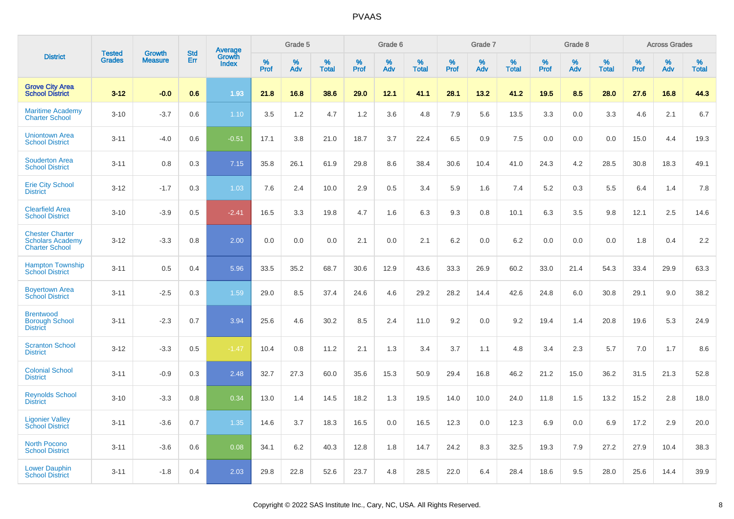# PVAAS

| District | Tested Grades | Growth Measure | Std Err | Average Growth Index | Grade 5 | | | Grade 6 | | | Grade 7 | | | Grade 8 | | | Across Grades | | |
|---|---|---|---|---|---|---|---|---|---|---|---|---|---|---|---|---|---|---|---|
| | | | | | % Prof | % Adv | % Total | % Prof | % Adv | % Total | % Prof | % Adv | % Total | % Prof | % Adv | % Total | % Prof | % Adv | % Total |
| **Grove City Area School District** | **3-12** | **-0.0** | **0.6** | **1.93** | **21.8** | **16.8** | **38.6** | **29.0** | **12.1** | **41.1** | **28.1** | **13.2** | **41.2** | **19.5** | **8.5** | **28.0** | **27.6** | **16.8** | **44.3** |
| Maritime Academy Charter School | 3-10 | -3.7 | 0.6 | 1.10 | 3.5 | 1.2 | 4.7 | 1.2 | 3.6 | 4.8 | 7.9 | 5.6 | 13.5 | 3.3 | 0.0 | 3.3 | 4.6 | 2.1 | 6.7 |
| Uniontown Area School District | 3-11 | -4.0 | 0.6 | -0.51 | 17.1 | 3.8 | 21.0 | 18.7 | 3.7 | 22.4 | 6.5 | 0.9 | 7.5 | 0.0 | 0.0 | 0.0 | 15.0 | 4.4 | 19.3 |
| Souderton Area School District | 3-11 | 0.8 | 0.3 | 7.15 | 35.8 | 26.1 | 61.9 | 29.8 | 8.6 | 38.4 | 30.6 | 10.4 | 41.0 | 24.3 | 4.2 | 28.5 | 30.8 | 18.3 | 49.1 |
| Erie City School District | 3-12 | -1.7 | 0.3 | 1.03 | 7.6 | 2.4 | 10.0 | 2.9 | 0.5 | 3.4 | 5.9 | 1.6 | 7.4 | 5.2 | 0.3 | 5.5 | 6.4 | 1.4 | 7.8 |
| Clearfield Area School District | 3-10 | -3.9 | 0.5 | -2.41 | 16.5 | 3.3 | 19.8 | 4.7 | 1.6 | 6.3 | 9.3 | 0.8 | 10.1 | 6.3 | 3.5 | 9.8 | 12.1 | 2.5 | 14.6 |
| Chester Charter Scholars Academy Charter School | 3-12 | -3.3 | 0.8 | 2.00 | 0.0 | 0.0 | 0.0 | 2.1 | 0.0 | 2.1 | 6.2 | 0.0 | 6.2 | 0.0 | 0.0 | 0.0 | 1.8 | 0.4 | 2.2 |
| Hampton Township School District | 3-11 | 0.5 | 0.4 | 5.96 | 33.5 | 35.2 | 68.7 | 30.6 | 12.9 | 43.6 | 33.3 | 26.9 | 60.2 | 33.0 | 21.4 | 54.3 | 33.4 | 29.9 | 63.3 |
| Boyertown Area School District | 3-11 | -2.5 | 0.3 | 1.59 | 29.0 | 8.5 | 37.4 | 24.6 | 4.6 | 29.2 | 28.2 | 14.4 | 42.6 | 24.8 | 6.0 | 30.8 | 29.1 | 9.0 | 38.2 |
| Brentwood Borough School District | 3-11 | -2.3 | 0.7 | 3.94 | 25.6 | 4.6 | 30.2 | 8.5 | 2.4 | 11.0 | 9.2 | 0.0 | 9.2 | 19.4 | 1.4 | 20.8 | 19.6 | 5.3 | 24.9 |
| Scranton School District | 3-12 | -3.3 | 0.5 | -1.47 | 10.4 | 0.8 | 11.2 | 2.1 | 1.3 | 3.4 | 3.7 | 1.1 | 4.8 | 3.4 | 2.3 | 5.7 | 7.0 | 1.7 | 8.6 |
| Colonial School District | 3-11 | -0.9 | 0.3 | 2.48 | 32.7 | 27.3 | 60.0 | 35.6 | 15.3 | 50.9 | 29.4 | 16.8 | 46.2 | 21.2 | 15.0 | 36.2 | 31.5 | 21.3 | 52.8 |
| Reynolds School District | 3-10 | -3.3 | 0.8 | 0.34 | 13.0 | 1.4 | 14.5 | 18.2 | 1.3 | 19.5 | 14.0 | 10.0 | 24.0 | 11.8 | 1.5 | 13.2 | 15.2 | 2.8 | 18.0 |
| Ligonier Valley School District | 3-11 | -3.6 | 0.7 | 1.35 | 14.6 | 3.7 | 18.3 | 16.5 | 0.0 | 16.5 | 12.3 | 0.0 | 12.3 | 6.9 | 0.0 | 6.9 | 17.2 | 2.9 | 20.0 |
| North Pocono School District | 3-11 | -3.6 | 0.6 | 0.08 | 34.1 | 6.2 | 40.3 | 12.8 | 1.8 | 14.7 | 24.2 | 8.3 | 32.5 | 19.3 | 7.9 | 27.2 | 27.9 | 10.4 | 38.3 |
| Lower Dauphin School District | 3-11 | -1.8 | 0.4 | 2.03 | 29.8 | 22.8 | 52.6 | 23.7 | 4.8 | 28.5 | 22.0 | 6.4 | 28.4 | 18.6 | 9.5 | 28.0 | 25.6 | 14.4 | 39.9 |

Copyright © 2022 SAS Institute Inc., Cary, NC, USA. All Rights Reserved.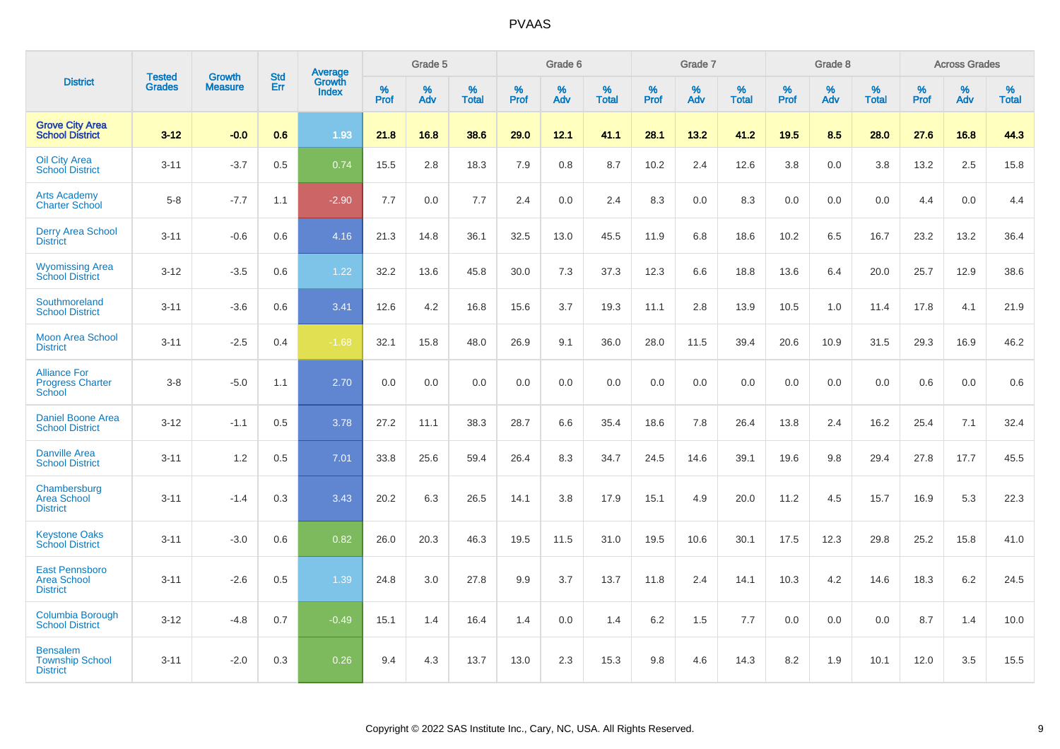# PVAAS

| District | Tested Grades | Growth Measure | Std Err | Average Growth Index | Grade 5 | | | Grade 6 | | | Grade 7 | | | Grade 8 | | | Across Grades | | |
|---|---|---|---|---|---|---|---|---|---|---|---|---|---|---|---|---|---|---|---|
| | | | | | % Prof | % Adv | % Total | % Prof | % Adv | % Total | % Prof | % Adv | % Total | % Prof | % Adv | % Total | % Prof | % Adv | % Total |
| **Grove City Area School District** | **3-12** | **-0.0** | **0.6** | **1.93** | **21.8** | **16.8** | **38.6** | **29.0** | **12.1** | **41.1** | **28.1** | **13.2** | **41.2** | **19.5** | **8.5** | **28.0** | **27.6** | **16.8** | **44.3** |
| Oil City Area School District | 3-11 | -3.7 | 0.5 | 0.74 | 15.5 | 2.8 | 18.3 | 7.9 | 0.8 | 8.7 | 10.2 | 2.4 | 12.6 | 3.8 | 0.0 | 3.8 | 13.2 | 2.5 | 15.8 |
| Arts Academy Charter School | 5-8 | -7.7 | 1.1 | -2.90 | 7.7 | 0.0 | 7.7 | 2.4 | 0.0 | 2.4 | 8.3 | 0.0 | 8.3 | 0.0 | 0.0 | 0.0 | 4.4 | 0.0 | 4.4 |
| Derry Area School District | 3-11 | -0.6 | 0.6 | 4.16 | 21.3 | 14.8 | 36.1 | 32.5 | 13.0 | 45.5 | 11.9 | 6.8 | 18.6 | 10.2 | 6.5 | 16.7 | 23.2 | 13.2 | 36.4 |
| Wyomissing Area School District | 3-12 | -3.5 | 0.6 | 1.22 | 32.2 | 13.6 | 45.8 | 30.0 | 7.3 | 37.3 | 12.3 | 6.6 | 18.8 | 13.6 | 6.4 | 20.0 | 25.7 | 12.9 | 38.6 |
| Southmoreland School District | 3-11 | -3.6 | 0.6 | 3.41 | 12.6 | 4.2 | 16.8 | 15.6 | 3.7 | 19.3 | 11.1 | 2.8 | 13.9 | 10.5 | 1.0 | 11.4 | 17.8 | 4.1 | 21.9 |
| Moon Area School District | 3-11 | -2.5 | 0.4 | -1.68 | 32.1 | 15.8 | 48.0 | 26.9 | 9.1 | 36.0 | 28.0 | 11.5 | 39.4 | 20.6 | 10.9 | 31.5 | 29.3 | 16.9 | 46.2 |
| Alliance For Progress Charter School | 3-8 | -5.0 | 1.1 | 2.70 | 0.0 | 0.0 | 0.0 | 0.0 | 0.0 | 0.0 | 0.0 | 0.0 | 0.0 | 0.0 | 0.0 | 0.0 | 0.6 | 0.0 | 0.6 |
| Daniel Boone Area School District | 3-12 | -1.1 | 0.5 | 3.78 | 27.2 | 11.1 | 38.3 | 28.7 | 6.6 | 35.4 | 18.6 | 7.8 | 26.4 | 13.8 | 2.4 | 16.2 | 25.4 | 7.1 | 32.4 |
| Danville Area School District | 3-11 | 1.2 | 0.5 | 7.01 | 33.8 | 25.6 | 59.4 | 26.4 | 8.3 | 34.7 | 24.5 | 14.6 | 39.1 | 19.6 | 9.8 | 29.4 | 27.8 | 17.7 | 45.5 |
| Chambersburg Area School District | 3-11 | -1.4 | 0.3 | 3.43 | 20.2 | 6.3 | 26.5 | 14.1 | 3.8 | 17.9 | 15.1 | 4.9 | 20.0 | 11.2 | 4.5 | 15.7 | 16.9 | 5.3 | 22.3 |
| Keystone Oaks School District | 3-11 | -3.0 | 0.6 | 0.82 | 26.0 | 20.3 | 46.3 | 19.5 | 11.5 | 31.0 | 19.5 | 10.6 | 30.1 | 17.5 | 12.3 | 29.8 | 25.2 | 15.8 | 41.0 |
| East Pennsboro Area School District | 3-11 | -2.6 | 0.5 | 1.39 | 24.8 | 3.0 | 27.8 | 9.9 | 3.7 | 13.7 | 11.8 | 2.4 | 14.1 | 10.3 | 4.2 | 14.6 | 18.3 | 6.2 | 24.5 |
| Columbia Borough School District | 3-12 | -4.8 | 0.7 | -0.49 | 15.1 | 1.4 | 16.4 | 1.4 | 0.0 | 1.4 | 6.2 | 1.5 | 7.7 | 0.0 | 0.0 | 0.0 | 8.7 | 1.4 | 10.0 |
| Bensalem Township School District | 3-11 | -2.0 | 0.3 | 0.26 | 9.4 | 4.3 | 13.7 | 13.0 | 2.3 | 15.3 | 9.8 | 4.6 | 14.3 | 8.2 | 1.9 | 10.1 | 12.0 | 3.5 | 15.5 |

Copyright © 2022 SAS Institute Inc., Cary, NC, USA. All Rights Reserved.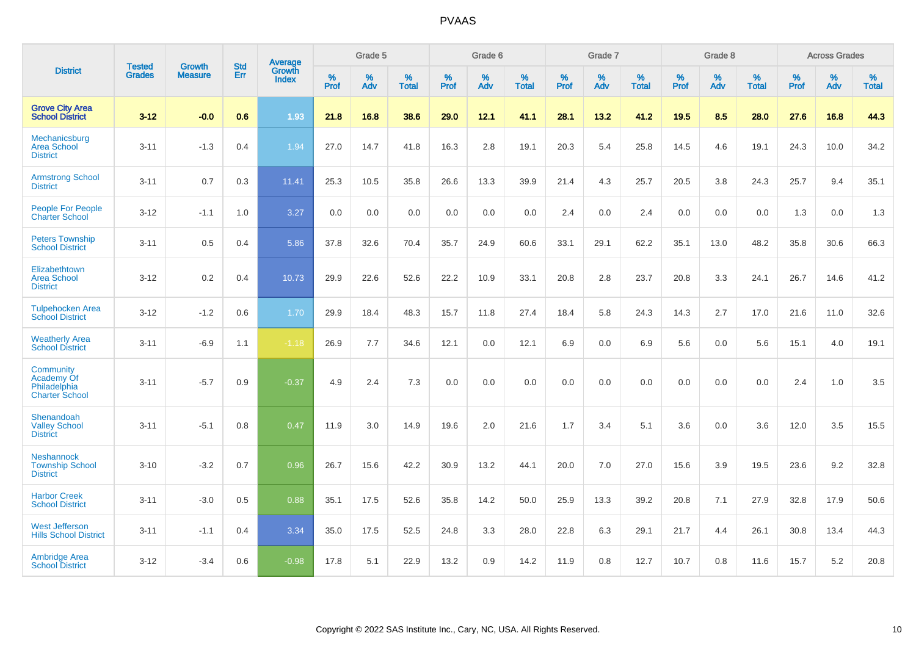# PVAAS

| District | Tested Grades | Growth Measure | Std Err | Average Growth Index | Grade 5 | | | Grade 6 | | | Grade 7 | | | Grade 8 | | | Across Grades | | |
|---|---|---|---|---|---|---|---|---|---|---|---|---|---|---|---|---|---|---|---|
| | | | | | % Prof | % Adv | % Total | % Prof | % Adv | % Total | % Prof | % Adv | % Total | % Prof | % Adv | % Total | % Prof | % Adv | % Total |
| **Grove City Area School District** | **3-12** | **-0.0** | **0.6** | **1.93** | **21.8** | **16.8** | **38.6** | **29.0** | **12.1** | **41.1** | **28.1** | **13.2** | **41.2** | **19.5** | **8.5** | **28.0** | **27.6** | **16.8** | **44.3** |
| Mechanicsburg Area School District | 3-11 | -1.3 | 0.4 | 1.94 | 27.0 | 14.7 | 41.8 | 16.3 | 2.8 | 19.1 | 20.3 | 5.4 | 25.8 | 14.5 | 4.6 | 19.1 | 24.3 | 10.0 | 34.2 |
| Armstrong School District | 3-11 | 0.7 | 0.3 | 11.41 | 25.3 | 10.5 | 35.8 | 26.6 | 13.3 | 39.9 | 21.4 | 4.3 | 25.7 | 20.5 | 3.8 | 24.3 | 25.7 | 9.4 | 35.1 |
| People For People Charter School | 3-12 | -1.1 | 1.0 | 3.27 | 0.0 | 0.0 | 0.0 | 0.0 | 0.0 | 0.0 | 2.4 | 0.0 | 2.4 | 0.0 | 0.0 | 0.0 | 1.3 | 0.0 | 1.3 |
| Peters Township School District | 3-11 | 0.5 | 0.4 | 5.86 | 37.8 | 32.6 | 70.4 | 35.7 | 24.9 | 60.6 | 33.1 | 29.1 | 62.2 | 35.1 | 13.0 | 48.2 | 35.8 | 30.6 | 66.3 |
| Elizabethtown Area School District | 3-12 | 0.2 | 0.4 | 10.73 | 29.9 | 22.6 | 52.6 | 22.2 | 10.9 | 33.1 | 20.8 | 2.8 | 23.7 | 20.8 | 3.3 | 24.1 | 26.7 | 14.6 | 41.2 |
| Tulpehocken Area School District | 3-12 | -1.2 | 0.6 | 1.70 | 29.9 | 18.4 | 48.3 | 15.7 | 11.8 | 27.4 | 18.4 | 5.8 | 24.3 | 14.3 | 2.7 | 17.0 | 21.6 | 11.0 | 32.6 |
| Weatherly Area School District | 3-11 | -6.9 | 1.1 | -1.18 | 26.9 | 7.7 | 34.6 | 12.1 | 0.0 | 12.1 | 6.9 | 0.0 | 6.9 | 5.6 | 0.0 | 5.6 | 15.1 | 4.0 | 19.1 |
| Community Academy Of Philadelphia Charter School | 3-11 | -5.7 | 0.9 | -0.37 | 4.9 | 2.4 | 7.3 | 0.0 | 0.0 | 0.0 | 0.0 | 0.0 | 0.0 | 0.0 | 0.0 | 0.0 | 2.4 | 1.0 | 3.5 |
| Shenandoah Valley School District | 3-11 | -5.1 | 0.8 | 0.47 | 11.9 | 3.0 | 14.9 | 19.6 | 2.0 | 21.6 | 1.7 | 3.4 | 5.1 | 3.6 | 0.0 | 3.6 | 12.0 | 3.5 | 15.5 |
| Neshannock Township School District | 3-10 | -3.2 | 0.7 | 0.96 | 26.7 | 15.6 | 42.2 | 30.9 | 13.2 | 44.1 | 20.0 | 7.0 | 27.0 | 15.6 | 3.9 | 19.5 | 23.6 | 9.2 | 32.8 |
| Harbor Creek School District | 3-11 | -3.0 | 0.5 | 0.88 | 35.1 | 17.5 | 52.6 | 35.8 | 14.2 | 50.0 | 25.9 | 13.3 | 39.2 | 20.8 | 7.1 | 27.9 | 32.8 | 17.9 | 50.6 |
| West Jefferson Hills School District | 3-11 | -1.1 | 0.4 | 3.34 | 35.0 | 17.5 | 52.5 | 24.8 | 3.3 | 28.0 | 22.8 | 6.3 | 29.1 | 21.7 | 4.4 | 26.1 | 30.8 | 13.4 | 44.3 |
| Ambridge Area School District | 3-12 | -3.4 | 0.6 | -0.98 | 17.8 | 5.1 | 22.9 | 13.2 | 0.9 | 14.2 | 11.9 | 0.8 | 12.7 | 10.7 | 0.8 | 11.6 | 15.7 | 5.2 | 20.8 |

Copyright © 2022 SAS Institute Inc., Cary, NC, USA. All Rights Reserved.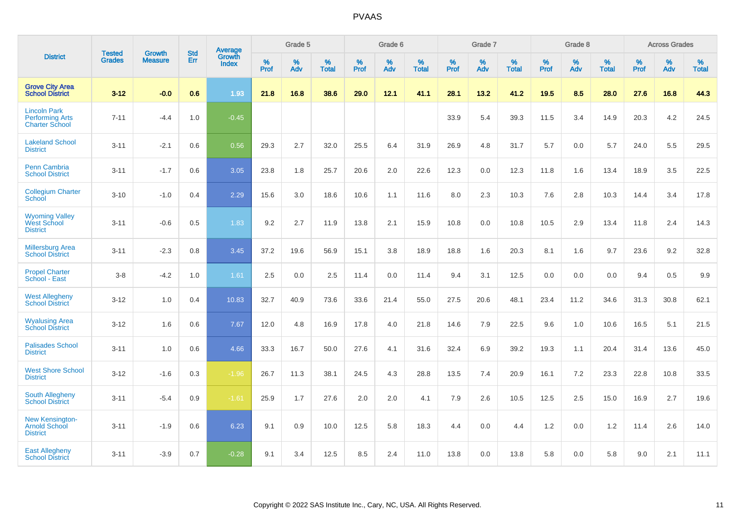# PVAAS

| District | Tested Grades | Growth Measure | Std Err | Average Growth Index | Grade 5 | | | Grade 6 | | | Grade 7 | | | Grade 8 | | | Across Grades | | |
|---|---|---|---|---|---|---|---|---|---|---|---|---|---|---|---|---|---|---|---|
| | | | | | % Prof | % Adv | % Total | % Prof | % Adv | % Total | % Prof | % Adv | % Total | % Prof | % Adv | % Total | % Prof | % Adv | % Total |
| **Grove City Area School District** | **3-12** | **-0.0** | **0.6** | **1.93** | **21.8** | **16.8** | **38.6** | **29.0** | **12.1** | **41.1** | **28.1** | **13.2** | **41.2** | **19.5** | **8.5** | **28.0** | **27.6** | **16.8** | **44.3** |
| Lincoln Park Performing Arts Charter School | 7-11 | -4.4 | 1.0 | -0.45 | | | | | | | 33.9 | 5.4 | 39.3 | 11.5 | 3.4 | 14.9 | 20.3 | 4.2 | 24.5 |
| Lakeland School District | 3-11 | -2.1 | 0.6 | 0.56 | 29.3 | 2.7 | 32.0 | 25.5 | 6.4 | 31.9 | 26.9 | 4.8 | 31.7 | 5.7 | 0.0 | 5.7 | 24.0 | 5.5 | 29.5 |
| Penn Cambria School District | 3-11 | -1.7 | 0.6 | 3.05 | 23.8 | 1.8 | 25.7 | 20.6 | 2.0 | 22.6 | 12.3 | 0.0 | 12.3 | 11.8 | 1.6 | 13.4 | 18.9 | 3.5 | 22.5 |
| Collegium Charter School | 3-10 | -1.0 | 0.4 | 2.29 | 15.6 | 3.0 | 18.6 | 10.6 | 1.1 | 11.6 | 8.0 | 2.3 | 10.3 | 7.6 | 2.8 | 10.3 | 14.4 | 3.4 | 17.8 |
| Wyoming Valley West School District | 3-11 | -0.6 | 0.5 | 1.83 | 9.2 | 2.7 | 11.9 | 13.8 | 2.1 | 15.9 | 10.8 | 0.0 | 10.8 | 10.5 | 2.9 | 13.4 | 11.8 | 2.4 | 14.3 |
| Millersburg Area School District | 3-11 | -2.3 | 0.8 | 3.45 | 37.2 | 19.6 | 56.9 | 15.1 | 3.8 | 18.9 | 18.8 | 1.6 | 20.3 | 8.1 | 1.6 | 9.7 | 23.6 | 9.2 | 32.8 |
| Propel Charter School - East | 3-8 | -4.2 | 1.0 | 1.61 | 2.5 | 0.0 | 2.5 | 11.4 | 0.0 | 11.4 | 9.4 | 3.1 | 12.5 | 0.0 | 0.0 | 0.0 | 9.4 | 0.5 | 9.9 |
| West Allegheny School District | 3-12 | 1.0 | 0.4 | 10.83 | 32.7 | 40.9 | 73.6 | 33.6 | 21.4 | 55.0 | 27.5 | 20.6 | 48.1 | 23.4 | 11.2 | 34.6 | 31.3 | 30.8 | 62.1 |
| Wyalusing Area School District | 3-12 | 1.6 | 0.6 | 7.67 | 12.0 | 4.8 | 16.9 | 17.8 | 4.0 | 21.8 | 14.6 | 7.9 | 22.5 | 9.6 | 1.0 | 10.6 | 16.5 | 5.1 | 21.5 |
| Palisades School District | 3-11 | 1.0 | 0.6 | 4.66 | 33.3 | 16.7 | 50.0 | 27.6 | 4.1 | 31.6 | 32.4 | 6.9 | 39.2 | 19.3 | 1.1 | 20.4 | 31.4 | 13.6 | 45.0 |
| West Shore School District | 3-12 | -1.6 | 0.3 | -1.96 | 26.7 | 11.3 | 38.1 | 24.5 | 4.3 | 28.8 | 13.5 | 7.4 | 20.9 | 16.1 | 7.2 | 23.3 | 22.8 | 10.8 | 33.5 |
| South Allegheny School District | 3-11 | -5.4 | 0.9 | -1.61 | 25.9 | 1.7 | 27.6 | 2.0 | 2.0 | 4.1 | 7.9 | 2.6 | 10.5 | 12.5 | 2.5 | 15.0 | 16.9 | 2.7 | 19.6 |
| New Kensington-Arnold School District | 3-11 | -1.9 | 0.6 | 6.23 | 9.1 | 0.9 | 10.0 | 12.5 | 5.8 | 18.3 | 4.4 | 0.0 | 4.4 | 1.2 | 0.0 | 1.2 | 11.4 | 2.6 | 14.0 |
| East Allegheny School District | 3-11 | -3.9 | 0.7 | -0.28 | 9.1 | 3.4 | 12.5 | 8.5 | 2.4 | 11.0 | 13.8 | 0.0 | 13.8 | 5.8 | 0.0 | 5.8 | 9.0 | 2.1 | 11.1 |

Copyright © 2022 SAS Institute Inc., Cary, NC, USA. All Rights Reserved.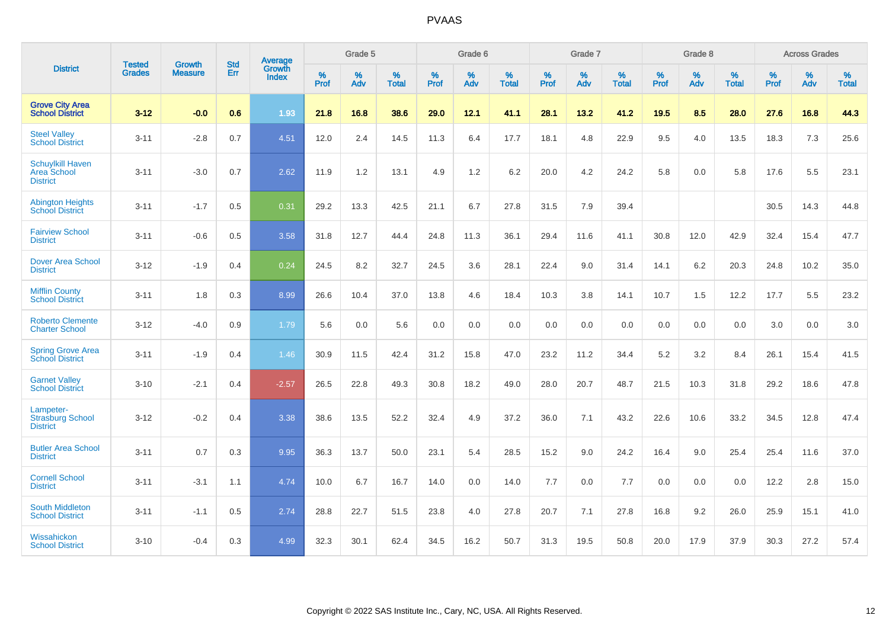| District | Tested Grades | Growth Measure | Std Err | Average Growth Index | Grade 5 | | | Grade 6 | | | Grade 7 | | | Grade 8 | | | Across Grades | | |
|---|---|---|---|---|---|---|---|---|---|---|---|---|---|---|---|---|---|---|---|
| | | | | | % Prof | % Adv | % Total | % Prof | % Adv | % Total | % Prof | % Adv | % Total | % Prof | % Adv | % Total | % Prof | % Adv | % Total |
| **Grove City Area School District** | **3-12** | **-0.0** | **0.6** | **1.93** | **21.8** | **16.8** | **38.6** | **29.0** | **12.1** | **41.1** | **28.1** | **13.2** | **41.2** | **19.5** | **8.5** | **28.0** | **27.6** | **16.8** | **44.3** |
| Steel Valley School District | 3-11 | -2.8 | 0.7 | 4.51 | 12.0 | 2.4 | 14.5 | 11.3 | 6.4 | 17.7 | 18.1 | 4.8 | 22.9 | 9.5 | 4.0 | 13.5 | 18.3 | 7.3 | 25.6 |
| Schuylkill Haven Area School District | 3-11 | -3.0 | 0.7 | 2.62 | 11.9 | 1.2 | 13.1 | 4.9 | 1.2 | 6.2 | 20.0 | 4.2 | 24.2 | 5.8 | 0.0 | 5.8 | 17.6 | 5.5 | 23.1 |
| Abington Heights School District | 3-11 | -1.7 | 0.5 | 0.31 | 29.2 | 13.3 | 42.5 | 21.1 | 6.7 | 27.8 | 31.5 | 7.9 | 39.4 | | | | 30.5 | 14.3 | 44.8 |
| Fairview School District | 3-11 | -0.6 | 0.5 | 3.58 | 31.8 | 12.7 | 44.4 | 24.8 | 11.3 | 36.1 | 29.4 | 11.6 | 41.1 | 30.8 | 12.0 | 42.9 | 32.4 | 15.4 | 47.7 |
| Dover Area School District | 3-12 | -1.9 | 0.4 | 0.24 | 24.5 | 8.2 | 32.7 | 24.5 | 3.6 | 28.1 | 22.4 | 9.0 | 31.4 | 14.1 | 6.2 | 20.3 | 24.8 | 10.2 | 35.0 |
| Mifflin County School District | 3-11 | 1.8 | 0.3 | 8.99 | 26.6 | 10.4 | 37.0 | 13.8 | 4.6 | 18.4 | 10.3 | 3.8 | 14.1 | 10.7 | 1.5 | 12.2 | 17.7 | 5.5 | 23.2 |
| Roberto Clemente Charter School | 3-12 | -4.0 | 0.9 | 1.79 | 5.6 | 0.0 | 5.6 | 0.0 | 0.0 | 0.0 | 0.0 | 0.0 | 0.0 | 0.0 | 0.0 | 0.0 | 3.0 | 0.0 | 3.0 |
| Spring Grove Area School District | 3-11 | -1.9 | 0.4 | 1.46 | 30.9 | 11.5 | 42.4 | 31.2 | 15.8 | 47.0 | 23.2 | 11.2 | 34.4 | 5.2 | 3.2 | 8.4 | 26.1 | 15.4 | 41.5 |
| Garnet Valley School District | 3-10 | -2.1 | 0.4 | -2.57 | 26.5 | 22.8 | 49.3 | 30.8 | 18.2 | 49.0 | 28.0 | 20.7 | 48.7 | 21.5 | 10.3 | 31.8 | 29.2 | 18.6 | 47.8 |
| Lampeter-Strasburg School District | 3-12 | -0.2 | 0.4 | 3.38 | 38.6 | 13.5 | 52.2 | 32.4 | 4.9 | 37.2 | 36.0 | 7.1 | 43.2 | 22.6 | 10.6 | 33.2 | 34.5 | 12.8 | 47.4 |
| Butler Area School District | 3-11 | 0.7 | 0.3 | 9.95 | 36.3 | 13.7 | 50.0 | 23.1 | 5.4 | 28.5 | 15.2 | 9.0 | 24.2 | 16.4 | 9.0 | 25.4 | 25.4 | 11.6 | 37.0 |
| Cornell School District | 3-11 | -3.1 | 1.1 | 4.74 | 10.0 | 6.7 | 16.7 | 14.0 | 0.0 | 14.0 | 7.7 | 0.0 | 7.7 | 0.0 | 0.0 | 0.0 | 12.2 | 2.8 | 15.0 |
| South Middleton School District | 3-11 | -1.1 | 0.5 | 2.74 | 28.8 | 22.7 | 51.5 | 23.8 | 4.0 | 27.8 | 20.7 | 7.1 | 27.8 | 16.8 | 9.2 | 26.0 | 25.9 | 15.1 | 41.0 |
| Wissahickon School District | 3-10 | -0.4 | 0.3 | 4.99 | 32.3 | 30.1 | 62.4 | 34.5 | 16.2 | 50.7 | 31.3 | 19.5 | 50.8 | 20.0 | 17.9 | 37.9 | 30.3 | 27.2 | 57.4 |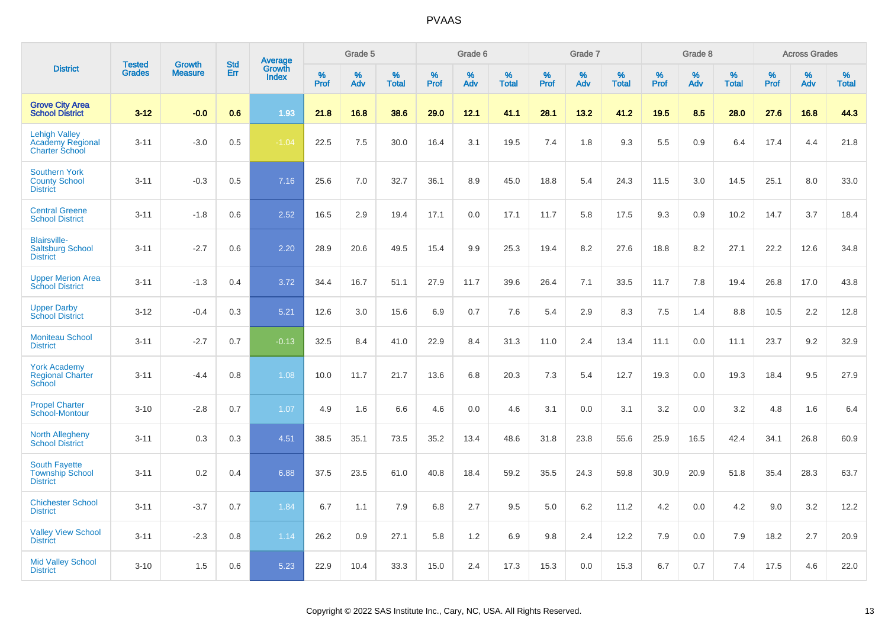| District | Tested Grades | Growth Measure | Std Err | Average Growth Index | Grade 5 | | | Grade 6 | | | Grade 7 | | | Grade 8 | | | Across Grades | | |
|---|---|---|---|---|---|---|---|---|---|---|---|---|---|---|---|---|---|---|---|
| | | | | | % Prof | % Adv | % Total | % Prof | % Adv | % Total | % Prof | % Adv | % Total | % Prof | % Adv | % Total | % Prof | % Adv | % Total |
| **Grove City Area School District** | **3-12** | **-0.0** | **0.6** | **1.93** | **21.8** | **16.8** | **38.6** | **29.0** | **12.1** | **41.1** | **28.1** | **13.2** | **41.2** | **19.5** | **8.5** | **28.0** | **27.6** | **16.8** | **44.3** |
| Lehigh Valley Academy Regional Charter School | 3-11 | -3.0 | 0.5 | -1.04 | 22.5 | 7.5 | 30.0 | 16.4 | 3.1 | 19.5 | 7.4 | 1.8 | 9.3 | 5.5 | 0.9 | 6.4 | 17.4 | 4.4 | 21.8 |
| Southern York County School District | 3-11 | -0.3 | 0.5 | 7.16 | 25.6 | 7.0 | 32.7 | 36.1 | 8.9 | 45.0 | 18.8 | 5.4 | 24.3 | 11.5 | 3.0 | 14.5 | 25.1 | 8.0 | 33.0 |
| Central Greene School District | 3-11 | -1.8 | 0.6 | 2.52 | 16.5 | 2.9 | 19.4 | 17.1 | 0.0 | 17.1 | 11.7 | 5.8 | 17.5 | 9.3 | 0.9 | 10.2 | 14.7 | 3.7 | 18.4 |
| Blairsville-Saltsburg School District | 3-11 | -2.7 | 0.6 | 2.20 | 28.9 | 20.6 | 49.5 | 15.4 | 9.9 | 25.3 | 19.4 | 8.2 | 27.6 | 18.8 | 8.2 | 27.1 | 22.2 | 12.6 | 34.8 |
| Upper Merion Area School District | 3-11 | -1.3 | 0.4 | 3.72 | 34.4 | 16.7 | 51.1 | 27.9 | 11.7 | 39.6 | 26.4 | 7.1 | 33.5 | 11.7 | 7.8 | 19.4 | 26.8 | 17.0 | 43.8 |
| Upper Darby School District | 3-12 | -0.4 | 0.3 | 5.21 | 12.6 | 3.0 | 15.6 | 6.9 | 0.7 | 7.6 | 5.4 | 2.9 | 8.3 | 7.5 | 1.4 | 8.8 | 10.5 | 2.2 | 12.8 |
| Moniteau School District | 3-11 | -2.7 | 0.7 | -0.13 | 32.5 | 8.4 | 41.0 | 22.9 | 8.4 | 31.3 | 11.0 | 2.4 | 13.4 | 11.1 | 0.0 | 11.1 | 23.7 | 9.2 | 32.9 |
| York Academy Regional Charter School | 3-11 | -4.4 | 0.8 | 1.08 | 10.0 | 11.7 | 21.7 | 13.6 | 6.8 | 20.3 | 7.3 | 5.4 | 12.7 | 19.3 | 0.0 | 19.3 | 18.4 | 9.5 | 27.9 |
| Propel Charter School-Montour | 3-10 | -2.8 | 0.7 | 1.07 | 4.9 | 1.6 | 6.6 | 4.6 | 0.0 | 4.6 | 3.1 | 0.0 | 3.1 | 3.2 | 0.0 | 3.2 | 4.8 | 1.6 | 6.4 |
| North Allegheny School District | 3-11 | 0.3 | 0.3 | 4.51 | 38.5 | 35.1 | 73.5 | 35.2 | 13.4 | 48.6 | 31.8 | 23.8 | 55.6 | 25.9 | 16.5 | 42.4 | 34.1 | 26.8 | 60.9 |
| South Fayette Township School District | 3-11 | 0.2 | 0.4 | 6.88 | 37.5 | 23.5 | 61.0 | 40.8 | 18.4 | 59.2 | 35.5 | 24.3 | 59.8 | 30.9 | 20.9 | 51.8 | 35.4 | 28.3 | 63.7 |
| Chichester School District | 3-11 | -3.7 | 0.7 | 1.84 | 6.7 | 1.1 | 7.9 | 6.8 | 2.7 | 9.5 | 5.0 | 6.2 | 11.2 | 4.2 | 0.0 | 4.2 | 9.0 | 3.2 | 12.2 |
| Valley View School District | 3-11 | -2.3 | 0.8 | 1.14 | 26.2 | 0.9 | 27.1 | 5.8 | 1.2 | 6.9 | 9.8 | 2.4 | 12.2 | 7.9 | 0.0 | 7.9 | 18.2 | 2.7 | 20.9 |
| Mid Valley School District | 3-10 | 1.5 | 0.6 | 5.23 | 22.9 | 10.4 | 33.3 | 15.0 | 2.4 | 17.3 | 15.3 | 0.0 | 15.3 | 6.7 | 0.7 | 7.4 | 17.5 | 4.6 | 22.0 |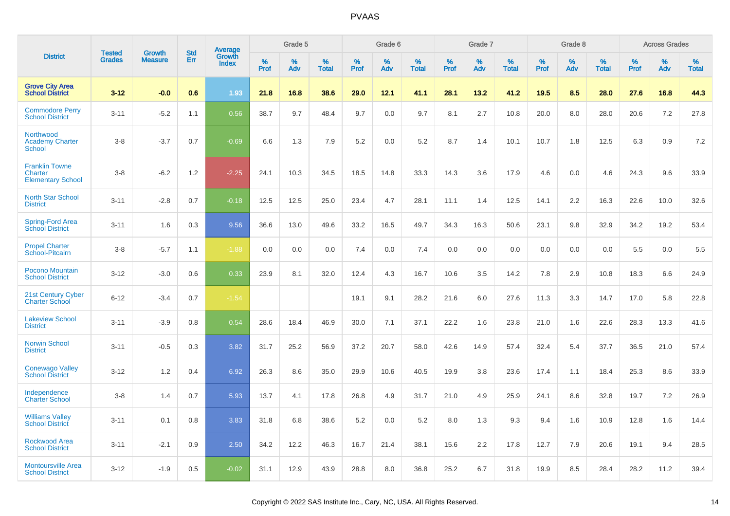# PVAAS

| District | Tested Grades | Growth Measure | Std Err | Average Growth Index | Grade 5 | | | Grade 6 | | | Grade 7 | | | Grade 8 | | | Across Grades | | |
|---|---|---|---|---|---|---|---|---|---|---|---|---|---|---|---|---|---|---|---|
| | | | | | % Prof | % Adv | % Total | % Prof | % Adv | % Total | % Prof | % Adv | % Total | % Prof | % Adv | % Total | % Prof | % Adv | % Total |
| **Grove City Area School District** | **3-12** | **-0.0** | **0.6** | **1.93** | **21.8** | **16.8** | **38.6** | **29.0** | **12.1** | **41.1** | **28.1** | **13.2** | **41.2** | **19.5** | **8.5** | **28.0** | **27.6** | **16.8** | **44.3** |
| Commodore Perry School District | 3-11 | -5.2 | 1.1 | 0.56 | 38.7 | 9.7 | 48.4 | 9.7 | 0.0 | 9.7 | 8.1 | 2.7 | 10.8 | 20.0 | 8.0 | 28.0 | 20.6 | 7.2 | 27.8 |
| Northwood Academy Charter School | 3-8 | -3.7 | 0.7 | -0.69 | 6.6 | 1.3 | 7.9 | 5.2 | 0.0 | 5.2 | 8.7 | 1.4 | 10.1 | 10.7 | 1.8 | 12.5 | 6.3 | 0.9 | 7.2 |
| Franklin Towne Charter Elementary School | 3-8 | -6.2 | 1.2 | -2.25 | 24.1 | 10.3 | 34.5 | 18.5 | 14.8 | 33.3 | 14.3 | 3.6 | 17.9 | 4.6 | 0.0 | 4.6 | 24.3 | 9.6 | 33.9 |
| North Star School District | 3-11 | -2.8 | 0.7 | -0.18 | 12.5 | 12.5 | 25.0 | 23.4 | 4.7 | 28.1 | 11.1 | 1.4 | 12.5 | 14.1 | 2.2 | 16.3 | 22.6 | 10.0 | 32.6 |
| Spring-Ford Area School District | 3-11 | 1.6 | 0.3 | 9.56 | 36.6 | 13.0 | 49.6 | 33.2 | 16.5 | 49.7 | 34.3 | 16.3 | 50.6 | 23.1 | 9.8 | 32.9 | 34.2 | 19.2 | 53.4 |
| Propel Charter School-Pitcairn | 3-8 | -5.7 | 1.1 | -1.88 | 0.0 | 0.0 | 0.0 | 7.4 | 0.0 | 7.4 | 0.0 | 0.0 | 0.0 | 0.0 | 0.0 | 0.0 | 5.5 | 0.0 | 5.5 |
| Pocono Mountain School District | 3-12 | -3.0 | 0.6 | 0.33 | 23.9 | 8.1 | 32.0 | 12.4 | 4.3 | 16.7 | 10.6 | 3.5 | 14.2 | 7.8 | 2.9 | 10.8 | 18.3 | 6.6 | 24.9 |
| 21st Century Cyber Charter School | 6-12 | -3.4 | 0.7 | -1.54 | | | | 19.1 | 9.1 | 28.2 | 21.6 | 6.0 | 27.6 | 11.3 | 3.3 | 14.7 | 17.0 | 5.8 | 22.8 |
| Lakeview School District | 3-11 | -3.9 | 0.8 | 0.54 | 28.6 | 18.4 | 46.9 | 30.0 | 7.1 | 37.1 | 22.2 | 1.6 | 23.8 | 21.0 | 1.6 | 22.6 | 28.3 | 13.3 | 41.6 |
| Norwin School District | 3-11 | -0.5 | 0.3 | 3.82 | 31.7 | 25.2 | 56.9 | 37.2 | 20.7 | 58.0 | 42.6 | 14.9 | 57.4 | 32.4 | 5.4 | 37.7 | 36.5 | 21.0 | 57.4 |
| Conewago Valley School District | 3-12 | 1.2 | 0.4 | 6.92 | 26.3 | 8.6 | 35.0 | 29.9 | 10.6 | 40.5 | 19.9 | 3.8 | 23.6 | 17.4 | 1.1 | 18.4 | 25.3 | 8.6 | 33.9 |
| Independence Charter School | 3-8 | 1.4 | 0.7 | 5.93 | 13.7 | 4.1 | 17.8 | 26.8 | 4.9 | 31.7 | 21.0 | 4.9 | 25.9 | 24.1 | 8.6 | 32.8 | 19.7 | 7.2 | 26.9 |
| Williams Valley School District | 3-11 | 0.1 | 0.8 | 3.83 | 31.8 | 6.8 | 38.6 | 5.2 | 0.0 | 5.2 | 8.0 | 1.3 | 9.3 | 9.4 | 1.6 | 10.9 | 12.8 | 1.6 | 14.4 |
| Rockwood Area School District | 3-11 | -2.1 | 0.9 | 2.50 | 34.2 | 12.2 | 46.3 | 16.7 | 21.4 | 38.1 | 15.6 | 2.2 | 17.8 | 12.7 | 7.9 | 20.6 | 19.1 | 9.4 | 28.5 |
| Montoursville Area School District | 3-12 | -1.9 | 0.5 | -0.02 | 31.1 | 12.9 | 43.9 | 28.8 | 8.0 | 36.8 | 25.2 | 6.7 | 31.8 | 19.9 | 8.5 | 28.4 | 28.2 | 11.2 | 39.4 |

Copyright © 2022 SAS Institute Inc., Cary, NC, USA. All Rights Reserved.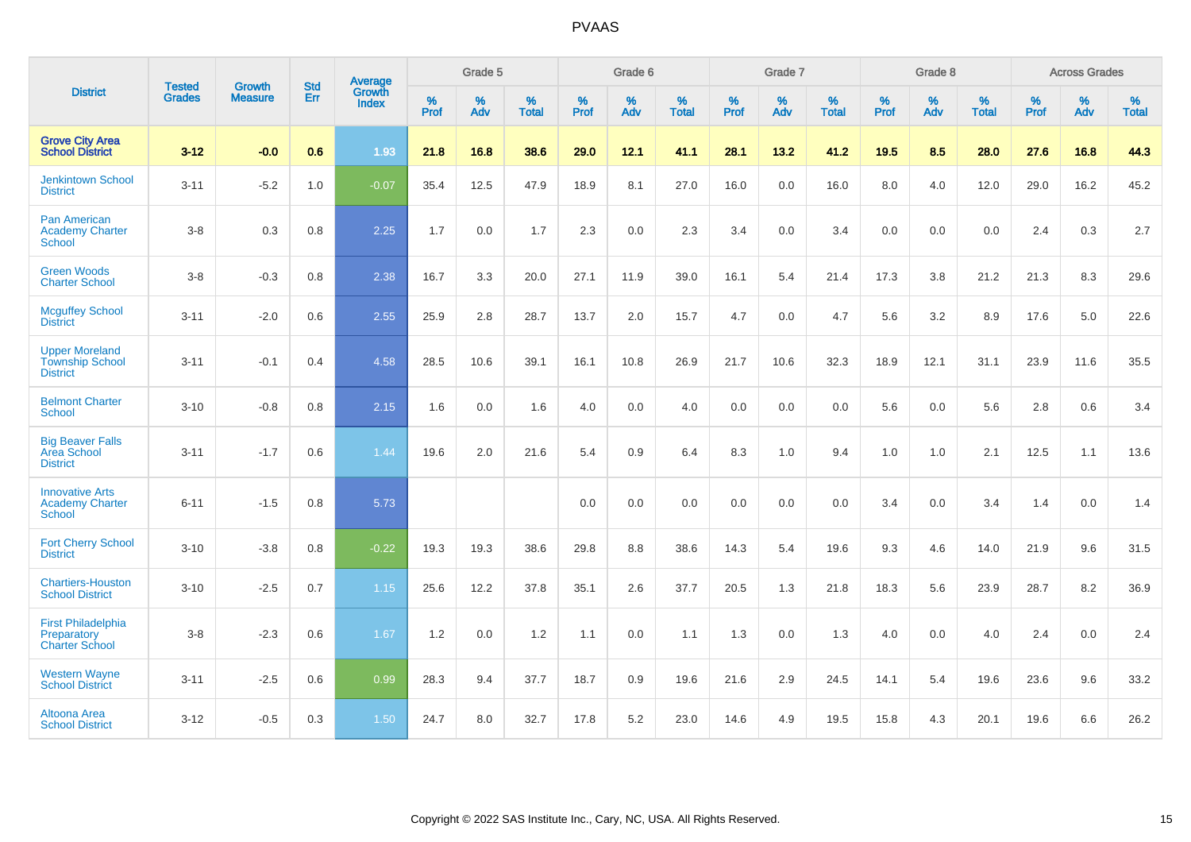# PVAAS

| District | Tested Grades | Growth Measure | Std Err | Average Growth Index | Grade 5 | | | Grade 6 | | | Grade 7 | | | Grade 8 | | | Across Grades | | |
|---|---|---|---|---|---|---|---|---|---|---|---|---|---|---|---|---|---|---|---|
| | | | | | % Prof | % Adv | % Total | % Prof | % Adv | % Total | % Prof | % Adv | % Total | % Prof | % Adv | % Total | % Prof | % Adv | % Total |
| **Grove City Area School District** | **3-12** | **-0.0** | **0.6** | **1.93** | **21.8** | **16.8** | **38.6** | **29.0** | **12.1** | **41.1** | **28.1** | **13.2** | **41.2** | **19.5** | **8.5** | **28.0** | **27.6** | **16.8** | **44.3** |
| Jenkintown School District | 3-11 | -5.2 | 1.0 | -0.07 | 35.4 | 12.5 | 47.9 | 18.9 | 8.1 | 27.0 | 16.0 | 0.0 | 16.0 | 8.0 | 4.0 | 12.0 | 29.0 | 16.2 | 45.2 |
| Pan American Academy Charter School | 3-8 | 0.3 | 0.8 | 2.25 | 1.7 | 0.0 | 1.7 | 2.3 | 0.0 | 2.3 | 3.4 | 0.0 | 3.4 | 0.0 | 0.0 | 0.0 | 2.4 | 0.3 | 2.7 |
| Green Woods Charter School | 3-8 | -0.3 | 0.8 | 2.38 | 16.7 | 3.3 | 20.0 | 27.1 | 11.9 | 39.0 | 16.1 | 5.4 | 21.4 | 17.3 | 3.8 | 21.2 | 21.3 | 8.3 | 29.6 |
| Mcguffey School District | 3-11 | -2.0 | 0.6 | 2.55 | 25.9 | 2.8 | 28.7 | 13.7 | 2.0 | 15.7 | 4.7 | 0.0 | 4.7 | 5.6 | 3.2 | 8.9 | 17.6 | 5.0 | 22.6 |
| Upper Moreland Township School District | 3-11 | -0.1 | 0.4 | 4.58 | 28.5 | 10.6 | 39.1 | 16.1 | 10.8 | 26.9 | 21.7 | 10.6 | 32.3 | 18.9 | 12.1 | 31.1 | 23.9 | 11.6 | 35.5 |
| Belmont Charter School | 3-10 | -0.8 | 0.8 | 2.15 | 1.6 | 0.0 | 1.6 | 4.0 | 0.0 | 4.0 | 0.0 | 0.0 | 0.0 | 5.6 | 0.0 | 5.6 | 2.8 | 0.6 | 3.4 |
| Big Beaver Falls Area School District | 3-11 | -1.7 | 0.6 | 1.44 | 19.6 | 2.0 | 21.6 | 5.4 | 0.9 | 6.4 | 8.3 | 1.0 | 9.4 | 1.0 | 1.0 | 2.1 | 12.5 | 1.1 | 13.6 |
| Innovative Arts Academy Charter School | 6-11 | -1.5 | 0.8 | 5.73 | | | | 0.0 | 0.0 | 0.0 | 0.0 | 0.0 | 0.0 | 3.4 | 0.0 | 3.4 | 1.4 | 0.0 | 1.4 |
| Fort Cherry School District | 3-10 | -3.8 | 0.8 | -0.22 | 19.3 | 19.3 | 38.6 | 29.8 | 8.8 | 38.6 | 14.3 | 5.4 | 19.6 | 9.3 | 4.6 | 14.0 | 21.9 | 9.6 | 31.5 |
| Chartiers-Houston School District | 3-10 | -2.5 | 0.7 | 1.15 | 25.6 | 12.2 | 37.8 | 35.1 | 2.6 | 37.7 | 20.5 | 1.3 | 21.8 | 18.3 | 5.6 | 23.9 | 28.7 | 8.2 | 36.9 |
| First Philadelphia Preparatory Charter School | 3-8 | -2.3 | 0.6 | 1.67 | 1.2 | 0.0 | 1.2 | 1.1 | 0.0 | 1.1 | 1.3 | 0.0 | 1.3 | 4.0 | 0.0 | 4.0 | 2.4 | 0.0 | 2.4 |
| Western Wayne School District | 3-11 | -2.5 | 0.6 | 0.99 | 28.3 | 9.4 | 37.7 | 18.7 | 0.9 | 19.6 | 21.6 | 2.9 | 24.5 | 14.1 | 5.4 | 19.6 | 23.6 | 9.6 | 33.2 |
| Altoona Area School District | 3-12 | -0.5 | 0.3 | 1.50 | 24.7 | 8.0 | 32.7 | 17.8 | 5.2 | 23.0 | 14.6 | 4.9 | 19.5 | 15.8 | 4.3 | 20.1 | 19.6 | 6.6 | 26.2 |

Copyright © 2022 SAS Institute Inc., Cary, NC, USA. All Rights Reserved.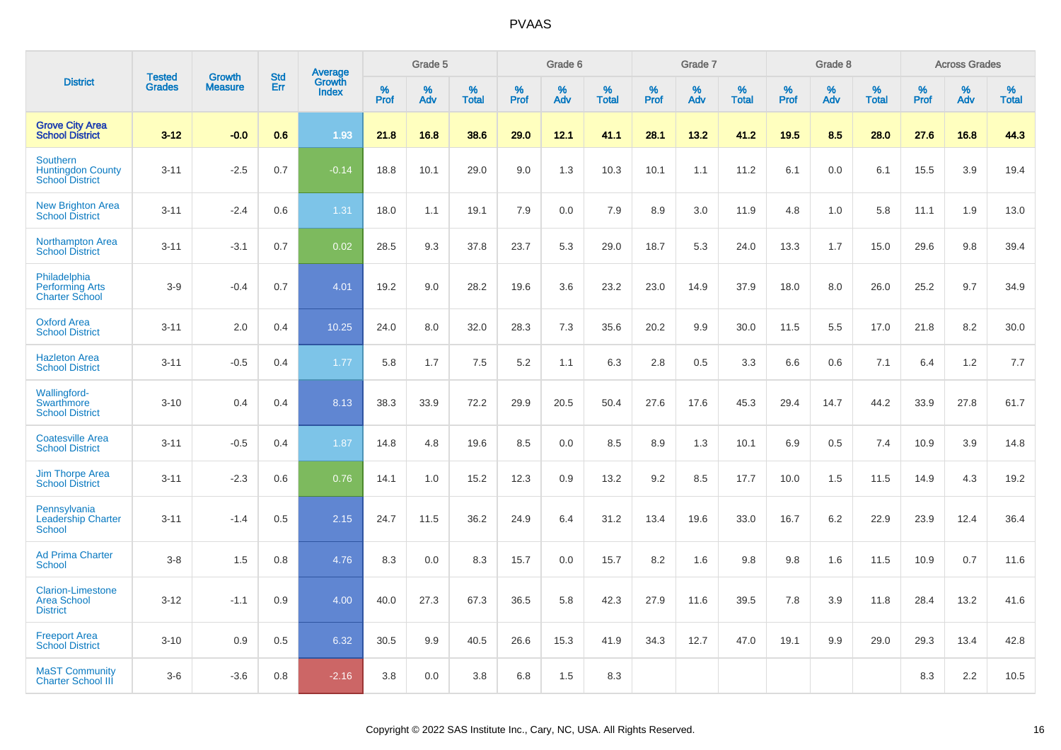# PVAAS

| District | Tested Grades | Growth Measure | Std Err | Average Growth Index | Grade 5 | | | Grade 6 | | | Grade 7 | | | Grade 8 | | | Across Grades | | |
|---|---|---|---|---|---|---|---|---|---|---|---|---|---|---|---|---|---|---|---|
| | | | | | % Prof | % Adv | % Total | % Prof | % Adv | % Total | % Prof | % Adv | % Total | % Prof | % Adv | % Total | % Prof | % Adv | % Total |
| **Grove City Area School District** | **3-12** | **-0.0** | **0.6** | **1.93** | **21.8** | **16.8** | **38.6** | **29.0** | **12.1** | **41.1** | **28.1** | **13.2** | **41.2** | **19.5** | **8.5** | **28.0** | **27.6** | **16.8** | **44.3** |
| Southern Huntingdon County School District | 3-11 | -2.5 | 0.7 | -0.14 | 18.8 | 10.1 | 29.0 | 9.0 | 1.3 | 10.3 | 10.1 | 1.1 | 11.2 | 6.1 | 0.0 | 6.1 | 15.5 | 3.9 | 19.4 |
| New Brighton Area School District | 3-11 | -2.4 | 0.6 | 1.31 | 18.0 | 1.1 | 19.1 | 7.9 | 0.0 | 7.9 | 8.9 | 3.0 | 11.9 | 4.8 | 1.0 | 5.8 | 11.1 | 1.9 | 13.0 |
| Northampton Area School District | 3-11 | -3.1 | 0.7 | 0.02 | 28.5 | 9.3 | 37.8 | 23.7 | 5.3 | 29.0 | 18.7 | 5.3 | 24.0 | 13.3 | 1.7 | 15.0 | 29.6 | 9.8 | 39.4 |
| Philadelphia Performing Arts Charter School | 3-9 | -0.4 | 0.7 | 4.01 | 19.2 | 9.0 | 28.2 | 19.6 | 3.6 | 23.2 | 23.0 | 14.9 | 37.9 | 18.0 | 8.0 | 26.0 | 25.2 | 9.7 | 34.9 |
| Oxford Area School District | 3-11 | 2.0 | 0.4 | 10.25 | 24.0 | 8.0 | 32.0 | 28.3 | 7.3 | 35.6 | 20.2 | 9.9 | 30.0 | 11.5 | 5.5 | 17.0 | 21.8 | 8.2 | 30.0 |
| Hazleton Area School District | 3-11 | -0.5 | 0.4 | 1.77 | 5.8 | 1.7 | 7.5 | 5.2 | 1.1 | 6.3 | 2.8 | 0.5 | 3.3 | 6.6 | 0.6 | 7.1 | 6.4 | 1.2 | 7.7 |
| Wallingford-Swarthmore School District | 3-10 | 0.4 | 0.4 | 8.13 | 38.3 | 33.9 | 72.2 | 29.9 | 20.5 | 50.4 | 27.6 | 17.6 | 45.3 | 29.4 | 14.7 | 44.2 | 33.9 | 27.8 | 61.7 |
| Coatesville Area School District | 3-11 | -0.5 | 0.4 | 1.87 | 14.8 | 4.8 | 19.6 | 8.5 | 0.0 | 8.5 | 8.9 | 1.3 | 10.1 | 6.9 | 0.5 | 7.4 | 10.9 | 3.9 | 14.8 |
| Jim Thorpe Area School District | 3-11 | -2.3 | 0.6 | 0.76 | 14.1 | 1.0 | 15.2 | 12.3 | 0.9 | 13.2 | 9.2 | 8.5 | 17.7 | 10.0 | 1.5 | 11.5 | 14.9 | 4.3 | 19.2 |
| Pennsylvania Leadership Charter School | 3-11 | -1.4 | 0.5 | 2.15 | 24.7 | 11.5 | 36.2 | 24.9 | 6.4 | 31.2 | 13.4 | 19.6 | 33.0 | 16.7 | 6.2 | 22.9 | 23.9 | 12.4 | 36.4 |
| Ad Prima Charter School | 3-8 | 1.5 | 0.8 | 4.76 | 8.3 | 0.0 | 8.3 | 15.7 | 0.0 | 15.7 | 8.2 | 1.6 | 9.8 | 9.8 | 1.6 | 11.5 | 10.9 | 0.7 | 11.6 |
| Clarion-Limestone Area School District | 3-12 | -1.1 | 0.9 | 4.00 | 40.0 | 27.3 | 67.3 | 36.5 | 5.8 | 42.3 | 27.9 | 11.6 | 39.5 | 7.8 | 3.9 | 11.8 | 28.4 | 13.2 | 41.6 |
| Freeport Area School District | 3-10 | 0.9 | 0.5 | 6.32 | 30.5 | 9.9 | 40.5 | 26.6 | 15.3 | 41.9 | 34.3 | 12.7 | 47.0 | 19.1 | 9.9 | 29.0 | 29.3 | 13.4 | 42.8 |
| MaST Community Charter School III | 3-6 | -3.6 | 0.8 | -2.16 | 3.8 | 0.0 | 3.8 | 6.8 | 1.5 | 8.3 | | | | | | | 8.3 | 2.2 | 10.5 |

Copyright © 2022 SAS Institute Inc., Cary, NC, USA. All Rights Reserved.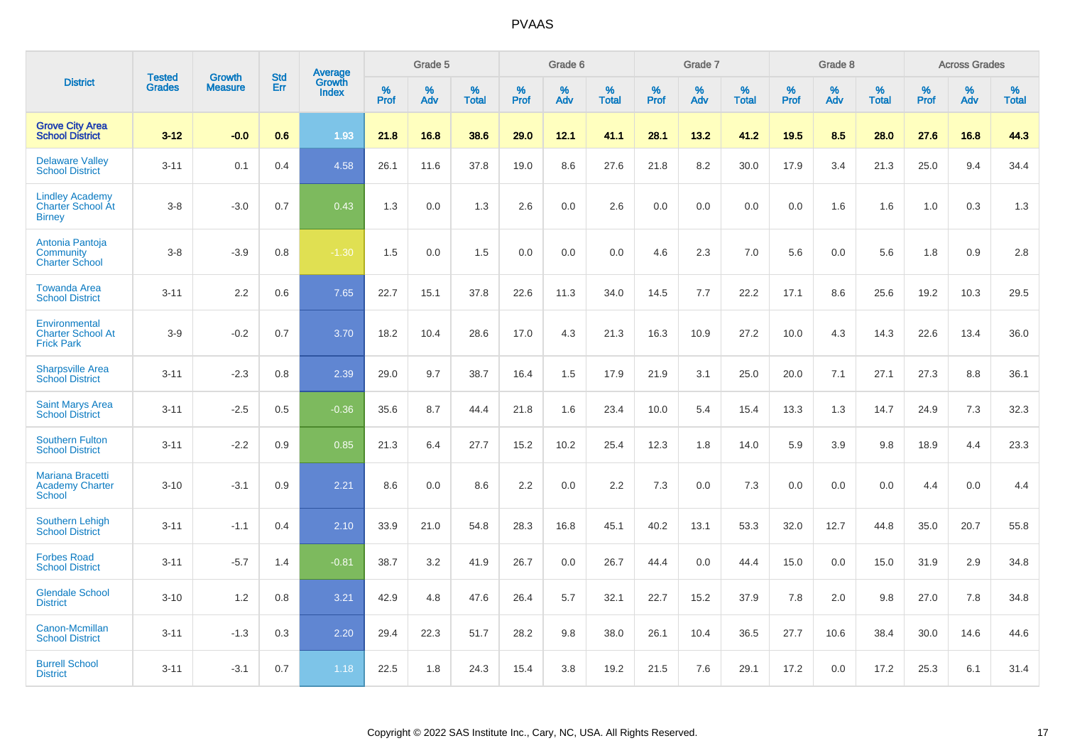# PVAAS

| District | Tested Grades | Growth Measure | Std Err | Average Growth Index | Grade 5 | | | Grade 6 | | | Grade 7 | | | Grade 8 | | | Across Grades | | |
|---|---|---|---|---|---|---|---|---|---|---|---|---|---|---|---|---|---|---|---|
| | | | | | % Prof | % Adv | % Total | % Prof | % Adv | % Total | % Prof | % Adv | % Total | % Prof | % Adv | % Total | % Prof | % Adv | % Total |
| **Grove City Area School District** | **3-12** | **-0.0** | **0.6** | **1.93** | **21.8** | **16.8** | **38.6** | **29.0** | **12.1** | **41.1** | **28.1** | **13.2** | **41.2** | **19.5** | **8.5** | **28.0** | **27.6** | **16.8** | **44.3** |
| Delaware Valley School District | 3-11 | 0.1 | 0.4 | 4.58 | 26.1 | 11.6 | 37.8 | 19.0 | 8.6 | 27.6 | 21.8 | 8.2 | 30.0 | 17.9 | 3.4 | 21.3 | 25.0 | 9.4 | 34.4 |
| Lindley Academy Charter School At Birney | 3-8 | -3.0 | 0.7 | 0.43 | 1.3 | 0.0 | 1.3 | 2.6 | 0.0 | 2.6 | 0.0 | 0.0 | 0.0 | 0.0 | 1.6 | 1.6 | 1.0 | 0.3 | 1.3 |
| Antonia Pantoja Community Charter School | 3-8 | -3.9 | 0.8 | -1.30 | 1.5 | 0.0 | 1.5 | 0.0 | 0.0 | 0.0 | 4.6 | 2.3 | 7.0 | 5.6 | 0.0 | 5.6 | 1.8 | 0.9 | 2.8 |
| Towanda Area School District | 3-11 | 2.2 | 0.6 | 7.65 | 22.7 | 15.1 | 37.8 | 22.6 | 11.3 | 34.0 | 14.5 | 7.7 | 22.2 | 17.1 | 8.6 | 25.6 | 19.2 | 10.3 | 29.5 |
| Environmental Charter School At Frick Park | 3-9 | -0.2 | 0.7 | 3.70 | 18.2 | 10.4 | 28.6 | 17.0 | 4.3 | 21.3 | 16.3 | 10.9 | 27.2 | 10.0 | 4.3 | 14.3 | 22.6 | 13.4 | 36.0 |
| Sharpsville Area School District | 3-11 | -2.3 | 0.8 | 2.39 | 29.0 | 9.7 | 38.7 | 16.4 | 1.5 | 17.9 | 21.9 | 3.1 | 25.0 | 20.0 | 7.1 | 27.1 | 27.3 | 8.8 | 36.1 |
| Saint Marys Area School District | 3-11 | -2.5 | 0.5 | -0.36 | 35.6 | 8.7 | 44.4 | 21.8 | 1.6 | 23.4 | 10.0 | 5.4 | 15.4 | 13.3 | 1.3 | 14.7 | 24.9 | 7.3 | 32.3 |
| Southern Fulton School District | 3-11 | -2.2 | 0.9 | 0.85 | 21.3 | 6.4 | 27.7 | 15.2 | 10.2 | 25.4 | 12.3 | 1.8 | 14.0 | 5.9 | 3.9 | 9.8 | 18.9 | 4.4 | 23.3 |
| Mariana Bracetti Academy Charter School | 3-10 | -3.1 | 0.9 | 2.21 | 8.6 | 0.0 | 8.6 | 2.2 | 0.0 | 2.2 | 7.3 | 0.0 | 7.3 | 0.0 | 0.0 | 0.0 | 4.4 | 0.0 | 4.4 |
| Southern Lehigh School District | 3-11 | -1.1 | 0.4 | 2.10 | 33.9 | 21.0 | 54.8 | 28.3 | 16.8 | 45.1 | 40.2 | 13.1 | 53.3 | 32.0 | 12.7 | 44.8 | 35.0 | 20.7 | 55.8 |
| Forbes Road School District | 3-11 | -5.7 | 1.4 | -0.81 | 38.7 | 3.2 | 41.9 | 26.7 | 0.0 | 26.7 | 44.4 | 0.0 | 44.4 | 15.0 | 0.0 | 15.0 | 31.9 | 2.9 | 34.8 |
| Glendale School District | 3-10 | 1.2 | 0.8 | 3.21 | 42.9 | 4.8 | 47.6 | 26.4 | 5.7 | 32.1 | 22.7 | 15.2 | 37.9 | 7.8 | 2.0 | 9.8 | 27.0 | 7.8 | 34.8 |
| Canon-Mcmillan School District | 3-11 | -1.3 | 0.3 | 2.20 | 29.4 | 22.3 | 51.7 | 28.2 | 9.8 | 38.0 | 26.1 | 10.4 | 36.5 | 27.7 | 10.6 | 38.4 | 30.0 | 14.6 | 44.6 |
| Burrell School District | 3-11 | -3.1 | 0.7 | 1.18 | 22.5 | 1.8 | 24.3 | 15.4 | 3.8 | 19.2 | 21.5 | 7.6 | 29.1 | 17.2 | 0.0 | 17.2 | 25.3 | 6.1 | 31.4 |

Copyright © 2022 SAS Institute Inc., Cary, NC, USA. All Rights Reserved.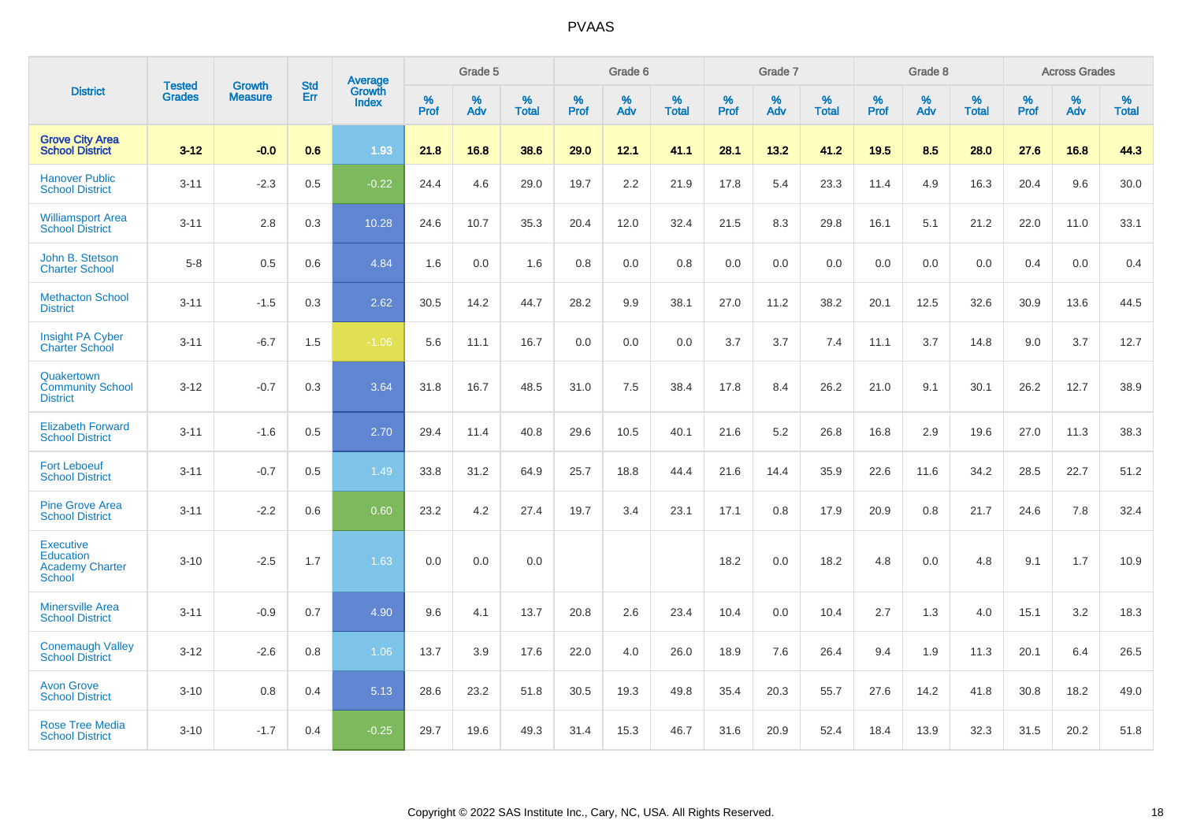# PVAAS

| District | Tested Grades | Growth Measure | Std Err | Average Growth Index | Grade 5 | | | Grade 6 | | | Grade 7 | | | Grade 8 | | | Across Grades | | |
|---|---|---|---|---|---|---|---|---|---|---|---|---|---|---|---|---|---|---|---|
| | | | | | % Prof | % Adv | % Total | % Prof | % Adv | % Total | % Prof | % Adv | % Total | % Prof | % Adv | % Total | % Prof | % Adv | % Total |
| **Grove City Area School District** | **3-12** | **-0.0** | **0.6** | **1.93** | **21.8** | **16.8** | **38.6** | **29.0** | **12.1** | **41.1** | **28.1** | **13.2** | **41.2** | **19.5** | **8.5** | **28.0** | **27.6** | **16.8** | **44.3** |
| Hanover Public School District | 3-11 | -2.3 | 0.5 | -0.22 | 24.4 | 4.6 | 29.0 | 19.7 | 2.2 | 21.9 | 17.8 | 5.4 | 23.3 | 11.4 | 4.9 | 16.3 | 20.4 | 9.6 | 30.0 |
| Williamsport Area School District | 3-11 | 2.8 | 0.3 | 10.28 | 24.6 | 10.7 | 35.3 | 20.4 | 12.0 | 32.4 | 21.5 | 8.3 | 29.8 | 16.1 | 5.1 | 21.2 | 22.0 | 11.0 | 33.1 |
| John B. Stetson Charter School | 5-8 | 0.5 | 0.6 | 4.84 | 1.6 | 0.0 | 1.6 | 0.8 | 0.0 | 0.8 | 0.0 | 0.0 | 0.0 | 0.0 | 0.0 | 0.0 | 0.4 | 0.0 | 0.4 |
| Methacton School District | 3-11 | -1.5 | 0.3 | 2.62 | 30.5 | 14.2 | 44.7 | 28.2 | 9.9 | 38.1 | 27.0 | 11.2 | 38.2 | 20.1 | 12.5 | 32.6 | 30.9 | 13.6 | 44.5 |
| Insight PA Cyber Charter School | 3-11 | -6.7 | 1.5 | -1.06 | 5.6 | 11.1 | 16.7 | 0.0 | 0.0 | 0.0 | 3.7 | 3.7 | 7.4 | 11.1 | 3.7 | 14.8 | 9.0 | 3.7 | 12.7 |
| Quakertown Community School District | 3-12 | -0.7 | 0.3 | 3.64 | 31.8 | 16.7 | 48.5 | 31.0 | 7.5 | 38.4 | 17.8 | 8.4 | 26.2 | 21.0 | 9.1 | 30.1 | 26.2 | 12.7 | 38.9 |
| Elizabeth Forward School District | 3-11 | -1.6 | 0.5 | 2.70 | 29.4 | 11.4 | 40.8 | 29.6 | 10.5 | 40.1 | 21.6 | 5.2 | 26.8 | 16.8 | 2.9 | 19.6 | 27.0 | 11.3 | 38.3 |
| Fort Leboeuf School District | 3-11 | -0.7 | 0.5 | 1.49 | 33.8 | 31.2 | 64.9 | 25.7 | 18.8 | 44.4 | 21.6 | 14.4 | 35.9 | 22.6 | 11.6 | 34.2 | 28.5 | 22.7 | 51.2 |
| Pine Grove Area School District | 3-11 | -2.2 | 0.6 | 0.60 | 23.2 | 4.2 | 27.4 | 19.7 | 3.4 | 23.1 | 17.1 | 0.8 | 17.9 | 20.9 | 0.8 | 21.7 | 24.6 | 7.8 | 32.4 |
| Executive Education Academy Charter School | 3-10 | -2.5 | 1.7 | 1.63 | 0.0 | 0.0 | 0.0 | | | | 18.2 | 0.0 | 18.2 | 4.8 | 0.0 | 4.8 | 9.1 | 1.7 | 10.9 |
| Minersville Area School District | 3-11 | -0.9 | 0.7 | 4.90 | 9.6 | 4.1 | 13.7 | 20.8 | 2.6 | 23.4 | 10.4 | 0.0 | 10.4 | 2.7 | 1.3 | 4.0 | 15.1 | 3.2 | 18.3 |
| Conemaugh Valley School District | 3-12 | -2.6 | 0.8 | 1.06 | 13.7 | 3.9 | 17.6 | 22.0 | 4.0 | 26.0 | 18.9 | 7.6 | 26.4 | 9.4 | 1.9 | 11.3 | 20.1 | 6.4 | 26.5 |
| Avon Grove School District | 3-10 | 0.8 | 0.4 | 5.13 | 28.6 | 23.2 | 51.8 | 30.5 | 19.3 | 49.8 | 35.4 | 20.3 | 55.7 | 27.6 | 14.2 | 41.8 | 30.8 | 18.2 | 49.0 |
| Rose Tree Media School District | 3-10 | -1.7 | 0.4 | -0.25 | 29.7 | 19.6 | 49.3 | 31.4 | 15.3 | 46.7 | 31.6 | 20.9 | 52.4 | 18.4 | 13.9 | 32.3 | 31.5 | 20.2 | 51.8 |

Copyright © 2022 SAS Institute Inc., Cary, NC, USA. All Rights Reserved.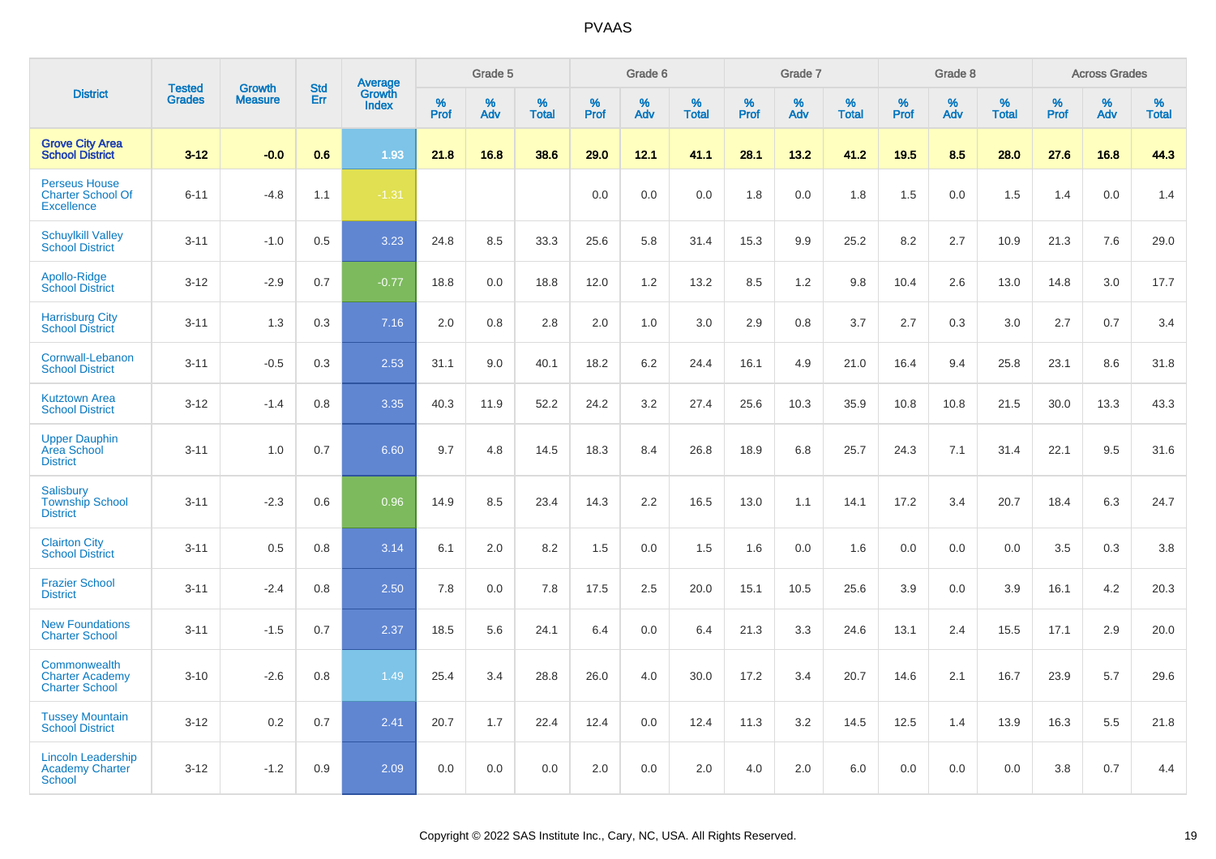| District | Tested Grades | Growth Measure | Std Err | Average Growth Index | Grade 5 | | | Grade 6 | | | Grade 7 | | | Grade 8 | | | Across Grades | | |
|---|---|---|---|---|---|---|---|---|---|---|---|---|---|---|---|---|---|---|---|
| | | | | | % Prof | % Adv | % Total | % Prof | % Adv | % Total | % Prof | % Adv | % Total | % Prof | % Adv | % Total | % Prof | % Adv | % Total |
| **Grove City Area School District** | **3-12** | **-0.0** | **0.6** | **1.93** | **21.8** | **16.8** | **38.6** | **29.0** | **12.1** | **41.1** | **28.1** | **13.2** | **41.2** | **19.5** | **8.5** | **28.0** | **27.6** | **16.8** | **44.3** |
| Perseus House Charter School Of Excellence | 6-11 | -4.8 | 1.1 | -1.31 | | | | 0.0 | 0.0 | 0.0 | 1.8 | 0.0 | 1.8 | 1.5 | 0.0 | 1.5 | 1.4 | 0.0 | 1.4 |
| Schuylkill Valley School District | 3-11 | -1.0 | 0.5 | 3.23 | 24.8 | 8.5 | 33.3 | 25.6 | 5.8 | 31.4 | 15.3 | 9.9 | 25.2 | 8.2 | 2.7 | 10.9 | 21.3 | 7.6 | 29.0 |
| Apollo-Ridge School District | 3-12 | -2.9 | 0.7 | -0.77 | 18.8 | 0.0 | 18.8 | 12.0 | 1.2 | 13.2 | 8.5 | 1.2 | 9.8 | 10.4 | 2.6 | 13.0 | 14.8 | 3.0 | 17.7 |
| Harrisburg City School District | 3-11 | 1.3 | 0.3 | 7.16 | 2.0 | 0.8 | 2.8 | 2.0 | 1.0 | 3.0 | 2.9 | 0.8 | 3.7 | 2.7 | 0.3 | 3.0 | 2.7 | 0.7 | 3.4 |
| Cornwall-Lebanon School District | 3-11 | -0.5 | 0.3 | 2.53 | 31.1 | 9.0 | 40.1 | 18.2 | 6.2 | 24.4 | 16.1 | 4.9 | 21.0 | 16.4 | 9.4 | 25.8 | 23.1 | 8.6 | 31.8 |
| Kutztown Area School District | 3-12 | -1.4 | 0.8 | 3.35 | 40.3 | 11.9 | 52.2 | 24.2 | 3.2 | 27.4 | 25.6 | 10.3 | 35.9 | 10.8 | 10.8 | 21.5 | 30.0 | 13.3 | 43.3 |
| Upper Dauphin Area School District | 3-11 | 1.0 | 0.7 | 6.60 | 9.7 | 4.8 | 14.5 | 18.3 | 8.4 | 26.8 | 18.9 | 6.8 | 25.7 | 24.3 | 7.1 | 31.4 | 22.1 | 9.5 | 31.6 |
| Salisbury Township School District | 3-11 | -2.3 | 0.6 | 0.96 | 14.9 | 8.5 | 23.4 | 14.3 | 2.2 | 16.5 | 13.0 | 1.1 | 14.1 | 17.2 | 3.4 | 20.7 | 18.4 | 6.3 | 24.7 |
| Clairton City School District | 3-11 | 0.5 | 0.8 | 3.14 | 6.1 | 2.0 | 8.2 | 1.5 | 0.0 | 1.5 | 1.6 | 0.0 | 1.6 | 0.0 | 0.0 | 0.0 | 3.5 | 0.3 | 3.8 |
| Frazier School District | 3-11 | -2.4 | 0.8 | 2.50 | 7.8 | 0.0 | 7.8 | 17.5 | 2.5 | 20.0 | 15.1 | 10.5 | 25.6 | 3.9 | 0.0 | 3.9 | 16.1 | 4.2 | 20.3 |
| New Foundations Charter School | 3-11 | -1.5 | 0.7 | 2.37 | 18.5 | 5.6 | 24.1 | 6.4 | 0.0 | 6.4 | 21.3 | 3.3 | 24.6 | 13.1 | 2.4 | 15.5 | 17.1 | 2.9 | 20.0 |
| Commonwealth Charter Academy Charter School | 3-10 | -2.6 | 0.8 | 1.49 | 25.4 | 3.4 | 28.8 | 26.0 | 4.0 | 30.0 | 17.2 | 3.4 | 20.7 | 14.6 | 2.1 | 16.7 | 23.9 | 5.7 | 29.6 |
| Tussey Mountain School District | 3-12 | 0.2 | 0.7 | 2.41 | 20.7 | 1.7 | 22.4 | 12.4 | 0.0 | 12.4 | 11.3 | 3.2 | 14.5 | 12.5 | 1.4 | 13.9 | 16.3 | 5.5 | 21.8 |
| Lincoln Leadership Academy Charter School | 3-12 | -1.2 | 0.9 | 2.09 | 0.0 | 0.0 | 0.0 | 2.0 | 0.0 | 2.0 | 4.0 | 2.0 | 6.0 | 0.0 | 0.0 | 0.0 | 3.8 | 0.7 | 4.4 |

Copyright © 2022 SAS Institute Inc., Cary, NC, USA. All Rights Reserved.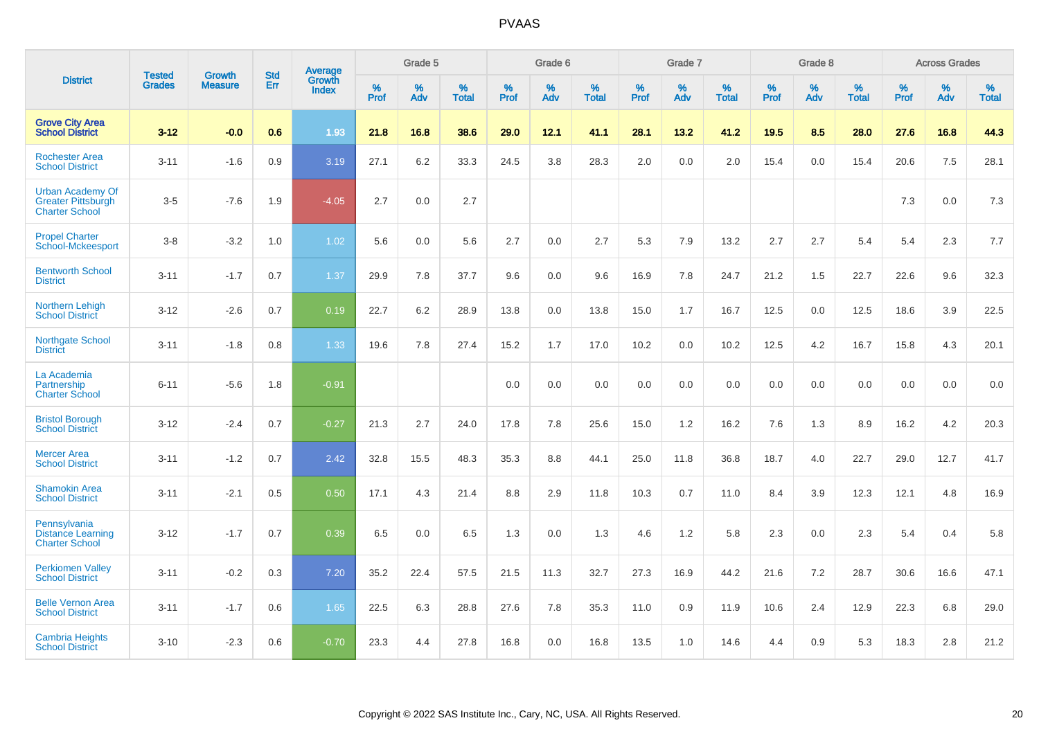PVAAS

| District | Tested Grades | Growth Measure | Std Err | Average Growth Index | Grade 5 | | | Grade 6 | | | Grade 7 | | | Grade 8 | | | Across Grades | | |
|---|---|---|---|---|---|---|---|---|---|---|---|---|---|---|---|---|---|---|---|
| | | | | | % Prof | % Adv | % Total | % Prof | % Adv | % Total | % Prof | % Adv | % Total | % Prof | % Adv | % Total | % Prof | % Adv | % Total |
| **Grove City Area School District** | **3-12** | **-0.0** | **0.6** | **1.93** | **21.8** | **16.8** | **38.6** | **29.0** | **12.1** | **41.1** | **28.1** | **13.2** | **41.2** | **19.5** | **8.5** | **28.0** | **27.6** | **16.8** | **44.3** |
| Rochester Area School District | 3-11 | -1.6 | 0.9 | 3.19 | 27.1 | 6.2 | 33.3 | 24.5 | 3.8 | 28.3 | 2.0 | 0.0 | 2.0 | 15.4 | 0.0 | 15.4 | 20.6 | 7.5 | 28.1 |
| Urban Academy Of Greater Pittsburgh Charter School | 3-5 | -7.6 | 1.9 | -4.05 | 2.7 | 0.0 | 2.7 | | | | | | | | | | 7.3 | 0.0 | 7.3 |
| Propel Charter School-Mckeesport | 3-8 | -3.2 | 1.0 | 1.02 | 5.6 | 0.0 | 5.6 | 2.7 | 0.0 | 2.7 | 5.3 | 7.9 | 13.2 | 2.7 | 2.7 | 5.4 | 5.4 | 2.3 | 7.7 |
| Bentworth School District | 3-11 | -1.7 | 0.7 | 1.37 | 29.9 | 7.8 | 37.7 | 9.6 | 0.0 | 9.6 | 16.9 | 7.8 | 24.7 | 21.2 | 1.5 | 22.7 | 22.6 | 9.6 | 32.3 |
| Northern Lehigh School District | 3-12 | -2.6 | 0.7 | 0.19 | 22.7 | 6.2 | 28.9 | 13.8 | 0.0 | 13.8 | 15.0 | 1.7 | 16.7 | 12.5 | 0.0 | 12.5 | 18.6 | 3.9 | 22.5 |
| Northgate School District | 3-11 | -1.8 | 0.8 | 1.33 | 19.6 | 7.8 | 27.4 | 15.2 | 1.7 | 17.0 | 10.2 | 0.0 | 10.2 | 12.5 | 4.2 | 16.7 | 15.8 | 4.3 | 20.1 |
| La Academia Partnership Charter School | 6-11 | -5.6 | 1.8 | -0.91 | | | | 0.0 | 0.0 | 0.0 | 0.0 | 0.0 | 0.0 | 0.0 | 0.0 | 0.0 | 0.0 | 0.0 | 0.0 |
| Bristol Borough School District | 3-12 | -2.4 | 0.7 | -0.27 | 21.3 | 2.7 | 24.0 | 17.8 | 7.8 | 25.6 | 15.0 | 1.2 | 16.2 | 7.6 | 1.3 | 8.9 | 16.2 | 4.2 | 20.3 |
| Mercer Area School District | 3-11 | -1.2 | 0.7 | 2.42 | 32.8 | 15.5 | 48.3 | 35.3 | 8.8 | 44.1 | 25.0 | 11.8 | 36.8 | 18.7 | 4.0 | 22.7 | 29.0 | 12.7 | 41.7 |
| Shamokin Area School District | 3-11 | -2.1 | 0.5 | 0.50 | 17.1 | 4.3 | 21.4 | 8.8 | 2.9 | 11.8 | 10.3 | 0.7 | 11.0 | 8.4 | 3.9 | 12.3 | 12.1 | 4.8 | 16.9 |
| Pennsylvania Distance Learning Charter School | 3-12 | -1.7 | 0.7 | 0.39 | 6.5 | 0.0 | 6.5 | 1.3 | 0.0 | 1.3 | 4.6 | 1.2 | 5.8 | 2.3 | 0.0 | 2.3 | 5.4 | 0.4 | 5.8 |
| Perkiomen Valley School District | 3-11 | -0.2 | 0.3 | 7.20 | 35.2 | 22.4 | 57.5 | 21.5 | 11.3 | 32.7 | 27.3 | 16.9 | 44.2 | 21.6 | 7.2 | 28.7 | 30.6 | 16.6 | 47.1 |
| Belle Vernon Area School District | 3-11 | -1.7 | 0.6 | 1.65 | 22.5 | 6.3 | 28.8 | 27.6 | 7.8 | 35.3 | 11.0 | 0.9 | 11.9 | 10.6 | 2.4 | 12.9 | 22.3 | 6.8 | 29.0 |
| Cambria Heights School District | 3-10 | -2.3 | 0.6 | -0.70 | 23.3 | 4.4 | 27.8 | 16.8 | 0.0 | 16.8 | 13.5 | 1.0 | 14.6 | 4.4 | 0.9 | 5.3 | 18.3 | 2.8 | 21.2 |

Copyright © 2022 SAS Institute Inc., Cary, NC, USA. All Rights Reserved.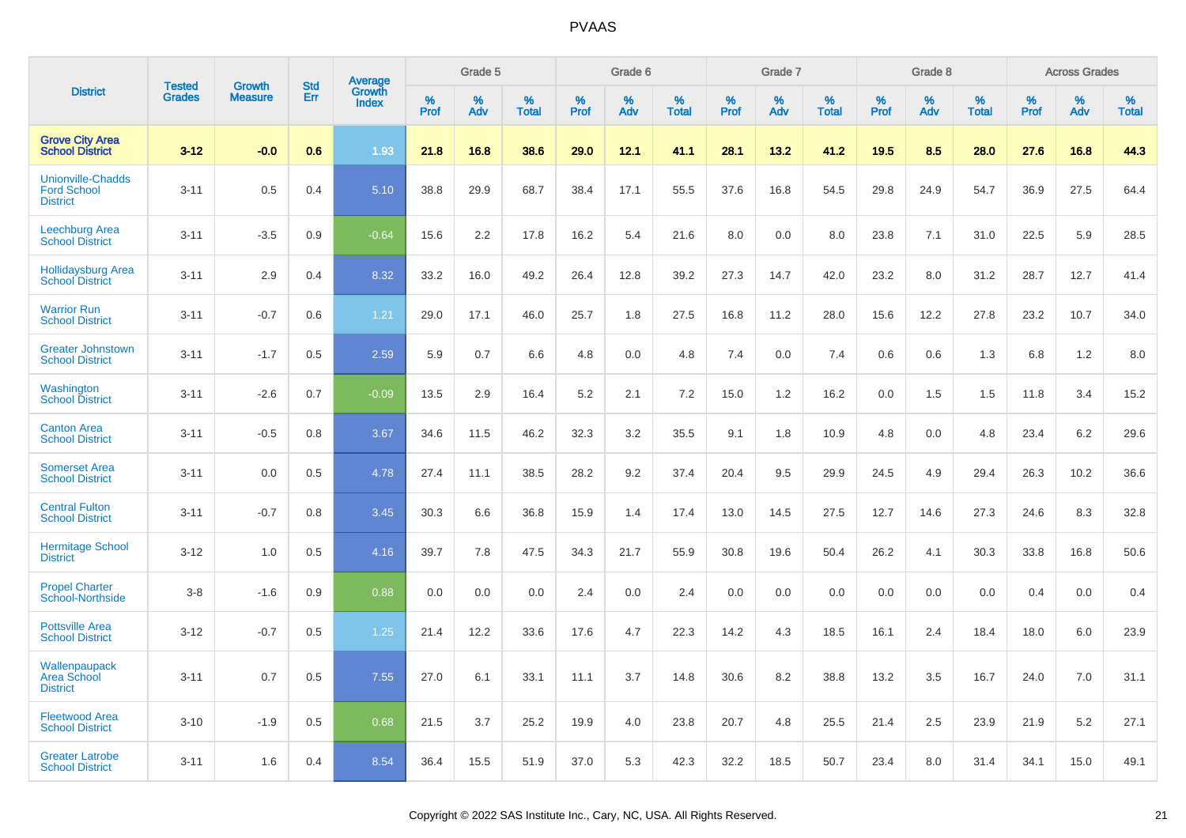| District | Tested Grades | Growth Measure | Std Err | Average Growth Index | Grade 5 | | | Grade 6 | | | Grade 7 | | | Grade 8 | | | Across Grades | | |
|---|---|---|---|---|---|---|---|---|---|---|---|---|---|---|---|---|---|---|---|
| | | | | | % Prof | % Adv | % Total | % Prof | % Adv | % Total | % Prof | % Adv | % Total | % Prof | % Adv | % Total | % Prof | % Adv | % Total |
| **Grove City Area School District** | **3-12** | **-0.0** | **0.6** | **1.93** | **21.8** | **16.8** | **38.6** | **29.0** | **12.1** | **41.1** | **28.1** | **13.2** | **41.2** | **19.5** | **8.5** | **28.0** | **27.6** | **16.8** | **44.3** |
| Unionville-Chadds Ford School District | 3-11 | 0.5 | 0.4 | 5.10 | 38.8 | 29.9 | 68.7 | 38.4 | 17.1 | 55.5 | 37.6 | 16.8 | 54.5 | 29.8 | 24.9 | 54.7 | 36.9 | 27.5 | 64.4 |
| Leechburg Area School District | 3-11 | -3.5 | 0.9 | -0.64 | 15.6 | 2.2 | 17.8 | 16.2 | 5.4 | 21.6 | 8.0 | 0.0 | 8.0 | 23.8 | 7.1 | 31.0 | 22.5 | 5.9 | 28.5 |
| Hollidaysburg Area School District | 3-11 | 2.9 | 0.4 | 8.32 | 33.2 | 16.0 | 49.2 | 26.4 | 12.8 | 39.2 | 27.3 | 14.7 | 42.0 | 23.2 | 8.0 | 31.2 | 28.7 | 12.7 | 41.4 |
| Warrior Run School District | 3-11 | -0.7 | 0.6 | 1.21 | 29.0 | 17.1 | 46.0 | 25.7 | 1.8 | 27.5 | 16.8 | 11.2 | 28.0 | 15.6 | 12.2 | 27.8 | 23.2 | 10.7 | 34.0 |
| Greater Johnstown School District | 3-11 | -1.7 | 0.5 | 2.59 | 5.9 | 0.7 | 6.6 | 4.8 | 0.0 | 4.8 | 7.4 | 0.0 | 7.4 | 0.6 | 0.6 | 1.3 | 6.8 | 1.2 | 8.0 |
| Washington School District | 3-11 | -2.6 | 0.7 | -0.09 | 13.5 | 2.9 | 16.4 | 5.2 | 2.1 | 7.2 | 15.0 | 1.2 | 16.2 | 0.0 | 1.5 | 1.5 | 11.8 | 3.4 | 15.2 |
| Canton Area School District | 3-11 | -0.5 | 0.8 | 3.67 | 34.6 | 11.5 | 46.2 | 32.3 | 3.2 | 35.5 | 9.1 | 1.8 | 10.9 | 4.8 | 0.0 | 4.8 | 23.4 | 6.2 | 29.6 |
| Somerset Area School District | 3-11 | 0.0 | 0.5 | 4.78 | 27.4 | 11.1 | 38.5 | 28.2 | 9.2 | 37.4 | 20.4 | 9.5 | 29.9 | 24.5 | 4.9 | 29.4 | 26.3 | 10.2 | 36.6 |
| Central Fulton School District | 3-11 | -0.7 | 0.8 | 3.45 | 30.3 | 6.6 | 36.8 | 15.9 | 1.4 | 17.4 | 13.0 | 14.5 | 27.5 | 12.7 | 14.6 | 27.3 | 24.6 | 8.3 | 32.8 |
| Hermitage School District | 3-12 | 1.0 | 0.5 | 4.16 | 39.7 | 7.8 | 47.5 | 34.3 | 21.7 | 55.9 | 30.8 | 19.6 | 50.4 | 26.2 | 4.1 | 30.3 | 33.8 | 16.8 | 50.6 |
| Propel Charter School-Northside | 3-8 | -1.6 | 0.9 | 0.88 | 0.0 | 0.0 | 0.0 | 2.4 | 0.0 | 2.4 | 0.0 | 0.0 | 0.0 | 0.0 | 0.0 | 0.0 | 0.4 | 0.0 | 0.4 |
| Pottsville Area School District | 3-12 | -0.7 | 0.5 | 1.25 | 21.4 | 12.2 | 33.6 | 17.6 | 4.7 | 22.3 | 14.2 | 4.3 | 18.5 | 16.1 | 2.4 | 18.4 | 18.0 | 6.0 | 23.9 |
| Wallenpaupack Area School District | 3-11 | 0.7 | 0.5 | 7.55 | 27.0 | 6.1 | 33.1 | 11.1 | 3.7 | 14.8 | 30.6 | 8.2 | 38.8 | 13.2 | 3.5 | 16.7 | 24.0 | 7.0 | 31.1 |
| Fleetwood Area School District | 3-10 | -1.9 | 0.5 | 0.68 | 21.5 | 3.7 | 25.2 | 19.9 | 4.0 | 23.8 | 20.7 | 4.8 | 25.5 | 21.4 | 2.5 | 23.9 | 21.9 | 5.2 | 27.1 |
| Greater Latrobe School District | 3-11 | 1.6 | 0.4 | 8.54 | 36.4 | 15.5 | 51.9 | 37.0 | 5.3 | 42.3 | 32.2 | 18.5 | 50.7 | 23.4 | 8.0 | 31.4 | 34.1 | 15.0 | 49.1 |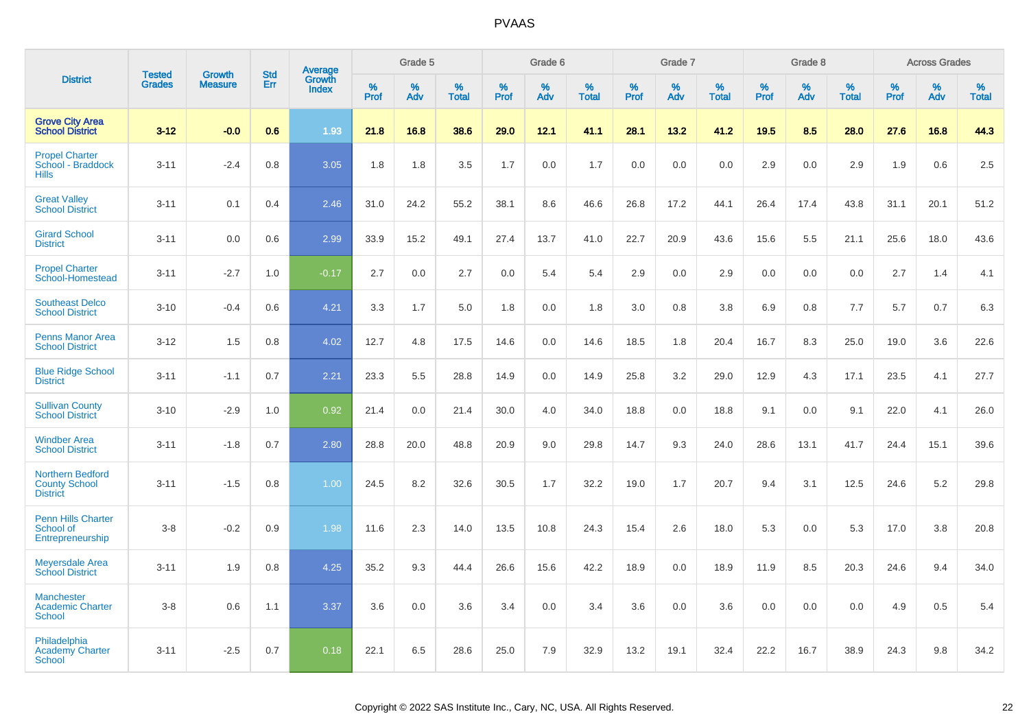| District | Tested Grades | Growth Measure | Std Err | Average Growth Index | Grade 5 | | | Grade 6 | | | Grade 7 | | | Grade 8 | | | Across Grades | | |
|---|---|---|---|---|---|---|---|---|---|---|---|---|---|---|---|---|---|---|---|
| | | | | | % Prof | % Adv | % Total | % Prof | % Adv | % Total | % Prof | % Adv | % Total | % Prof | % Adv | % Total | % Prof | % Adv | % Total |
| **Grove City Area School District** | **3-12** | **-0.0** | **0.6** | **1.93** | **21.8** | **16.8** | **38.6** | **29.0** | **12.1** | **41.1** | **28.1** | **13.2** | **41.2** | **19.5** | **8.5** | **28.0** | **27.6** | **16.8** | **44.3** |
| Propel Charter School - Braddock Hills | 3-11 | -2.4 | 0.8 | 3.05 | 1.8 | 1.8 | 3.5 | 1.7 | 0.0 | 1.7 | 0.0 | 0.0 | 0.0 | 2.9 | 0.0 | 2.9 | 1.9 | 0.6 | 2.5 |
| Great Valley School District | 3-11 | 0.1 | 0.4 | 2.46 | 31.0 | 24.2 | 55.2 | 38.1 | 8.6 | 46.6 | 26.8 | 17.2 | 44.1 | 26.4 | 17.4 | 43.8 | 31.1 | 20.1 | 51.2 |
| Girard School District | 3-11 | 0.0 | 0.6 | 2.99 | 33.9 | 15.2 | 49.1 | 27.4 | 13.7 | 41.0 | 22.7 | 20.9 | 43.6 | 15.6 | 5.5 | 21.1 | 25.6 | 18.0 | 43.6 |
| Propel Charter School-Homestead | 3-11 | -2.7 | 1.0 | -0.17 | 2.7 | 0.0 | 2.7 | 0.0 | 5.4 | 5.4 | 2.9 | 0.0 | 2.9 | 0.0 | 0.0 | 0.0 | 2.7 | 1.4 | 4.1 |
| Southeast Delco School District | 3-10 | -0.4 | 0.6 | 4.21 | 3.3 | 1.7 | 5.0 | 1.8 | 0.0 | 1.8 | 3.0 | 0.8 | 3.8 | 6.9 | 0.8 | 7.7 | 5.7 | 0.7 | 6.3 |
| Penns Manor Area School District | 3-12 | 1.5 | 0.8 | 4.02 | 12.7 | 4.8 | 17.5 | 14.6 | 0.0 | 14.6 | 18.5 | 1.8 | 20.4 | 16.7 | 8.3 | 25.0 | 19.0 | 3.6 | 22.6 |
| Blue Ridge School District | 3-11 | -1.1 | 0.7 | 2.21 | 23.3 | 5.5 | 28.8 | 14.9 | 0.0 | 14.9 | 25.8 | 3.2 | 29.0 | 12.9 | 4.3 | 17.1 | 23.5 | 4.1 | 27.7 |
| Sullivan County School District | 3-10 | -2.9 | 1.0 | 0.92 | 21.4 | 0.0 | 21.4 | 30.0 | 4.0 | 34.0 | 18.8 | 0.0 | 18.8 | 9.1 | 0.0 | 9.1 | 22.0 | 4.1 | 26.0 |
| Windber Area School District | 3-11 | -1.8 | 0.7 | 2.80 | 28.8 | 20.0 | 48.8 | 20.9 | 9.0 | 29.8 | 14.7 | 9.3 | 24.0 | 28.6 | 13.1 | 41.7 | 24.4 | 15.1 | 39.6 |
| Northern Bedford County School District | 3-11 | -1.5 | 0.8 | 1.00 | 24.5 | 8.2 | 32.6 | 30.5 | 1.7 | 32.2 | 19.0 | 1.7 | 20.7 | 9.4 | 3.1 | 12.5 | 24.6 | 5.2 | 29.8 |
| Penn Hills Charter School of Entrepreneurship | 3-8 | -0.2 | 0.9 | 1.98 | 11.6 | 2.3 | 14.0 | 13.5 | 10.8 | 24.3 | 15.4 | 2.6 | 18.0 | 5.3 | 0.0 | 5.3 | 17.0 | 3.8 | 20.8 |
| Meyersdale Area School District | 3-11 | 1.9 | 0.8 | 4.25 | 35.2 | 9.3 | 44.4 | 26.6 | 15.6 | 42.2 | 18.9 | 0.0 | 18.9 | 11.9 | 8.5 | 20.3 | 24.6 | 9.4 | 34.0 |
| Manchester Academic Charter School | 3-8 | 0.6 | 1.1 | 3.37 | 3.6 | 0.0 | 3.6 | 3.4 | 0.0 | 3.4 | 3.6 | 0.0 | 3.6 | 0.0 | 0.0 | 0.0 | 4.9 | 0.5 | 5.4 |
| Philadelphia Academy Charter School | 3-11 | -2.5 | 0.7 | 0.18 | 22.1 | 6.5 | 28.6 | 25.0 | 7.9 | 32.9 | 13.2 | 19.1 | 32.4 | 22.2 | 16.7 | 38.9 | 24.3 | 9.8 | 34.2 |

Copyright © 2022 SAS Institute Inc., Cary, NC, USA. All Rights Reserved.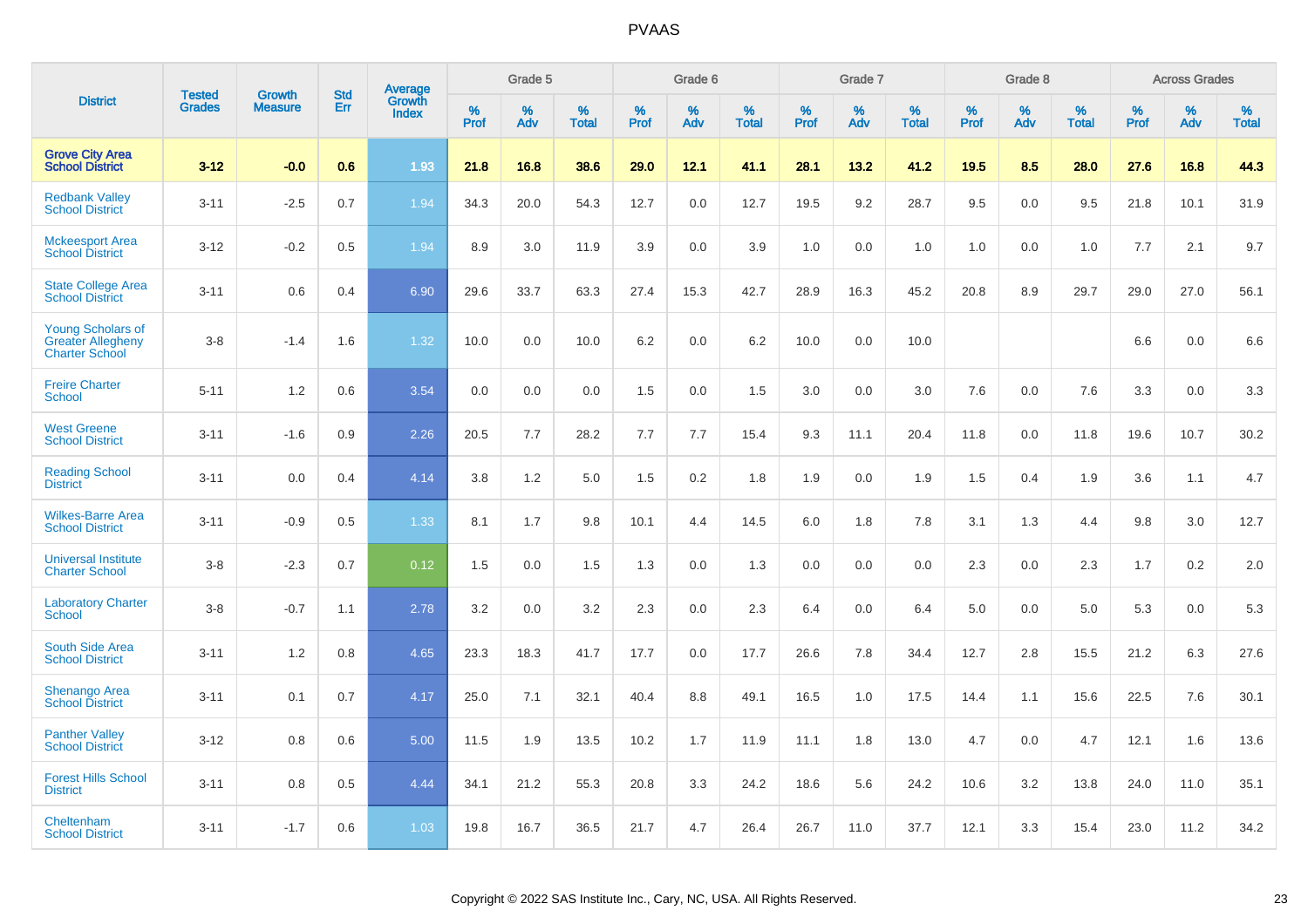| District | Tested Grades | Growth Measure | Std Err | Average Growth Index | Grade 5 | | | Grade 6 | | | Grade 7 | | | Grade 8 | | | Across Grades | | |
|---|---|---|---|---|---|---|---|---|---|---|---|---|---|---|---|---|---|---|---|
| | | | | | % Prof | % Adv | % Total | % Prof | % Adv | % Total | % Prof | % Adv | % Total | % Prof | % Adv | % Total | % Prof | % Adv | % Total |
| **Grove City Area School District** | **3-12** | **-0.0** | **0.6** | **1.93** | **21.8** | **16.8** | **38.6** | **29.0** | **12.1** | **41.1** | **28.1** | **13.2** | **41.2** | **19.5** | **8.5** | **28.0** | **27.6** | **16.8** | **44.3** |
| Redbank Valley School District | 3-11 | -2.5 | 0.7 | 1.94 | 34.3 | 20.0 | 54.3 | 12.7 | 0.0 | 12.7 | 19.5 | 9.2 | 28.7 | 9.5 | 0.0 | 9.5 | 21.8 | 10.1 | 31.9 |
| Mckeesport Area School District | 3-12 | -0.2 | 0.5 | 1.94 | 8.9 | 3.0 | 11.9 | 3.9 | 0.0 | 3.9 | 1.0 | 0.0 | 1.0 | 1.0 | 0.0 | 1.0 | 7.7 | 2.1 | 9.7 |
| State College Area School District | 3-11 | 0.6 | 0.4 | 6.90 | 29.6 | 33.7 | 63.3 | 27.4 | 15.3 | 42.7 | 28.9 | 16.3 | 45.2 | 20.8 | 8.9 | 29.7 | 29.0 | 27.0 | 56.1 |
| Young Scholars of Greater Allegheny Charter School | 3-8 | -1.4 | 1.6 | 1.32 | 10.0 | 0.0 | 10.0 | 6.2 | 0.0 | 6.2 | 10.0 | 0.0 | 10.0 | | | | 6.6 | 0.0 | 6.6 |
| Freire Charter School | 5-11 | 1.2 | 0.6 | 3.54 | 0.0 | 0.0 | 0.0 | 1.5 | 0.0 | 1.5 | 3.0 | 0.0 | 3.0 | 7.6 | 0.0 | 7.6 | 3.3 | 0.0 | 3.3 |
| West Greene School District | 3-11 | -1.6 | 0.9 | 2.26 | 20.5 | 7.7 | 28.2 | 7.7 | 7.7 | 15.4 | 9.3 | 11.1 | 20.4 | 11.8 | 0.0 | 11.8 | 19.6 | 10.7 | 30.2 |
| Reading School District | 3-11 | 0.0 | 0.4 | 4.14 | 3.8 | 1.2 | 5.0 | 1.5 | 0.2 | 1.8 | 1.9 | 0.0 | 1.9 | 1.5 | 0.4 | 1.9 | 3.6 | 1.1 | 4.7 |
| Wilkes-Barre Area School District | 3-11 | -0.9 | 0.5 | 1.33 | 8.1 | 1.7 | 9.8 | 10.1 | 4.4 | 14.5 | 6.0 | 1.8 | 7.8 | 3.1 | 1.3 | 4.4 | 9.8 | 3.0 | 12.7 |
| Universal Institute Charter School | 3-8 | -2.3 | 0.7 | 0.12 | 1.5 | 0.0 | 1.5 | 1.3 | 0.0 | 1.3 | 0.0 | 0.0 | 0.0 | 2.3 | 0.0 | 2.3 | 1.7 | 0.2 | 2.0 |
| Laboratory Charter School | 3-8 | -0.7 | 1.1 | 2.78 | 3.2 | 0.0 | 3.2 | 2.3 | 0.0 | 2.3 | 6.4 | 0.0 | 6.4 | 5.0 | 0.0 | 5.0 | 5.3 | 0.0 | 5.3 |
| South Side Area School District | 3-11 | 1.2 | 0.8 | 4.65 | 23.3 | 18.3 | 41.7 | 17.7 | 0.0 | 17.7 | 26.6 | 7.8 | 34.4 | 12.7 | 2.8 | 15.5 | 21.2 | 6.3 | 27.6 |
| Shenango Area School District | 3-11 | 0.1 | 0.7 | 4.17 | 25.0 | 7.1 | 32.1 | 40.4 | 8.8 | 49.1 | 16.5 | 1.0 | 17.5 | 14.4 | 1.1 | 15.6 | 22.5 | 7.6 | 30.1 |
| Panther Valley School District | 3-12 | 0.8 | 0.6 | 5.00 | 11.5 | 1.9 | 13.5 | 10.2 | 1.7 | 11.9 | 11.1 | 1.8 | 13.0 | 4.7 | 0.0 | 4.7 | 12.1 | 1.6 | 13.6 |
| Forest Hills School District | 3-11 | 0.8 | 0.5 | 4.44 | 34.1 | 21.2 | 55.3 | 20.8 | 3.3 | 24.2 | 18.6 | 5.6 | 24.2 | 10.6 | 3.2 | 13.8 | 24.0 | 11.0 | 35.1 |
| Cheltenham School District | 3-11 | -1.7 | 0.6 | 1.03 | 19.8 | 16.7 | 36.5 | 21.7 | 4.7 | 26.4 | 26.7 | 11.0 | 37.7 | 12.1 | 3.3 | 15.4 | 23.0 | 11.2 | 34.2 |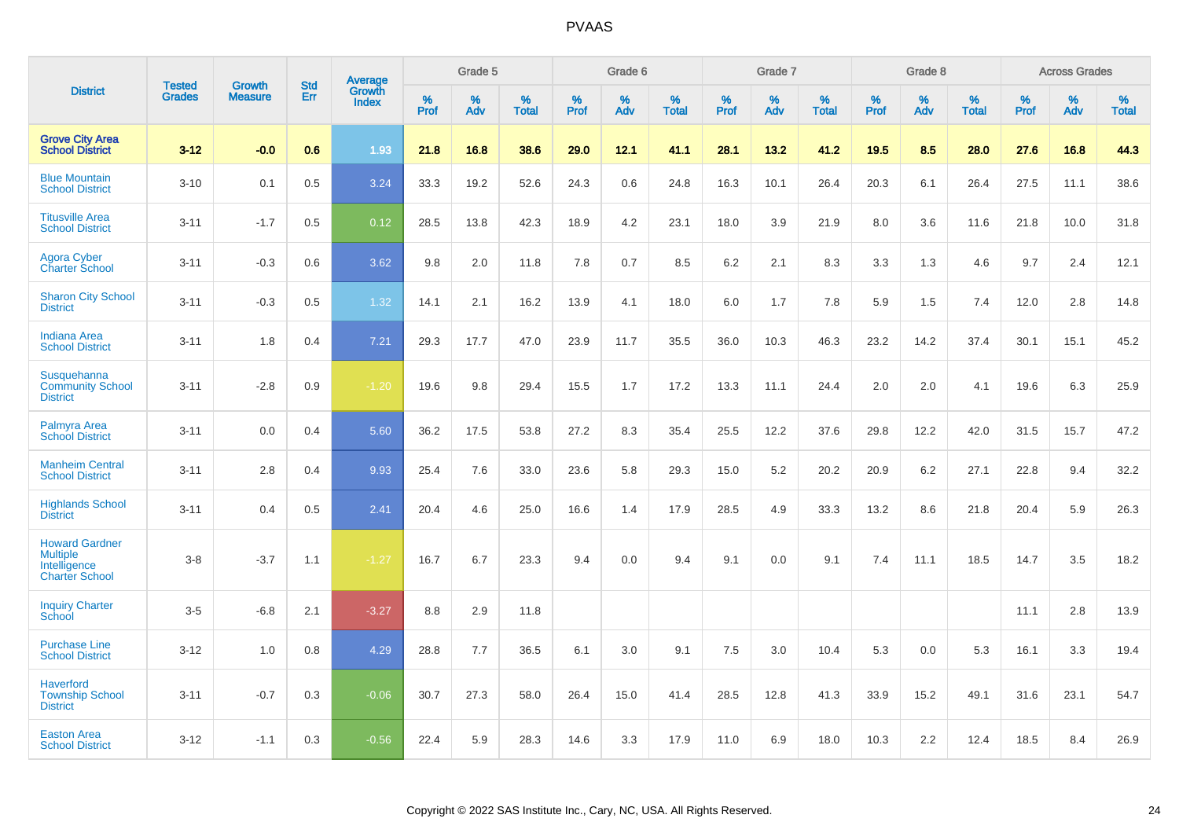| District | Tested Grades | Growth Measure | Std Err | Average Growth Index | Grade 5 | | | Grade 6 | | | Grade 7 | | | Grade 8 | | | Across Grades | | |
|---|---|---|---|---|---|---|---|---|---|---|---|---|---|---|---|---|---|---|---|
| | | | | | % Prof | % Adv | % Total | % Prof | % Adv | % Total | % Prof | % Adv | % Total | % Prof | % Adv | % Total | % Prof | % Adv | % Total |
| **Grove City Area School District** | **3-12** | **-0.0** | **0.6** | **1.93** | **21.8** | **16.8** | **38.6** | **29.0** | **12.1** | **41.1** | **28.1** | **13.2** | **41.2** | **19.5** | **8.5** | **28.0** | **27.6** | **16.8** | **44.3** |
| Blue Mountain School District | 3-10 | 0.1 | 0.5 | 3.24 | 33.3 | 19.2 | 52.6 | 24.3 | 0.6 | 24.8 | 16.3 | 10.1 | 26.4 | 20.3 | 6.1 | 26.4 | 27.5 | 11.1 | 38.6 |
| Titusville Area School District | 3-11 | -1.7 | 0.5 | 0.12 | 28.5 | 13.8 | 42.3 | 18.9 | 4.2 | 23.1 | 18.0 | 3.9 | 21.9 | 8.0 | 3.6 | 11.6 | 21.8 | 10.0 | 31.8 |
| Agora Cyber Charter School | 3-11 | -0.3 | 0.6 | 3.62 | 9.8 | 2.0 | 11.8 | 7.8 | 0.7 | 8.5 | 6.2 | 2.1 | 8.3 | 3.3 | 1.3 | 4.6 | 9.7 | 2.4 | 12.1 |
| Sharon City School District | 3-11 | -0.3 | 0.5 | 1.32 | 14.1 | 2.1 | 16.2 | 13.9 | 4.1 | 18.0 | 6.0 | 1.7 | 7.8 | 5.9 | 1.5 | 7.4 | 12.0 | 2.8 | 14.8 |
| Indiana Area School District | 3-11 | 1.8 | 0.4 | 7.21 | 29.3 | 17.7 | 47.0 | 23.9 | 11.7 | 35.5 | 36.0 | 10.3 | 46.3 | 23.2 | 14.2 | 37.4 | 30.1 | 15.1 | 45.2 |
| Susquehanna Community School District | 3-11 | -2.8 | 0.9 | -1.20 | 19.6 | 9.8 | 29.4 | 15.5 | 1.7 | 17.2 | 13.3 | 11.1 | 24.4 | 2.0 | 2.0 | 4.1 | 19.6 | 6.3 | 25.9 |
| Palmyra Area School District | 3-11 | 0.0 | 0.4 | 5.60 | 36.2 | 17.5 | 53.8 | 27.2 | 8.3 | 35.4 | 25.5 | 12.2 | 37.6 | 29.8 | 12.2 | 42.0 | 31.5 | 15.7 | 47.2 |
| Manheim Central School District | 3-11 | 2.8 | 0.4 | 9.93 | 25.4 | 7.6 | 33.0 | 23.6 | 5.8 | 29.3 | 15.0 | 5.2 | 20.2 | 20.9 | 6.2 | 27.1 | 22.8 | 9.4 | 32.2 |
| Highlands School District | 3-11 | 0.4 | 0.5 | 2.41 | 20.4 | 4.6 | 25.0 | 16.6 | 1.4 | 17.9 | 28.5 | 4.9 | 33.3 | 13.2 | 8.6 | 21.8 | 20.4 | 5.9 | 26.3 |
| Howard Gardner Multiple Intelligence Charter School | 3-8 | -3.7 | 1.1 | -1.27 | 16.7 | 6.7 | 23.3 | 9.4 | 0.0 | 9.4 | 9.1 | 0.0 | 9.1 | 7.4 | 11.1 | 18.5 | 14.7 | 3.5 | 18.2 |
| Inquiry Charter School | 3-5 | -6.8 | 2.1 | -3.27 | 8.8 | 2.9 | 11.8 | | | | | | | | | | 11.1 | 2.8 | 13.9 |
| Purchase Line School District | 3-12 | 1.0 | 0.8 | 4.29 | 28.8 | 7.7 | 36.5 | 6.1 | 3.0 | 9.1 | 7.5 | 3.0 | 10.4 | 5.3 | 0.0 | 5.3 | 16.1 | 3.3 | 19.4 |
| Haverford Township School District | 3-11 | -0.7 | 0.3 | -0.06 | 30.7 | 27.3 | 58.0 | 26.4 | 15.0 | 41.4 | 28.5 | 12.8 | 41.3 | 33.9 | 15.2 | 49.1 | 31.6 | 23.1 | 54.7 |
| Easton Area School District | 3-12 | -1.1 | 0.3 | -0.56 | 22.4 | 5.9 | 28.3 | 14.6 | 3.3 | 17.9 | 11.0 | 6.9 | 18.0 | 10.3 | 2.2 | 12.4 | 18.5 | 8.4 | 26.9 |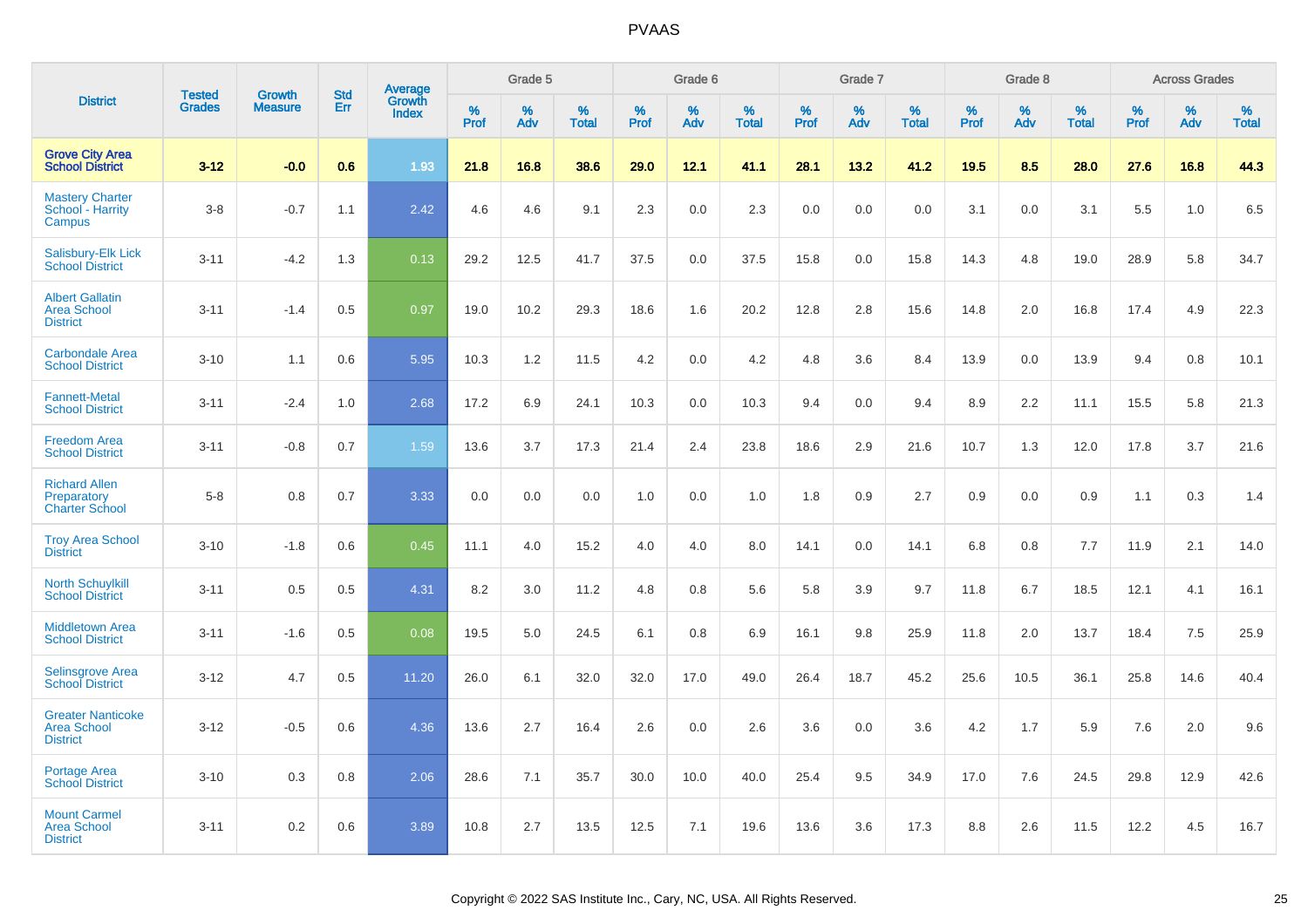# PVAAS

| District | Tested Grades | Growth Measure | Std Err | Average Growth Index | Grade 5 | | | Grade 6 | | | Grade 7 | | | Grade 8 | | | Across Grades | | |
|---|---|---|---|---|---|---|---|---|---|---|---|---|---|---|---|---|---|---|---|
| | | | | | % Prof | % Adv | % Total | % Prof | % Adv | % Total | % Prof | % Adv | % Total | % Prof | % Adv | % Total | % Prof | % Adv | % Total |
| **Grove City Area School District** | **3-12** | **-0.0** | **0.6** | **1.93** | **21.8** | **16.8** | **38.6** | **29.0** | **12.1** | **41.1** | **28.1** | **13.2** | **41.2** | **19.5** | **8.5** | **28.0** | **27.6** | **16.8** | **44.3** |
| Mastery Charter School - Harrity Campus | 3-8 | -0.7 | 1.1 | 2.42 | 4.6 | 4.6 | 9.1 | 2.3 | 0.0 | 2.3 | 0.0 | 0.0 | 0.0 | 3.1 | 0.0 | 3.1 | 5.5 | 1.0 | 6.5 |
| Salisbury-Elk Lick School District | 3-11 | -4.2 | 1.3 | 0.13 | 29.2 | 12.5 | 41.7 | 37.5 | 0.0 | 37.5 | 15.8 | 0.0 | 15.8 | 14.3 | 4.8 | 19.0 | 28.9 | 5.8 | 34.7 |
| Albert Gallatin Area School District | 3-11 | -1.4 | 0.5 | 0.97 | 19.0 | 10.2 | 29.3 | 18.6 | 1.6 | 20.2 | 12.8 | 2.8 | 15.6 | 14.8 | 2.0 | 16.8 | 17.4 | 4.9 | 22.3 |
| Carbondale Area School District | 3-10 | 1.1 | 0.6 | 5.95 | 10.3 | 1.2 | 11.5 | 4.2 | 0.0 | 4.2 | 4.8 | 3.6 | 8.4 | 13.9 | 0.0 | 13.9 | 9.4 | 0.8 | 10.1 |
| Fannett-Metal School District | 3-11 | -2.4 | 1.0 | 2.68 | 17.2 | 6.9 | 24.1 | 10.3 | 0.0 | 10.3 | 9.4 | 0.0 | 9.4 | 8.9 | 2.2 | 11.1 | 15.5 | 5.8 | 21.3 |
| Freedom Area School District | 3-11 | -0.8 | 0.7 | 1.59 | 13.6 | 3.7 | 17.3 | 21.4 | 2.4 | 23.8 | 18.6 | 2.9 | 21.6 | 10.7 | 1.3 | 12.0 | 17.8 | 3.7 | 21.6 |
| Richard Allen Preparatory Charter School | 5-8 | 0.8 | 0.7 | 3.33 | 0.0 | 0.0 | 0.0 | 1.0 | 0.0 | 1.0 | 1.8 | 0.9 | 2.7 | 0.9 | 0.0 | 0.9 | 1.1 | 0.3 | 1.4 |
| Troy Area School District | 3-10 | -1.8 | 0.6 | 0.45 | 11.1 | 4.0 | 15.2 | 4.0 | 4.0 | 8.0 | 14.1 | 0.0 | 14.1 | 6.8 | 0.8 | 7.7 | 11.9 | 2.1 | 14.0 |
| North Schuylkill School District | 3-11 | 0.5 | 0.5 | 4.31 | 8.2 | 3.0 | 11.2 | 4.8 | 0.8 | 5.6 | 5.8 | 3.9 | 9.7 | 11.8 | 6.7 | 18.5 | 12.1 | 4.1 | 16.1 |
| Middletown Area School District | 3-11 | -1.6 | 0.5 | 0.08 | 19.5 | 5.0 | 24.5 | 6.1 | 0.8 | 6.9 | 16.1 | 9.8 | 25.9 | 11.8 | 2.0 | 13.7 | 18.4 | 7.5 | 25.9 |
| Selinsgrove Area School District | 3-12 | 4.7 | 0.5 | 11.20 | 26.0 | 6.1 | 32.0 | 32.0 | 17.0 | 49.0 | 26.4 | 18.7 | 45.2 | 25.6 | 10.5 | 36.1 | 25.8 | 14.6 | 40.4 |
| Greater Nanticoke Area School District | 3-12 | -0.5 | 0.6 | 4.36 | 13.6 | 2.7 | 16.4 | 2.6 | 0.0 | 2.6 | 3.6 | 0.0 | 3.6 | 4.2 | 1.7 | 5.9 | 7.6 | 2.0 | 9.6 |
| Portage Area School District | 3-10 | 0.3 | 0.8 | 2.06 | 28.6 | 7.1 | 35.7 | 30.0 | 10.0 | 40.0 | 25.4 | 9.5 | 34.9 | 17.0 | 7.6 | 24.5 | 29.8 | 12.9 | 42.6 |
| Mount Carmel Area School District | 3-11 | 0.2 | 0.6 | 3.89 | 10.8 | 2.7 | 13.5 | 12.5 | 7.1 | 19.6 | 13.6 | 3.6 | 17.3 | 8.8 | 2.6 | 11.5 | 12.2 | 4.5 | 16.7 |

Copyright © 2022 SAS Institute Inc., Cary, NC, USA. All Rights Reserved.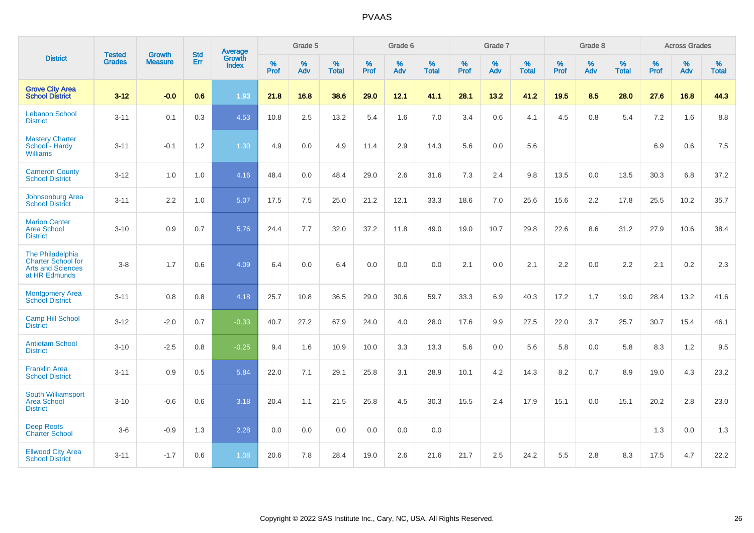# PVAAS

| District | Tested Grades | Growth Measure | Std Err | Average Growth Index | Grade 5 | | | Grade 6 | | | Grade 7 | | | Grade 8 | | | Across Grades | | |
|---|---|---|---|---|---|---|---|---|---|---|---|---|---|---|---|---|---|---|---|
| | | | | | % Prof | % Adv | % Total | % Prof | % Adv | % Total | % Prof | % Adv | % Total | % Prof | % Adv | % Total | % Prof | % Adv | % Total |
| **Grove City Area School District** | **3-12** | **-0.0** | **0.6** | **1.93** | **21.8** | **16.8** | **38.6** | **29.0** | **12.1** | **41.1** | **28.1** | **13.2** | **41.2** | **19.5** | **8.5** | **28.0** | **27.6** | **16.8** | **44.3** |
| Lebanon School District | 3-11 | 0.1 | 0.3 | 4.53 | 10.8 | 2.5 | 13.2 | 5.4 | 1.6 | 7.0 | 3.4 | 0.6 | 4.1 | 4.5 | 0.8 | 5.4 | 7.2 | 1.6 | 8.8 |
| Mastery Charter School - Hardy Williams | 3-11 | -0.1 | 1.2 | 1.30 | 4.9 | 0.0 | 4.9 | 11.4 | 2.9 | 14.3 | 5.6 | 0.0 | 5.6 | | | | 6.9 | 0.6 | 7.5 |
| Cameron County School District | 3-12 | 1.0 | 1.0 | 4.16 | 48.4 | 0.0 | 48.4 | 29.0 | 2.6 | 31.6 | 7.3 | 2.4 | 9.8 | 13.5 | 0.0 | 13.5 | 30.3 | 6.8 | 37.2 |
| Johnsonburg Area School District | 3-11 | 2.2 | 1.0 | 5.07 | 17.5 | 7.5 | 25.0 | 21.2 | 12.1 | 33.3 | 18.6 | 7.0 | 25.6 | 15.6 | 2.2 | 17.8 | 25.5 | 10.2 | 35.7 |
| Marion Center Area School District | 3-10 | 0.9 | 0.7 | 5.76 | 24.4 | 7.7 | 32.0 | 37.2 | 11.8 | 49.0 | 19.0 | 10.7 | 29.8 | 22.6 | 8.6 | 31.2 | 27.9 | 10.6 | 38.4 |
| The Philadelphia Charter School for Arts and Sciences at HR Edmunds | 3-8 | 1.7 | 0.6 | 4.09 | 6.4 | 0.0 | 6.4 | 0.0 | 0.0 | 0.0 | 2.1 | 0.0 | 2.1 | 2.2 | 0.0 | 2.2 | 2.1 | 0.2 | 2.3 |
| Montgomery Area School District | 3-11 | 0.8 | 0.8 | 4.18 | 25.7 | 10.8 | 36.5 | 29.0 | 30.6 | 59.7 | 33.3 | 6.9 | 40.3 | 17.2 | 1.7 | 19.0 | 28.4 | 13.2 | 41.6 |
| Camp Hill School District | 3-12 | -2.0 | 0.7 | -0.33 | 40.7 | 27.2 | 67.9 | 24.0 | 4.0 | 28.0 | 17.6 | 9.9 | 27.5 | 22.0 | 3.7 | 25.7 | 30.7 | 15.4 | 46.1 |
| Antietam School District | 3-10 | -2.5 | 0.8 | -0.25 | 9.4 | 1.6 | 10.9 | 10.0 | 3.3 | 13.3 | 5.6 | 0.0 | 5.6 | 5.8 | 0.0 | 5.8 | 8.3 | 1.2 | 9.5 |
| Franklin Area School District | 3-11 | 0.9 | 0.5 | 5.84 | 22.0 | 7.1 | 29.1 | 25.8 | 3.1 | 28.9 | 10.1 | 4.2 | 14.3 | 8.2 | 0.7 | 8.9 | 19.0 | 4.3 | 23.2 |
| South Williamsport Area School District | 3-10 | -0.6 | 0.6 | 3.18 | 20.4 | 1.1 | 21.5 | 25.8 | 4.5 | 30.3 | 15.5 | 2.4 | 17.9 | 15.1 | 0.0 | 15.1 | 20.2 | 2.8 | 23.0 |
| Deep Roots Charter School | 3-6 | -0.9 | 1.3 | 2.28 | 0.0 | 0.0 | 0.0 | 0.0 | 0.0 | 0.0 | | | | | | | 1.3 | 0.0 | 1.3 |
| Ellwood City Area School District | 3-11 | -1.7 | 0.6 | 1.08 | 20.6 | 7.8 | 28.4 | 19.0 | 2.6 | 21.6 | 21.7 | 2.5 | 24.2 | 5.5 | 2.8 | 8.3 | 17.5 | 4.7 | 22.2 |

Copyright © 2022 SAS Institute Inc., Cary, NC, USA. All Rights Reserved.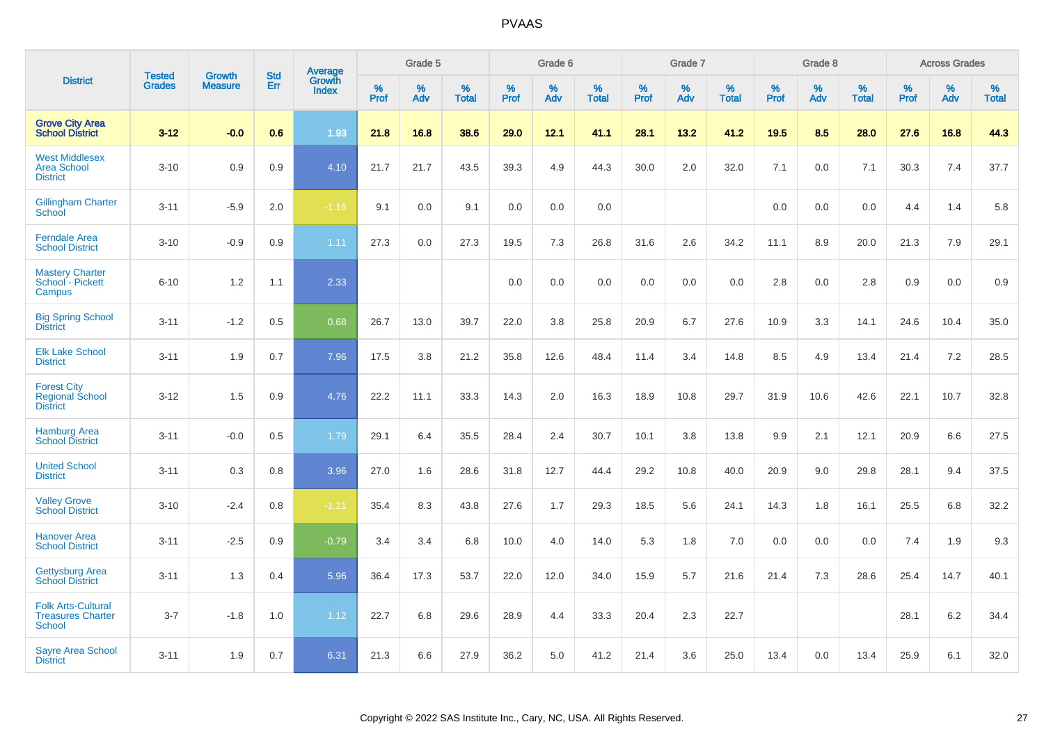| District | Tested Grades | Growth Measure | Std Err | Average Growth Index | Grade 5 | | | Grade 6 | | | Grade 7 | | | Grade 8 | | | Across Grades | | |
|---|---|---|---|---|---|---|---|---|---|---|---|---|---|---|---|---|---|---|---|
| | | | | | % Prof | % Adv | % Total | % Prof | % Adv | % Total | % Prof | % Adv | % Total | % Prof | % Adv | % Total | % Prof | % Adv | % Total |
| **Grove City Area School District** | **3-12** | **-0.0** | **0.6** | **1.93** | **21.8** | **16.8** | **38.6** | **29.0** | **12.1** | **41.1** | **28.1** | **13.2** | **41.2** | **19.5** | **8.5** | **28.0** | **27.6** | **16.8** | **44.3** |
| West Middlesex Area School District | 3-10 | 0.9 | 0.9 | 4.10 | 21.7 | 21.7 | 43.5 | 39.3 | 4.9 | 44.3 | 30.0 | 2.0 | 32.0 | 7.1 | 0.0 | 7.1 | 30.3 | 7.4 | 37.7 |
| Gillingham Charter School | 3-11 | -5.9 | 2.0 | -1.16 | 9.1 | 0.0 | 9.1 | 0.0 | 0.0 | 0.0 | | | | 0.0 | 0.0 | 0.0 | 4.4 | 1.4 | 5.8 |
| Ferndale Area School District | 3-10 | -0.9 | 0.9 | 1.11 | 27.3 | 0.0 | 27.3 | 19.5 | 7.3 | 26.8 | 31.6 | 2.6 | 34.2 | 11.1 | 8.9 | 20.0 | 21.3 | 7.9 | 29.1 |
| Mastery Charter School - Pickett Campus | 6-10 | 1.2 | 1.1 | 2.33 | | | | 0.0 | 0.0 | 0.0 | 0.0 | 0.0 | 0.0 | 2.8 | 0.0 | 2.8 | 0.9 | 0.0 | 0.9 |
| Big Spring School District | 3-11 | -1.2 | 0.5 | 0.68 | 26.7 | 13.0 | 39.7 | 22.0 | 3.8 | 25.8 | 20.9 | 6.7 | 27.6 | 10.9 | 3.3 | 14.1 | 24.6 | 10.4 | 35.0 |
| Elk Lake School District | 3-11 | 1.9 | 0.7 | 7.96 | 17.5 | 3.8 | 21.2 | 35.8 | 12.6 | 48.4 | 11.4 | 3.4 | 14.8 | 8.5 | 4.9 | 13.4 | 21.4 | 7.2 | 28.5 |
| Forest City Regional School District | 3-12 | 1.5 | 0.9 | 4.76 | 22.2 | 11.1 | 33.3 | 14.3 | 2.0 | 16.3 | 18.9 | 10.8 | 29.7 | 31.9 | 10.6 | 42.6 | 22.1 | 10.7 | 32.8 |
| Hamburg Area School District | 3-11 | -0.0 | 0.5 | 1.79 | 29.1 | 6.4 | 35.5 | 28.4 | 2.4 | 30.7 | 10.1 | 3.8 | 13.8 | 9.9 | 2.1 | 12.1 | 20.9 | 6.6 | 27.5 |
| United School District | 3-11 | 0.3 | 0.8 | 3.96 | 27.0 | 1.6 | 28.6 | 31.8 | 12.7 | 44.4 | 29.2 | 10.8 | 40.0 | 20.9 | 9.0 | 29.8 | 28.1 | 9.4 | 37.5 |
| Valley Grove School District | 3-10 | -2.4 | 0.8 | -1.21 | 35.4 | 8.3 | 43.8 | 27.6 | 1.7 | 29.3 | 18.5 | 5.6 | 24.1 | 14.3 | 1.8 | 16.1 | 25.5 | 6.8 | 32.2 |
| Hanover Area School District | 3-11 | -2.5 | 0.9 | -0.79 | 3.4 | 3.4 | 6.8 | 10.0 | 4.0 | 14.0 | 5.3 | 1.8 | 7.0 | 0.0 | 0.0 | 0.0 | 7.4 | 1.9 | 9.3 |
| Gettysburg Area School District | 3-11 | 1.3 | 0.4 | 5.96 | 36.4 | 17.3 | 53.7 | 22.0 | 12.0 | 34.0 | 15.9 | 5.7 | 21.6 | 21.4 | 7.3 | 28.6 | 25.4 | 14.7 | 40.1 |
| Folk Arts-Cultural Treasures Charter School | 3-7 | -1.8 | 1.0 | 1.12 | 22.7 | 6.8 | 29.6 | 28.9 | 4.4 | 33.3 | 20.4 | 2.3 | 22.7 | | | | 28.1 | 6.2 | 34.4 |
| Sayre Area School District | 3-11 | 1.9 | 0.7 | 6.31 | 21.3 | 6.6 | 27.9 | 36.2 | 5.0 | 41.2 | 21.4 | 3.6 | 25.0 | 13.4 | 0.0 | 13.4 | 25.9 | 6.1 | 32.0 |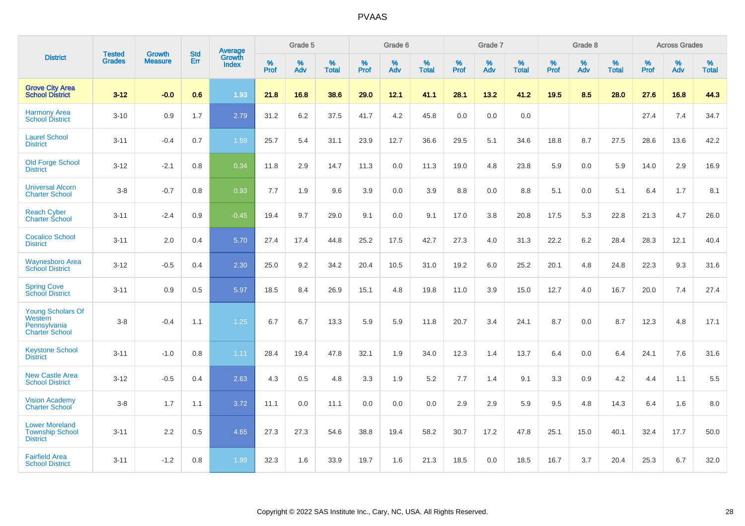# PVAAS

| District | Tested Grades | Growth Measure | Std Err | Average Growth Index | Grade 5 | | | Grade 6 | | | Grade 7 | | | Grade 8 | | | Across Grades | | |
|---|---|---|---|---|---|---|---|---|---|---|---|---|---|---|---|---|---|---|---|
| | | | | | % Prof | % Adv | % Total | % Prof | % Adv | % Total | % Prof | % Adv | % Total | % Prof | % Adv | % Total | % Prof | % Adv | % Total |
| **Grove City Area School District** | **3-12** | **-0.0** | **0.6** | **1.93** | **21.8** | **16.8** | **38.6** | **29.0** | **12.1** | **41.1** | **28.1** | **13.2** | **41.2** | **19.5** | **8.5** | **28.0** | **27.6** | **16.8** | **44.3** |
| Harmony Area School District | 3-10 | 0.9 | 1.7 | 2.79 | 31.2 | 6.2 | 37.5 | 41.7 | 4.2 | 45.8 | 0.0 | 0.0 | 0.0 | | | | 27.4 | 7.4 | 34.7 |
| Laurel School District | 3-11 | -0.4 | 0.7 | 1.59 | 25.7 | 5.4 | 31.1 | 23.9 | 12.7 | 36.6 | 29.5 | 5.1 | 34.6 | 18.8 | 8.7 | 27.5 | 28.6 | 13.6 | 42.2 |
| Old Forge School District | 3-12 | -2.1 | 0.8 | 0.34 | 11.8 | 2.9 | 14.7 | 11.3 | 0.0 | 11.3 | 19.0 | 4.8 | 23.8 | 5.9 | 0.0 | 5.9 | 14.0 | 2.9 | 16.9 |
| Universal Alcorn Charter School | 3-8 | -0.7 | 0.8 | 0.93 | 7.7 | 1.9 | 9.6 | 3.9 | 0.0 | 3.9 | 8.8 | 0.0 | 8.8 | 5.1 | 0.0 | 5.1 | 6.4 | 1.7 | 8.1 |
| Reach Cyber Charter School | 3-11 | -2.4 | 0.9 | -0.45 | 19.4 | 9.7 | 29.0 | 9.1 | 0.0 | 9.1 | 17.0 | 3.8 | 20.8 | 17.5 | 5.3 | 22.8 | 21.3 | 4.7 | 26.0 |
| Cocalico School District | 3-11 | 2.0 | 0.4 | 5.70 | 27.4 | 17.4 | 44.8 | 25.2 | 17.5 | 42.7 | 27.3 | 4.0 | 31.3 | 22.2 | 6.2 | 28.4 | 28.3 | 12.1 | 40.4 |
| Waynesboro Area School District | 3-12 | -0.5 | 0.4 | 2.30 | 25.0 | 9.2 | 34.2 | 20.4 | 10.5 | 31.0 | 19.2 | 6.0 | 25.2 | 20.1 | 4.8 | 24.8 | 22.3 | 9.3 | 31.6 |
| Spring Cove School District | 3-11 | 0.9 | 0.5 | 5.97 | 18.5 | 8.4 | 26.9 | 15.1 | 4.8 | 19.8 | 11.0 | 3.9 | 15.0 | 12.7 | 4.0 | 16.7 | 20.0 | 7.4 | 27.4 |
| Young Scholars Of Western Pennsylvania Charter School | 3-8 | -0.4 | 1.1 | 1.25 | 6.7 | 6.7 | 13.3 | 5.9 | 5.9 | 11.8 | 20.7 | 3.4 | 24.1 | 8.7 | 0.0 | 8.7 | 12.3 | 4.8 | 17.1 |
| Keystone School District | 3-11 | -1.0 | 0.8 | 1.11 | 28.4 | 19.4 | 47.8 | 32.1 | 1.9 | 34.0 | 12.3 | 1.4 | 13.7 | 6.4 | 0.0 | 6.4 | 24.1 | 7.6 | 31.6 |
| New Castle Area School District | 3-12 | -0.5 | 0.4 | 2.63 | 4.3 | 0.5 | 4.8 | 3.3 | 1.9 | 5.2 | 7.7 | 1.4 | 9.1 | 3.3 | 0.9 | 4.2 | 4.4 | 1.1 | 5.5 |
| Vision Academy Charter School | 3-8 | 1.7 | 1.1 | 3.72 | 11.1 | 0.0 | 11.1 | 0.0 | 0.0 | 0.0 | 2.9 | 2.9 | 5.9 | 9.5 | 4.8 | 14.3 | 6.4 | 1.6 | 8.0 |
| Lower Moreland Township School District | 3-11 | 2.2 | 0.5 | 4.65 | 27.3 | 27.3 | 54.6 | 38.8 | 19.4 | 58.2 | 30.7 | 17.2 | 47.8 | 25.1 | 15.0 | 40.1 | 32.4 | 17.7 | 50.0 |
| Fairfield Area School District | 3-11 | -1.2 | 0.8 | 1.99 | 32.3 | 1.6 | 33.9 | 19.7 | 1.6 | 21.3 | 18.5 | 0.0 | 18.5 | 16.7 | 3.7 | 20.4 | 25.3 | 6.7 | 32.0 |

Copyright © 2022 SAS Institute Inc., Cary, NC, USA. All Rights Reserved.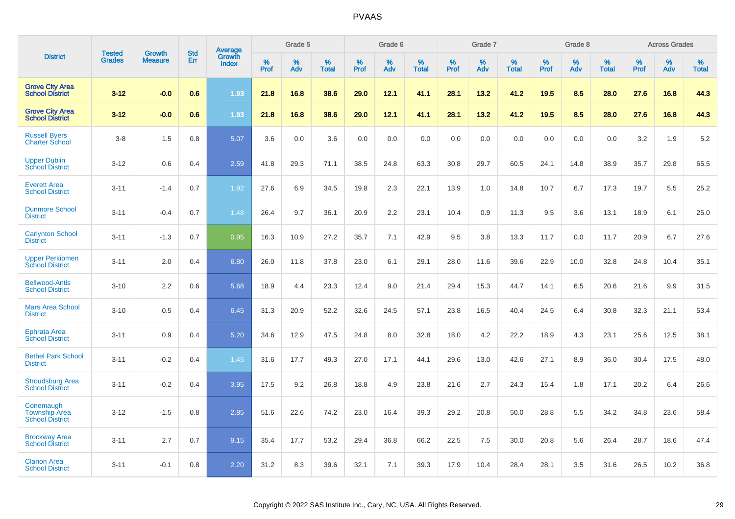# PVAAS

| District | Tested Grades | Growth Measure | Std Err | Average Growth Index | Grade 5 | | | Grade 6 | | | Grade 7 | | | Grade 8 | | | Across Grades | | |
|---|---|---|---|---|---|---|---|---|---|---|---|---|---|---|---|---|---|---|---|
| | | | | | % Prof | % Adv | % Total | % Prof | % Adv | % Total | % Prof | % Adv | % Total | % Prof | % Adv | % Total | % Prof | % Adv | % Total |
| **Grove City Area School District** | **3-12** | **-0.0** | **0.6** | **1.93** | **21.8** | **16.8** | **38.6** | **29.0** | **12.1** | **41.1** | **28.1** | **13.2** | **41.2** | **19.5** | **8.5** | **28.0** | **27.6** | **16.8** | **44.3** |
| **Grove City Area School District** | **3-12** | **-0.0** | **0.6** | **1.93** | **21.8** | **16.8** | **38.6** | **29.0** | **12.1** | **41.1** | **28.1** | **13.2** | **41.2** | **19.5** | **8.5** | **28.0** | **27.6** | **16.8** | **44.3** |
| Russell Byers Charter School | 3-8 | 1.5 | 0.8 | 5.07 | 3.6 | 0.0 | 3.6 | 0.0 | 0.0 | 0.0 | 0.0 | 0.0 | 0.0 | 0.0 | 0.0 | 0.0 | 3.2 | 1.9 | 5.2 |
| Upper Dublin School District | 3-12 | 0.6 | 0.4 | 2.59 | 41.8 | 29.3 | 71.1 | 38.5 | 24.8 | 63.3 | 30.8 | 29.7 | 60.5 | 24.1 | 14.8 | 38.9 | 35.7 | 29.8 | 65.5 |
| Everett Area School District | 3-11 | -1.4 | 0.7 | 1.92 | 27.6 | 6.9 | 34.5 | 19.8 | 2.3 | 22.1 | 13.9 | 1.0 | 14.8 | 10.7 | 6.7 | 17.3 | 19.7 | 5.5 | 25.2 |
| Dunmore School District | 3-11 | -0.4 | 0.7 | 1.48 | 26.4 | 9.7 | 36.1 | 20.9 | 2.2 | 23.1 | 10.4 | 0.9 | 11.3 | 9.5 | 3.6 | 13.1 | 18.9 | 6.1 | 25.0 |
| Carlynton School District | 3-11 | -1.3 | 0.7 | 0.95 | 16.3 | 10.9 | 27.2 | 35.7 | 7.1 | 42.9 | 9.5 | 3.8 | 13.3 | 11.7 | 0.0 | 11.7 | 20.9 | 6.7 | 27.6 |
| Upper Perkiomen School District | 3-11 | 2.0 | 0.4 | 6.80 | 26.0 | 11.8 | 37.8 | 23.0 | 6.1 | 29.1 | 28.0 | 11.6 | 39.6 | 22.9 | 10.0 | 32.8 | 24.8 | 10.4 | 35.1 |
| Bellwood-Antis School District | 3-10 | 2.2 | 0.6 | 5.68 | 18.9 | 4.4 | 23.3 | 12.4 | 9.0 | 21.4 | 29.4 | 15.3 | 44.7 | 14.1 | 6.5 | 20.6 | 21.6 | 9.9 | 31.5 |
| Mars Area School District | 3-10 | 0.5 | 0.4 | 6.45 | 31.3 | 20.9 | 52.2 | 32.6 | 24.5 | 57.1 | 23.8 | 16.5 | 40.4 | 24.5 | 6.4 | 30.8 | 32.3 | 21.1 | 53.4 |
| Ephrata Area School District | 3-11 | 0.9 | 0.4 | 5.20 | 34.6 | 12.9 | 47.5 | 24.8 | 8.0 | 32.8 | 18.0 | 4.2 | 22.2 | 18.9 | 4.3 | 23.1 | 25.6 | 12.5 | 38.1 |
| Bethel Park School District | 3-11 | -0.2 | 0.4 | 1.45 | 31.6 | 17.7 | 49.3 | 27.0 | 17.1 | 44.1 | 29.6 | 13.0 | 42.6 | 27.1 | 8.9 | 36.0 | 30.4 | 17.5 | 48.0 |
| Stroudsburg Area School District | 3-11 | -0.2 | 0.4 | 3.95 | 17.5 | 9.2 | 26.8 | 18.8 | 4.9 | 23.8 | 21.6 | 2.7 | 24.3 | 15.4 | 1.8 | 17.1 | 20.2 | 6.4 | 26.6 |
| Conemaugh Township Area School District | 3-12 | -1.5 | 0.8 | 2.85 | 51.6 | 22.6 | 74.2 | 23.0 | 16.4 | 39.3 | 29.2 | 20.8 | 50.0 | 28.8 | 5.5 | 34.2 | 34.8 | 23.6 | 58.4 |
| Brockway Area School District | 3-11 | 2.7 | 0.7 | 9.15 | 35.4 | 17.7 | 53.2 | 29.4 | 36.8 | 66.2 | 22.5 | 7.5 | 30.0 | 20.8 | 5.6 | 26.4 | 28.7 | 18.6 | 47.4 |
| Clarion Area School District | 3-11 | -0.1 | 0.8 | 2.20 | 31.2 | 8.3 | 39.6 | 32.1 | 7.1 | 39.3 | 17.9 | 10.4 | 28.4 | 28.1 | 3.5 | 31.6 | 26.5 | 10.2 | 36.8 |

Copyright © 2022 SAS Institute Inc., Cary, NC, USA. All Rights Reserved.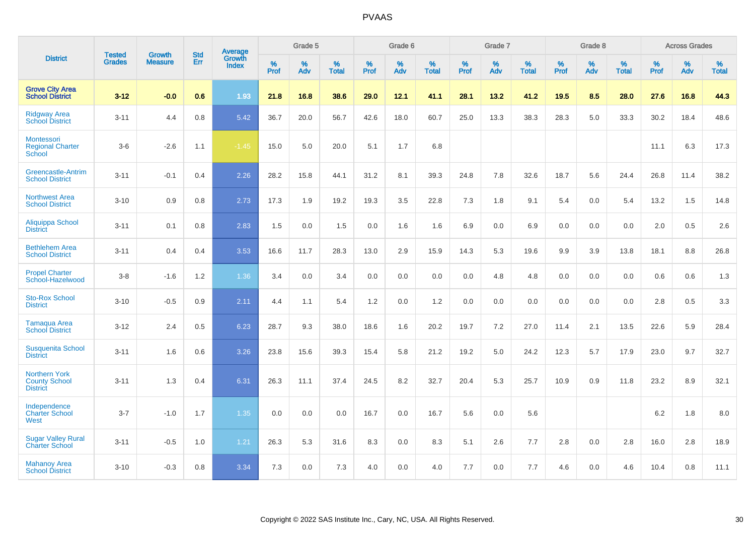| District | Tested Grades | Growth Measure | Std Err | Average Growth Index | Grade 5 | | | Grade 6 | | | Grade 7 | | | Grade 8 | | | Across Grades | | |
|---|---|---|---|---|---|---|---|---|---|---|---|---|---|---|---|---|---|---|---|
| | | | | | % Prof | % Adv | % Total | % Prof | % Adv | % Total | % Prof | % Adv | % Total | % Prof | % Adv | % Total | % Prof | % Adv | % Total |
| **Grove City Area School District** | **3-12** | **-0.0** | **0.6** | **1.93** | **21.8** | **16.8** | **38.6** | **29.0** | **12.1** | **41.1** | **28.1** | **13.2** | **41.2** | **19.5** | **8.5** | **28.0** | **27.6** | **16.8** | **44.3** |
| Ridgway Area School District | 3-11 | 4.4 | 0.8 | 5.42 | 36.7 | 20.0 | 56.7 | 42.6 | 18.0 | 60.7 | 25.0 | 13.3 | 38.3 | 28.3 | 5.0 | 33.3 | 30.2 | 18.4 | 48.6 |
| Montessori Regional Charter School | 3-6 | -2.6 | 1.1 | -1.45 | 15.0 | 5.0 | 20.0 | 5.1 | 1.7 | 6.8 | | | | | | | 11.1 | 6.3 | 17.3 |
| Greencastle-Antrim School District | 3-11 | -0.1 | 0.4 | 2.26 | 28.2 | 15.8 | 44.1 | 31.2 | 8.1 | 39.3 | 24.8 | 7.8 | 32.6 | 18.7 | 5.6 | 24.4 | 26.8 | 11.4 | 38.2 |
| Northwest Area School District | 3-10 | 0.9 | 0.8 | 2.73 | 17.3 | 1.9 | 19.2 | 19.3 | 3.5 | 22.8 | 7.3 | 1.8 | 9.1 | 5.4 | 0.0 | 5.4 | 13.2 | 1.5 | 14.8 |
| Aliquippa School District | 3-11 | 0.1 | 0.8 | 2.83 | 1.5 | 0.0 | 1.5 | 0.0 | 1.6 | 1.6 | 6.9 | 0.0 | 6.9 | 0.0 | 0.0 | 0.0 | 2.0 | 0.5 | 2.6 |
| Bethlehem Area School District | 3-11 | 0.4 | 0.4 | 3.53 | 16.6 | 11.7 | 28.3 | 13.0 | 2.9 | 15.9 | 14.3 | 5.3 | 19.6 | 9.9 | 3.9 | 13.8 | 18.1 | 8.8 | 26.8 |
| Propel Charter School-Hazelwood | 3-8 | -1.6 | 1.2 | 1.36 | 3.4 | 0.0 | 3.4 | 0.0 | 0.0 | 0.0 | 0.0 | 4.8 | 4.8 | 0.0 | 0.0 | 0.0 | 0.6 | 0.6 | 1.3 |
| Sto-Rox School District | 3-10 | -0.5 | 0.9 | 2.11 | 4.4 | 1.1 | 5.4 | 1.2 | 0.0 | 1.2 | 0.0 | 0.0 | 0.0 | 0.0 | 0.0 | 0.0 | 2.8 | 0.5 | 3.3 |
| Tamaqua Area School District | 3-12 | 2.4 | 0.5 | 6.23 | 28.7 | 9.3 | 38.0 | 18.6 | 1.6 | 20.2 | 19.7 | 7.2 | 27.0 | 11.4 | 2.1 | 13.5 | 22.6 | 5.9 | 28.4 |
| Susquenita School District | 3-11 | 1.6 | 0.6 | 3.26 | 23.8 | 15.6 | 39.3 | 15.4 | 5.8 | 21.2 | 19.2 | 5.0 | 24.2 | 12.3 | 5.7 | 17.9 | 23.0 | 9.7 | 32.7 |
| Northern York County School District | 3-11 | 1.3 | 0.4 | 6.31 | 26.3 | 11.1 | 37.4 | 24.5 | 8.2 | 32.7 | 20.4 | 5.3 | 25.7 | 10.9 | 0.9 | 11.8 | 23.2 | 8.9 | 32.1 |
| Independence Charter School West | 3-7 | -1.0 | 1.7 | 1.35 | 0.0 | 0.0 | 0.0 | 16.7 | 0.0 | 16.7 | 5.6 | 0.0 | 5.6 | | | | 6.2 | 1.8 | 8.0 |
| Sugar Valley Rural Charter School | 3-11 | -0.5 | 1.0 | 1.21 | 26.3 | 5.3 | 31.6 | 8.3 | 0.0 | 8.3 | 5.1 | 2.6 | 7.7 | 2.8 | 0.0 | 2.8 | 16.0 | 2.8 | 18.9 |
| Mahanoy Area School District | 3-10 | -0.3 | 0.8 | 3.34 | 7.3 | 0.0 | 7.3 | 4.0 | 0.0 | 4.0 | 7.7 | 0.0 | 7.7 | 4.6 | 0.0 | 4.6 | 10.4 | 0.8 | 11.1 |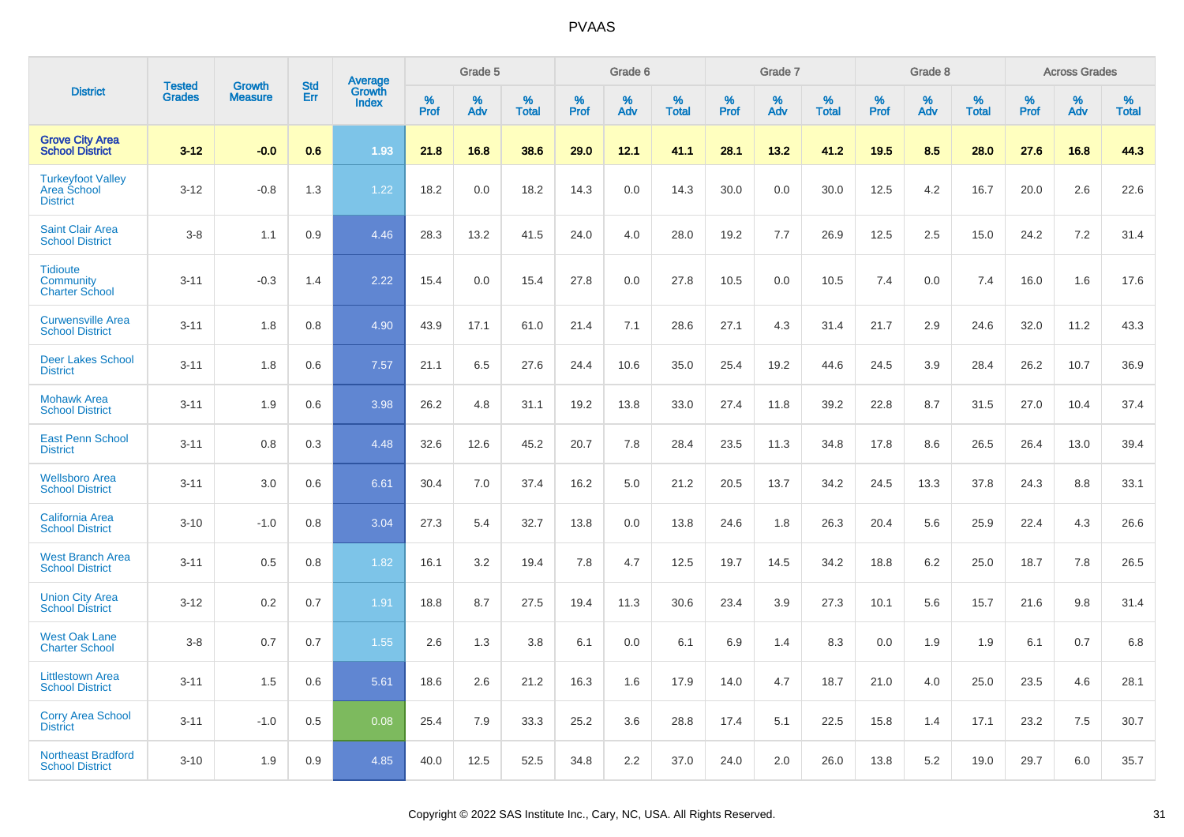# PVAAS

| District | Tested Grades | Growth Measure | Std Err | Average Growth Index | Grade 5 | | | Grade 6 | | | Grade 7 | | | Grade 8 | | | Across Grades | | |
|---|---|---|---|---|---|---|---|---|---|---|---|---|---|---|---|---|---|---|---|
| | | | | | % Prof | % Adv | % Total | % Prof | % Adv | % Total | % Prof | % Adv | % Total | % Prof | % Adv | % Total | % Prof | % Adv | % Total |
| **Grove City Area School District** | **3-12** | **-0.0** | **0.6** | **1.93** | **21.8** | **16.8** | **38.6** | **29.0** | **12.1** | **41.1** | **28.1** | **13.2** | **41.2** | **19.5** | **8.5** | **28.0** | **27.6** | **16.8** | **44.3** |
| Turkeyfoot Valley Area School District | 3-12 | -0.8 | 1.3 | 1.22 | 18.2 | 0.0 | 18.2 | 14.3 | 0.0 | 14.3 | 30.0 | 0.0 | 30.0 | 12.5 | 4.2 | 16.7 | 20.0 | 2.6 | 22.6 |
| Saint Clair Area School District | 3-8 | 1.1 | 0.9 | 4.46 | 28.3 | 13.2 | 41.5 | 24.0 | 4.0 | 28.0 | 19.2 | 7.7 | 26.9 | 12.5 | 2.5 | 15.0 | 24.2 | 7.2 | 31.4 |
| Tidioute Community Charter School | 3-11 | -0.3 | 1.4 | 2.22 | 15.4 | 0.0 | 15.4 | 27.8 | 0.0 | 27.8 | 10.5 | 0.0 | 10.5 | 7.4 | 0.0 | 7.4 | 16.0 | 1.6 | 17.6 |
| Curwensville Area School District | 3-11 | 1.8 | 0.8 | 4.90 | 43.9 | 17.1 | 61.0 | 21.4 | 7.1 | 28.6 | 27.1 | 4.3 | 31.4 | 21.7 | 2.9 | 24.6 | 32.0 | 11.2 | 43.3 |
| Deer Lakes School District | 3-11 | 1.8 | 0.6 | 7.57 | 21.1 | 6.5 | 27.6 | 24.4 | 10.6 | 35.0 | 25.4 | 19.2 | 44.6 | 24.5 | 3.9 | 28.4 | 26.2 | 10.7 | 36.9 |
| Mohawk Area School District | 3-11 | 1.9 | 0.6 | 3.98 | 26.2 | 4.8 | 31.1 | 19.2 | 13.8 | 33.0 | 27.4 | 11.8 | 39.2 | 22.8 | 8.7 | 31.5 | 27.0 | 10.4 | 37.4 |
| East Penn School District | 3-11 | 0.8 | 0.3 | 4.48 | 32.6 | 12.6 | 45.2 | 20.7 | 7.8 | 28.4 | 23.5 | 11.3 | 34.8 | 17.8 | 8.6 | 26.5 | 26.4 | 13.0 | 39.4 |
| Wellsboro Area School District | 3-11 | 3.0 | 0.6 | 6.61 | 30.4 | 7.0 | 37.4 | 16.2 | 5.0 | 21.2 | 20.5 | 13.7 | 34.2 | 24.5 | 13.3 | 37.8 | 24.3 | 8.8 | 33.1 |
| California Area School District | 3-10 | -1.0 | 0.8 | 3.04 | 27.3 | 5.4 | 32.7 | 13.8 | 0.0 | 13.8 | 24.6 | 1.8 | 26.3 | 20.4 | 5.6 | 25.9 | 22.4 | 4.3 | 26.6 |
| West Branch Area School District | 3-11 | 0.5 | 0.8 | 1.82 | 16.1 | 3.2 | 19.4 | 7.8 | 4.7 | 12.5 | 19.7 | 14.5 | 34.2 | 18.8 | 6.2 | 25.0 | 18.7 | 7.8 | 26.5 |
| Union City Area School District | 3-12 | 0.2 | 0.7 | 1.91 | 18.8 | 8.7 | 27.5 | 19.4 | 11.3 | 30.6 | 23.4 | 3.9 | 27.3 | 10.1 | 5.6 | 15.7 | 21.6 | 9.8 | 31.4 |
| West Oak Lane Charter School | 3-8 | 0.7 | 0.7 | 1.55 | 2.6 | 1.3 | 3.8 | 6.1 | 0.0 | 6.1 | 6.9 | 1.4 | 8.3 | 0.0 | 1.9 | 1.9 | 6.1 | 0.7 | 6.8 |
| Littlestown Area School District | 3-11 | 1.5 | 0.6 | 5.61 | 18.6 | 2.6 | 21.2 | 16.3 | 1.6 | 17.9 | 14.0 | 4.7 | 18.7 | 21.0 | 4.0 | 25.0 | 23.5 | 4.6 | 28.1 |
| Corry Area School District | 3-11 | -1.0 | 0.5 | 0.08 | 25.4 | 7.9 | 33.3 | 25.2 | 3.6 | 28.8 | 17.4 | 5.1 | 22.5 | 15.8 | 1.4 | 17.1 | 23.2 | 7.5 | 30.7 |
| Northeast Bradford School District | 3-10 | 1.9 | 0.9 | 4.85 | 40.0 | 12.5 | 52.5 | 34.8 | 2.2 | 37.0 | 24.0 | 2.0 | 26.0 | 13.8 | 5.2 | 19.0 | 29.7 | 6.0 | 35.7 |

Copyright © 2022 SAS Institute Inc., Cary, NC, USA. All Rights Reserved.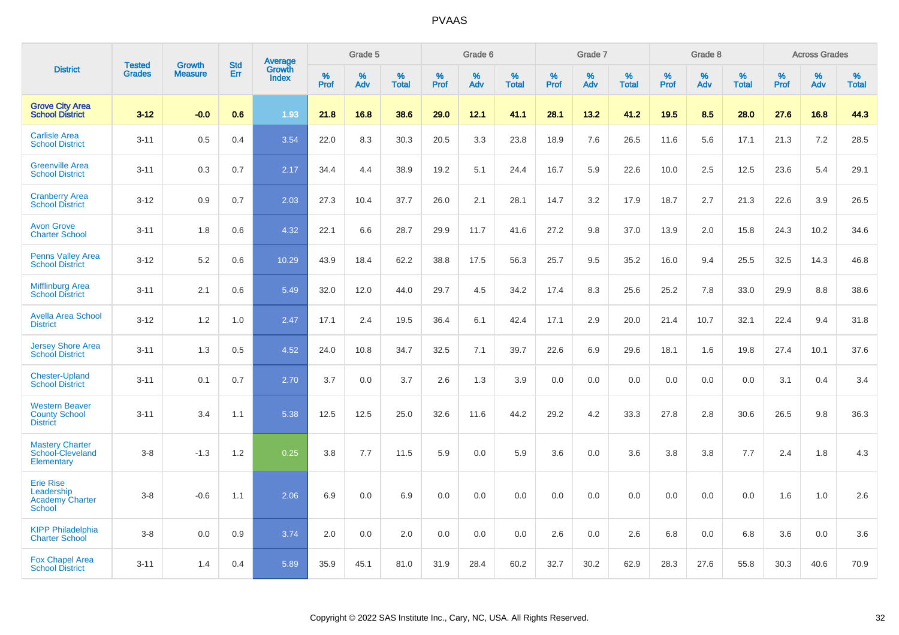# PVAAS

| District | Tested Grades | Growth Measure | Std Err | Average Growth Index | Grade 5 | | | Grade 6 | | | Grade 7 | | | Grade 8 | | | Across Grades | | |
|---|---|---|---|---|---|---|---|---|---|---|---|---|---|---|---|---|---|---|---|
| | | | | | % Prof | % Adv | % Total | % Prof | % Adv | % Total | % Prof | % Adv | % Total | % Prof | % Adv | % Total | % Prof | % Adv | % Total |
| **Grove City Area School District** | **3-12** | **-0.0** | **0.6** | **1.93** | **21.8** | **16.8** | **38.6** | **29.0** | **12.1** | **41.1** | **28.1** | **13.2** | **41.2** | **19.5** | **8.5** | **28.0** | **27.6** | **16.8** | **44.3** |
| Carlisle Area School District | 3-11 | 0.5 | 0.4 | 3.54 | 22.0 | 8.3 | 30.3 | 20.5 | 3.3 | 23.8 | 18.9 | 7.6 | 26.5 | 11.6 | 5.6 | 17.1 | 21.3 | 7.2 | 28.5 |
| Greenville Area School District | 3-11 | 0.3 | 0.7 | 2.17 | 34.4 | 4.4 | 38.9 | 19.2 | 5.1 | 24.4 | 16.7 | 5.9 | 22.6 | 10.0 | 2.5 | 12.5 | 23.6 | 5.4 | 29.1 |
| Cranberry Area School District | 3-12 | 0.9 | 0.7 | 2.03 | 27.3 | 10.4 | 37.7 | 26.0 | 2.1 | 28.1 | 14.7 | 3.2 | 17.9 | 18.7 | 2.7 | 21.3 | 22.6 | 3.9 | 26.5 |
| Avon Grove Charter School | 3-11 | 1.8 | 0.6 | 4.32 | 22.1 | 6.6 | 28.7 | 29.9 | 11.7 | 41.6 | 27.2 | 9.8 | 37.0 | 13.9 | 2.0 | 15.8 | 24.3 | 10.2 | 34.6 |
| Penns Valley Area School District | 3-12 | 5.2 | 0.6 | 10.29 | 43.9 | 18.4 | 62.2 | 38.8 | 17.5 | 56.3 | 25.7 | 9.5 | 35.2 | 16.0 | 9.4 | 25.5 | 32.5 | 14.3 | 46.8 |
| Mifflinburg Area School District | 3-11 | 2.1 | 0.6 | 5.49 | 32.0 | 12.0 | 44.0 | 29.7 | 4.5 | 34.2 | 17.4 | 8.3 | 25.6 | 25.2 | 7.8 | 33.0 | 29.9 | 8.8 | 38.6 |
| Avella Area School District | 3-12 | 1.2 | 1.0 | 2.47 | 17.1 | 2.4 | 19.5 | 36.4 | 6.1 | 42.4 | 17.1 | 2.9 | 20.0 | 21.4 | 10.7 | 32.1 | 22.4 | 9.4 | 31.8 |
| Jersey Shore Area School District | 3-11 | 1.3 | 0.5 | 4.52 | 24.0 | 10.8 | 34.7 | 32.5 | 7.1 | 39.7 | 22.6 | 6.9 | 29.6 | 18.1 | 1.6 | 19.8 | 27.4 | 10.1 | 37.6 |
| Chester-Upland School District | 3-11 | 0.1 | 0.7 | 2.70 | 3.7 | 0.0 | 3.7 | 2.6 | 1.3 | 3.9 | 0.0 | 0.0 | 0.0 | 0.0 | 0.0 | 0.0 | 3.1 | 0.4 | 3.4 |
| Western Beaver County School District | 3-11 | 3.4 | 1.1 | 5.38 | 12.5 | 12.5 | 25.0 | 32.6 | 11.6 | 44.2 | 29.2 | 4.2 | 33.3 | 27.8 | 2.8 | 30.6 | 26.5 | 9.8 | 36.3 |
| Mastery Charter School-Cleveland Elementary | 3-8 | -1.3 | 1.2 | 0.25 | 3.8 | 7.7 | 11.5 | 5.9 | 0.0 | 5.9 | 3.6 | 0.0 | 3.6 | 3.8 | 3.8 | 7.7 | 2.4 | 1.8 | 4.3 |
| Erie Rise Leadership Academy Charter School | 3-8 | -0.6 | 1.1 | 2.06 | 6.9 | 0.0 | 6.9 | 0.0 | 0.0 | 0.0 | 0.0 | 0.0 | 0.0 | 0.0 | 0.0 | 0.0 | 1.6 | 1.0 | 2.6 |
| KIPP Philadelphia Charter School | 3-8 | 0.0 | 0.9 | 3.74 | 2.0 | 0.0 | 2.0 | 0.0 | 0.0 | 0.0 | 2.6 | 0.0 | 2.6 | 6.8 | 0.0 | 6.8 | 3.6 | 0.0 | 3.6 |
| Fox Chapel Area School District | 3-11 | 1.4 | 0.4 | 5.89 | 35.9 | 45.1 | 81.0 | 31.9 | 28.4 | 60.2 | 32.7 | 30.2 | 62.9 | 28.3 | 27.6 | 55.8 | 30.3 | 40.6 | 70.9 |

Copyright © 2022 SAS Institute Inc., Cary, NC, USA. All Rights Reserved.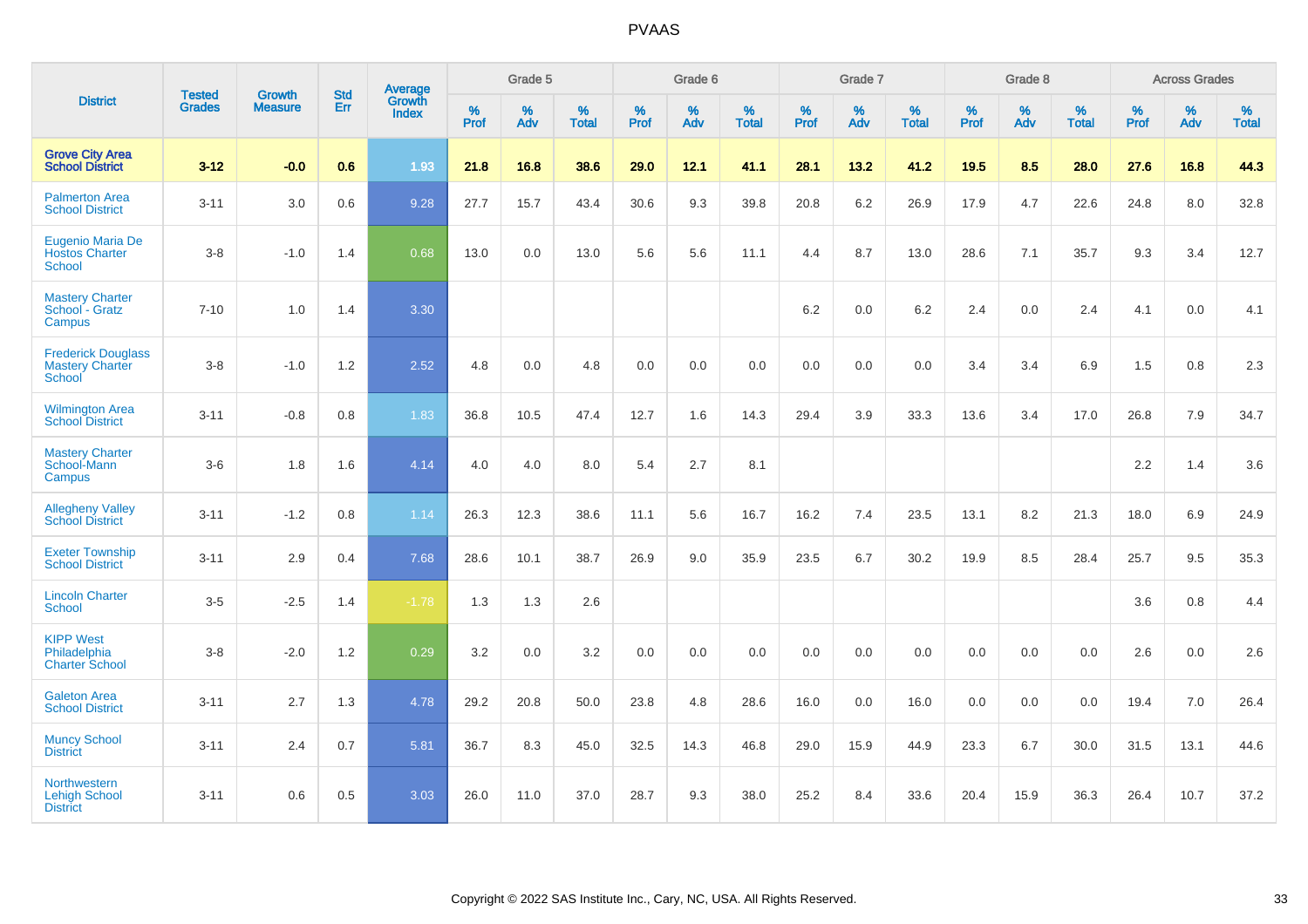# PVAAS

| District | Tested Grades | Growth Measure | Std Err | Average Growth Index | Grade 5 | | | Grade 6 | | | Grade 7 | | | Grade 8 | | | Across Grades | | |
|---|---|---|---|---|---|---|---|---|---|---|---|---|---|---|---|---|---|---|---|
| | | | | | % Prof | % Adv | % Total | % Prof | % Adv | % Total | % Prof | % Adv | % Total | % Prof | % Adv | % Total | % Prof | % Adv | % Total |
| **Grove City Area School District** | **3-12** | **-0.0** | **0.6** | **1.93** | **21.8** | **16.8** | **38.6** | **29.0** | **12.1** | **41.1** | **28.1** | **13.2** | **41.2** | **19.5** | **8.5** | **28.0** | **27.6** | **16.8** | **44.3** |
| Palmerton Area School District | 3-11 | 3.0 | 0.6 | 9.28 | 27.7 | 15.7 | 43.4 | 30.6 | 9.3 | 39.8 | 20.8 | 6.2 | 26.9 | 17.9 | 4.7 | 22.6 | 24.8 | 8.0 | 32.8 |
| Eugenio Maria De Hostos Charter School | 3-8 | -1.0 | 1.4 | 0.68 | 13.0 | 0.0 | 13.0 | 5.6 | 5.6 | 11.1 | 4.4 | 8.7 | 13.0 | 28.6 | 7.1 | 35.7 | 9.3 | 3.4 | 12.7 |
| Mastery Charter School - Gratz Campus | 7-10 | 1.0 | 1.4 | 3.30 | | | | | | | 6.2 | 0.0 | 6.2 | 2.4 | 0.0 | 2.4 | 4.1 | 0.0 | 4.1 |
| Frederick Douglass Mastery Charter School | 3-8 | -1.0 | 1.2 | 2.52 | 4.8 | 0.0 | 4.8 | 0.0 | 0.0 | 0.0 | 0.0 | 0.0 | 0.0 | 3.4 | 3.4 | 6.9 | 1.5 | 0.8 | 2.3 |
| Wilmington Area School District | 3-11 | -0.8 | 0.8 | 1.83 | 36.8 | 10.5 | 47.4 | 12.7 | 1.6 | 14.3 | 29.4 | 3.9 | 33.3 | 13.6 | 3.4 | 17.0 | 26.8 | 7.9 | 34.7 |
| Mastery Charter School-Mann Campus | 3-6 | 1.8 | 1.6 | 4.14 | 4.0 | 4.0 | 8.0 | 5.4 | 2.7 | 8.1 | | | | | | | 2.2 | 1.4 | 3.6 |
| Allegheny Valley School District | 3-11 | -1.2 | 0.8 | 1.14 | 26.3 | 12.3 | 38.6 | 11.1 | 5.6 | 16.7 | 16.2 | 7.4 | 23.5 | 13.1 | 8.2 | 21.3 | 18.0 | 6.9 | 24.9 |
| Exeter Township School District | 3-11 | 2.9 | 0.4 | 7.68 | 28.6 | 10.1 | 38.7 | 26.9 | 9.0 | 35.9 | 23.5 | 6.7 | 30.2 | 19.9 | 8.5 | 28.4 | 25.7 | 9.5 | 35.3 |
| Lincoln Charter School | 3-5 | -2.5 | 1.4 | -1.78 | 1.3 | 1.3 | 2.6 | | | | | | | | | | 3.6 | 0.8 | 4.4 |
| KIPP West Philadelphia Charter School | 3-8 | -2.0 | 1.2 | 0.29 | 3.2 | 0.0 | 3.2 | 0.0 | 0.0 | 0.0 | 0.0 | 0.0 | 0.0 | 0.0 | 0.0 | 0.0 | 2.6 | 0.0 | 2.6 |
| Galeton Area School District | 3-11 | 2.7 | 1.3 | 4.78 | 29.2 | 20.8 | 50.0 | 23.8 | 4.8 | 28.6 | 16.0 | 0.0 | 16.0 | 0.0 | 0.0 | 0.0 | 19.4 | 7.0 | 26.4 |
| Muncy School District | 3-11 | 2.4 | 0.7 | 5.81 | 36.7 | 8.3 | 45.0 | 32.5 | 14.3 | 46.8 | 29.0 | 15.9 | 44.9 | 23.3 | 6.7 | 30.0 | 31.5 | 13.1 | 44.6 |
| Northwestern Lehigh School District | 3-11 | 0.6 | 0.5 | 3.03 | 26.0 | 11.0 | 37.0 | 28.7 | 9.3 | 38.0 | 25.2 | 8.4 | 33.6 | 20.4 | 15.9 | 36.3 | 26.4 | 10.7 | 37.2 |

Copyright © 2022 SAS Institute Inc., Cary, NC, USA. All Rights Reserved.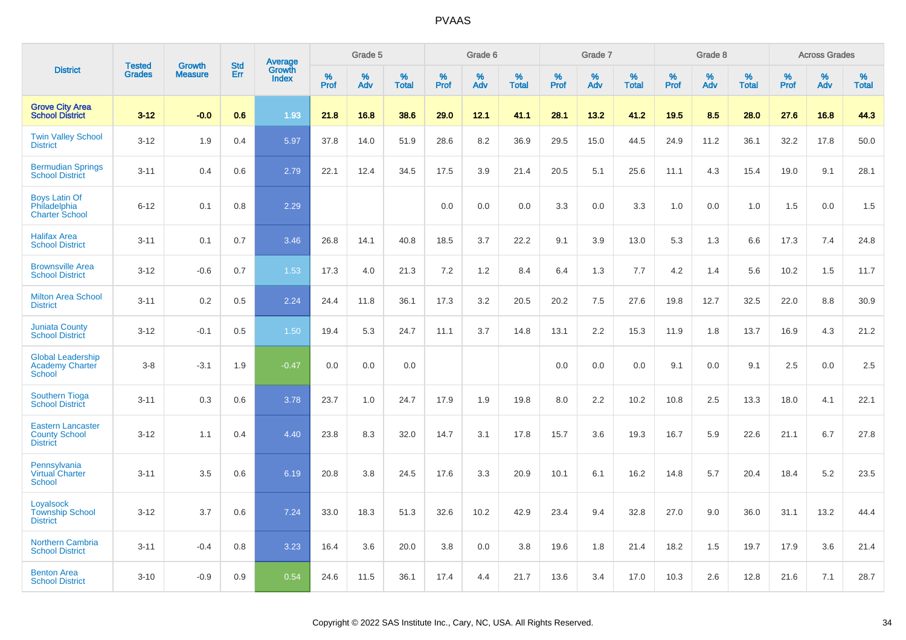# PVAAS

| District | Tested Grades | Growth Measure | Std Err | Average Growth Index | Grade 5 | | | Grade 6 | | | Grade 7 | | | Grade 8 | | | Across Grades | | |
|---|---|---|---|---|---|---|---|---|---|---|---|---|---|---|---|---|---|---|---|
| | | | | | % Prof | % Adv | % Total | % Prof | % Adv | % Total | % Prof | % Adv | % Total | % Prof | % Adv | % Total | % Prof | % Adv | % Total |
| **Grove City Area School District** | **3-12** | **-0.0** | **0.6** | **1.93** | **21.8** | **16.8** | **38.6** | **29.0** | **12.1** | **41.1** | **28.1** | **13.2** | **41.2** | **19.5** | **8.5** | **28.0** | **27.6** | **16.8** | **44.3** |
| Twin Valley School District | 3-12 | 1.9 | 0.4 | 5.97 | 37.8 | 14.0 | 51.9 | 28.6 | 8.2 | 36.9 | 29.5 | 15.0 | 44.5 | 24.9 | 11.2 | 36.1 | 32.2 | 17.8 | 50.0 |
| Bermudian Springs School District | 3-11 | 0.4 | 0.6 | 2.79 | 22.1 | 12.4 | 34.5 | 17.5 | 3.9 | 21.4 | 20.5 | 5.1 | 25.6 | 11.1 | 4.3 | 15.4 | 19.0 | 9.1 | 28.1 |
| Boys Latin Of Philadelphia Charter School | 6-12 | 0.1 | 0.8 | 2.29 | | | | 0.0 | 0.0 | 0.0 | 3.3 | 0.0 | 3.3 | 1.0 | 0.0 | 1.0 | 1.5 | 0.0 | 1.5 |
| Halifax Area School District | 3-11 | 0.1 | 0.7 | 3.46 | 26.8 | 14.1 | 40.8 | 18.5 | 3.7 | 22.2 | 9.1 | 3.9 | 13.0 | 5.3 | 1.3 | 6.6 | 17.3 | 7.4 | 24.8 |
| Brownsville Area School District | 3-12 | -0.6 | 0.7 | 1.53 | 17.3 | 4.0 | 21.3 | 7.2 | 1.2 | 8.4 | 6.4 | 1.3 | 7.7 | 4.2 | 1.4 | 5.6 | 10.2 | 1.5 | 11.7 |
| Milton Area School District | 3-11 | 0.2 | 0.5 | 2.24 | 24.4 | 11.8 | 36.1 | 17.3 | 3.2 | 20.5 | 20.2 | 7.5 | 27.6 | 19.8 | 12.7 | 32.5 | 22.0 | 8.8 | 30.9 |
| Juniata County School District | 3-12 | -0.1 | 0.5 | 1.50 | 19.4 | 5.3 | 24.7 | 11.1 | 3.7 | 14.8 | 13.1 | 2.2 | 15.3 | 11.9 | 1.8 | 13.7 | 16.9 | 4.3 | 21.2 |
| Global Leadership Academy Charter School | 3-8 | -3.1 | 1.9 | -0.47 | 0.0 | 0.0 | 0.0 | | | | 0.0 | 0.0 | 0.0 | 9.1 | 0.0 | 9.1 | 2.5 | 0.0 | 2.5 |
| Southern Tioga School District | 3-11 | 0.3 | 0.6 | 3.78 | 23.7 | 1.0 | 24.7 | 17.9 | 1.9 | 19.8 | 8.0 | 2.2 | 10.2 | 10.8 | 2.5 | 13.3 | 18.0 | 4.1 | 22.1 |
| Eastern Lancaster County School District | 3-12 | 1.1 | 0.4 | 4.40 | 23.8 | 8.3 | 32.0 | 14.7 | 3.1 | 17.8 | 15.7 | 3.6 | 19.3 | 16.7 | 5.9 | 22.6 | 21.1 | 6.7 | 27.8 |
| Pennsylvania Virtual Charter School | 3-11 | 3.5 | 0.6 | 6.19 | 20.8 | 3.8 | 24.5 | 17.6 | 3.3 | 20.9 | 10.1 | 6.1 | 16.2 | 14.8 | 5.7 | 20.4 | 18.4 | 5.2 | 23.5 |
| Loyalsock Township School District | 3-12 | 3.7 | 0.6 | 7.24 | 33.0 | 18.3 | 51.3 | 32.6 | 10.2 | 42.9 | 23.4 | 9.4 | 32.8 | 27.0 | 9.0 | 36.0 | 31.1 | 13.2 | 44.4 |
| Northern Cambria School District | 3-11 | -0.4 | 0.8 | 3.23 | 16.4 | 3.6 | 20.0 | 3.8 | 0.0 | 3.8 | 19.6 | 1.8 | 21.4 | 18.2 | 1.5 | 19.7 | 17.9 | 3.6 | 21.4 |
| Benton Area School District | 3-10 | -0.9 | 0.9 | 0.54 | 24.6 | 11.5 | 36.1 | 17.4 | 4.4 | 21.7 | 13.6 | 3.4 | 17.0 | 10.3 | 2.6 | 12.8 | 21.6 | 7.1 | 28.7 |

Copyright © 2022 SAS Institute Inc., Cary, NC, USA. All Rights Reserved.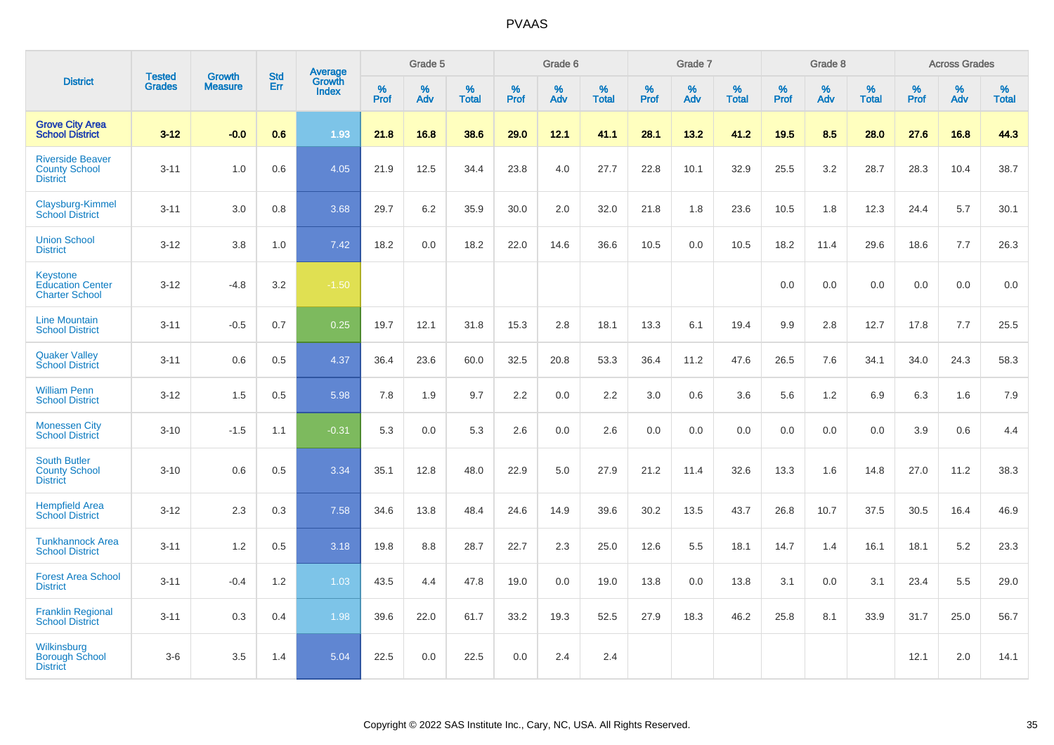# PVAAS

| District | Tested Grades | Growth Measure | Std Err | Average Growth Index | Grade 5 | | | Grade 6 | | | Grade 7 | | | Grade 8 | | | Across Grades | | |
|---|---|---|---|---|---|---|---|---|---|---|---|---|---|---|---|---|---|---|---|
| | | | | | % Prof | % Adv | % Total | % Prof | % Adv | % Total | % Prof | % Adv | % Total | % Prof | % Adv | % Total | % Prof | % Adv | % Total |
| **Grove City Area School District** | **3-12** | **-0.0** | **0.6** | **1.93** | **21.8** | **16.8** | **38.6** | **29.0** | **12.1** | **41.1** | **28.1** | **13.2** | **41.2** | **19.5** | **8.5** | **28.0** | **27.6** | **16.8** | **44.3** |
| Riverside Beaver County School District | 3-11 | 1.0 | 0.6 | 4.05 | 21.9 | 12.5 | 34.4 | 23.8 | 4.0 | 27.7 | 22.8 | 10.1 | 32.9 | 25.5 | 3.2 | 28.7 | 28.3 | 10.4 | 38.7 |
| Claysburg-Kimmel School District | 3-11 | 3.0 | 0.8 | 3.68 | 29.7 | 6.2 | 35.9 | 30.0 | 2.0 | 32.0 | 21.8 | 1.8 | 23.6 | 10.5 | 1.8 | 12.3 | 24.4 | 5.7 | 30.1 |
| Union School District | 3-12 | 3.8 | 1.0 | 7.42 | 18.2 | 0.0 | 18.2 | 22.0 | 14.6 | 36.6 | 10.5 | 0.0 | 10.5 | 18.2 | 11.4 | 29.6 | 18.6 | 7.7 | 26.3 |
| Keystone Education Center Charter School | 3-12 | -4.8 | 3.2 | -1.50 | | | | | | | | | | 0.0 | 0.0 | 0.0 | 0.0 | 0.0 | 0.0 |
| Line Mountain School District | 3-11 | -0.5 | 0.7 | 0.25 | 19.7 | 12.1 | 31.8 | 15.3 | 2.8 | 18.1 | 13.3 | 6.1 | 19.4 | 9.9 | 2.8 | 12.7 | 17.8 | 7.7 | 25.5 |
| Quaker Valley School District | 3-11 | 0.6 | 0.5 | 4.37 | 36.4 | 23.6 | 60.0 | 32.5 | 20.8 | 53.3 | 36.4 | 11.2 | 47.6 | 26.5 | 7.6 | 34.1 | 34.0 | 24.3 | 58.3 |
| William Penn School District | 3-12 | 1.5 | 0.5 | 5.98 | 7.8 | 1.9 | 9.7 | 2.2 | 0.0 | 2.2 | 3.0 | 0.6 | 3.6 | 5.6 | 1.2 | 6.9 | 6.3 | 1.6 | 7.9 |
| Monessen City School District | 3-10 | -1.5 | 1.1 | -0.31 | 5.3 | 0.0 | 5.3 | 2.6 | 0.0 | 2.6 | 0.0 | 0.0 | 0.0 | 0.0 | 0.0 | 0.0 | 3.9 | 0.6 | 4.4 |
| South Butler County School District | 3-10 | 0.6 | 0.5 | 3.34 | 35.1 | 12.8 | 48.0 | 22.9 | 5.0 | 27.9 | 21.2 | 11.4 | 32.6 | 13.3 | 1.6 | 14.8 | 27.0 | 11.2 | 38.3 |
| Hempfield Area School District | 3-12 | 2.3 | 0.3 | 7.58 | 34.6 | 13.8 | 48.4 | 24.6 | 14.9 | 39.6 | 30.2 | 13.5 | 43.7 | 26.8 | 10.7 | 37.5 | 30.5 | 16.4 | 46.9 |
| Tunkhannock Area School District | 3-11 | 1.2 | 0.5 | 3.18 | 19.8 | 8.8 | 28.7 | 22.7 | 2.3 | 25.0 | 12.6 | 5.5 | 18.1 | 14.7 | 1.4 | 16.1 | 18.1 | 5.2 | 23.3 |
| Forest Area School District | 3-11 | -0.4 | 1.2 | 1.03 | 43.5 | 4.4 | 47.8 | 19.0 | 0.0 | 19.0 | 13.8 | 0.0 | 13.8 | 3.1 | 0.0 | 3.1 | 23.4 | 5.5 | 29.0 |
| Franklin Regional School District | 3-11 | 0.3 | 0.4 | 1.98 | 39.6 | 22.0 | 61.7 | 33.2 | 19.3 | 52.5 | 27.9 | 18.3 | 46.2 | 25.8 | 8.1 | 33.9 | 31.7 | 25.0 | 56.7 |
| Wilkinsburg Borough School District | 3-6 | 3.5 | 1.4 | 5.04 | 22.5 | 0.0 | 22.5 | 0.0 | 2.4 | 2.4 | | | | | | | 12.1 | 2.0 | 14.1 |

Copyright © 2022 SAS Institute Inc., Cary, NC, USA. All Rights Reserved.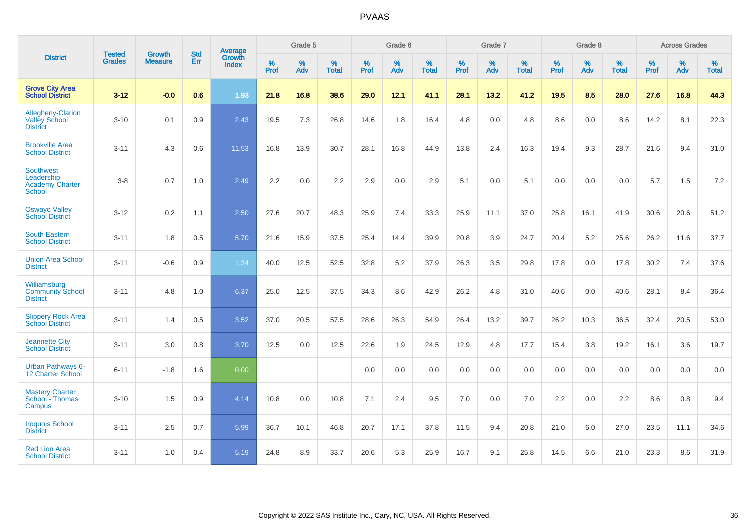# PVAAS

| District | Tested Grades | Growth Measure | Std Err | Average Growth Index | Grade 5 | | | Grade 6 | | | Grade 7 | | | Grade 8 | | | Across Grades | | |
|---|---|---|---|---|---|---|---|---|---|---|---|---|---|---|---|---|---|---|---|
| | | | | | % Prof | % Adv | % Total | % Prof | % Adv | % Total | % Prof | % Adv | % Total | % Prof | % Adv | % Total | % Prof | % Adv | % Total |
| **Grove City Area School District** | **3-12** | **-0.0** | **0.6** | **1.93** | **21.8** | **16.8** | **38.6** | **29.0** | **12.1** | **41.1** | **28.1** | **13.2** | **41.2** | **19.5** | **8.5** | **28.0** | **27.6** | **16.8** | **44.3** |
| Allegheny-Clarion Valley School District | 3-10 | 0.1 | 0.9 | 2.43 | 19.5 | 7.3 | 26.8 | 14.6 | 1.8 | 16.4 | 4.8 | 0.0 | 4.8 | 8.6 | 0.0 | 8.6 | 14.2 | 8.1 | 22.3 |
| Brookville Area School District | 3-11 | 4.3 | 0.6 | 11.53 | 16.8 | 13.9 | 30.7 | 28.1 | 16.8 | 44.9 | 13.8 | 2.4 | 16.3 | 19.4 | 9.3 | 28.7 | 21.6 | 9.4 | 31.0 |
| Southwest Leadership Academy Charter School | 3-8 | 0.7 | 1.0 | 2.49 | 2.2 | 0.0 | 2.2 | 2.9 | 0.0 | 2.9 | 5.1 | 0.0 | 5.1 | 0.0 | 0.0 | 0.0 | 5.7 | 1.5 | 7.2 |
| Oswayo Valley School District | 3-12 | 0.2 | 1.1 | 2.50 | 27.6 | 20.7 | 48.3 | 25.9 | 7.4 | 33.3 | 25.9 | 11.1 | 37.0 | 25.8 | 16.1 | 41.9 | 30.6 | 20.6 | 51.2 |
| South Eastern School District | 3-11 | 1.8 | 0.5 | 5.70 | 21.6 | 15.9 | 37.5 | 25.4 | 14.4 | 39.9 | 20.8 | 3.9 | 24.7 | 20.4 | 5.2 | 25.6 | 26.2 | 11.6 | 37.7 |
| Union Area School District | 3-11 | -0.6 | 0.9 | 1.34 | 40.0 | 12.5 | 52.5 | 32.8 | 5.2 | 37.9 | 26.3 | 3.5 | 29.8 | 17.8 | 0.0 | 17.8 | 30.2 | 7.4 | 37.6 |
| Williamsburg Community School District | 3-11 | 4.8 | 1.0 | 6.37 | 25.0 | 12.5 | 37.5 | 34.3 | 8.6 | 42.9 | 26.2 | 4.8 | 31.0 | 40.6 | 0.0 | 40.6 | 28.1 | 8.4 | 36.4 |
| Slippery Rock Area School District | 3-11 | 1.4 | 0.5 | 3.52 | 37.0 | 20.5 | 57.5 | 28.6 | 26.3 | 54.9 | 26.4 | 13.2 | 39.7 | 26.2 | 10.3 | 36.5 | 32.4 | 20.5 | 53.0 |
| Jeannette City School District | 3-11 | 3.0 | 0.8 | 3.70 | 12.5 | 0.0 | 12.5 | 22.6 | 1.9 | 24.5 | 12.9 | 4.8 | 17.7 | 15.4 | 3.8 | 19.2 | 16.1 | 3.6 | 19.7 |
| Urban Pathways 6-12 Charter School | 6-11 | -1.8 | 1.6 | 0.00 | | | | 0.0 | 0.0 | 0.0 | 0.0 | 0.0 | 0.0 | 0.0 | 0.0 | 0.0 | 0.0 | 0.0 | 0.0 |
| Mastery Charter School - Thomas Campus | 3-10 | 1.5 | 0.9 | 4.14 | 10.8 | 0.0 | 10.8 | 7.1 | 2.4 | 9.5 | 7.0 | 0.0 | 7.0 | 2.2 | 0.0 | 2.2 | 8.6 | 0.8 | 9.4 |
| Iroquois School District | 3-11 | 2.5 | 0.7 | 5.99 | 36.7 | 10.1 | 46.8 | 20.7 | 17.1 | 37.8 | 11.5 | 9.4 | 20.8 | 21.0 | 6.0 | 27.0 | 23.5 | 11.1 | 34.6 |
| Red Lion Area School District | 3-11 | 1.0 | 0.4 | 5.19 | 24.8 | 8.9 | 33.7 | 20.6 | 5.3 | 25.9 | 16.7 | 9.1 | 25.8 | 14.5 | 6.6 | 21.0 | 23.3 | 8.6 | 31.9 |

Copyright © 2022 SAS Institute Inc., Cary, NC, USA. All Rights Reserved.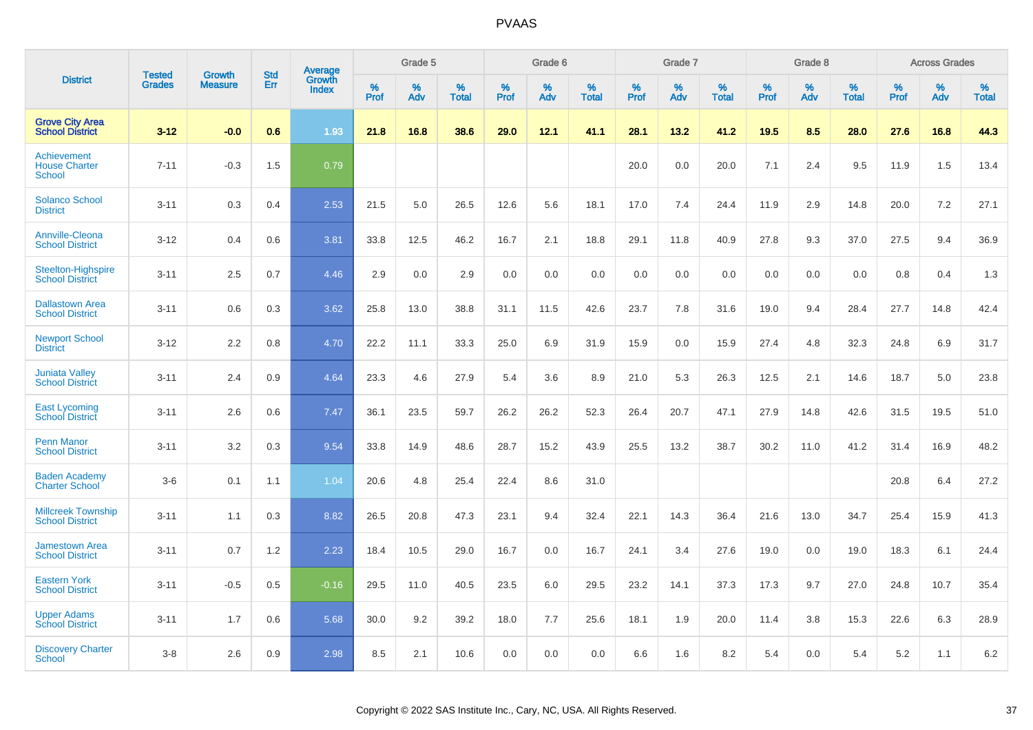# PVAAS

| District | Tested Grades | Growth Measure | Std Err | Average Growth Index | Grade 5 | | | Grade 6 | | | Grade 7 | | | Grade 8 | | | Across Grades | | |
|---|---|---|---|---|---|---|---|---|---|---|---|---|---|---|---|---|---|---|---|
| | | | | | % Prof | % Adv | % Total | % Prof | % Adv | % Total | % Prof | % Adv | % Total | % Prof | % Adv | % Total | % Prof | % Adv | % Total |
| **Grove City Area School District** | **3-12** | **-0.0** | **0.6** | **1.93** | **21.8** | **16.8** | **38.6** | **29.0** | **12.1** | **41.1** | **28.1** | **13.2** | **41.2** | **19.5** | **8.5** | **28.0** | **27.6** | **16.8** | **44.3** |
| Achievement House Charter School | 7-11 | -0.3 | 1.5 | 0.79 | | | | | | | 20.0 | 0.0 | 20.0 | 7.1 | 2.4 | 9.5 | 11.9 | 1.5 | 13.4 |
| Solanco School District | 3-11 | 0.3 | 0.4 | 2.53 | 21.5 | 5.0 | 26.5 | 12.6 | 5.6 | 18.1 | 17.0 | 7.4 | 24.4 | 11.9 | 2.9 | 14.8 | 20.0 | 7.2 | 27.1 |
| Annville-Cleona School District | 3-12 | 0.4 | 0.6 | 3.81 | 33.8 | 12.5 | 46.2 | 16.7 | 2.1 | 18.8 | 29.1 | 11.8 | 40.9 | 27.8 | 9.3 | 37.0 | 27.5 | 9.4 | 36.9 |
| Steelton-Highspire School District | 3-11 | 2.5 | 0.7 | 4.46 | 2.9 | 0.0 | 2.9 | 0.0 | 0.0 | 0.0 | 0.0 | 0.0 | 0.0 | 0.0 | 0.0 | 0.0 | 0.8 | 0.4 | 1.3 |
| Dallastown Area School District | 3-11 | 0.6 | 0.3 | 3.62 | 25.8 | 13.0 | 38.8 | 31.1 | 11.5 | 42.6 | 23.7 | 7.8 | 31.6 | 19.0 | 9.4 | 28.4 | 27.7 | 14.8 | 42.4 |
| Newport School District | 3-12 | 2.2 | 0.8 | 4.70 | 22.2 | 11.1 | 33.3 | 25.0 | 6.9 | 31.9 | 15.9 | 0.0 | 15.9 | 27.4 | 4.8 | 32.3 | 24.8 | 6.9 | 31.7 |
| Juniata Valley School District | 3-11 | 2.4 | 0.9 | 4.64 | 23.3 | 4.6 | 27.9 | 5.4 | 3.6 | 8.9 | 21.0 | 5.3 | 26.3 | 12.5 | 2.1 | 14.6 | 18.7 | 5.0 | 23.8 |
| East Lycoming School District | 3-11 | 2.6 | 0.6 | 7.47 | 36.1 | 23.5 | 59.7 | 26.2 | 26.2 | 52.3 | 26.4 | 20.7 | 47.1 | 27.9 | 14.8 | 42.6 | 31.5 | 19.5 | 51.0 |
| Penn Manor School District | 3-11 | 3.2 | 0.3 | 9.54 | 33.8 | 14.9 | 48.6 | 28.7 | 15.2 | 43.9 | 25.5 | 13.2 | 38.7 | 30.2 | 11.0 | 41.2 | 31.4 | 16.9 | 48.2 |
| Baden Academy Charter School | 3-6 | 0.1 | 1.1 | 1.04 | 20.6 | 4.8 | 25.4 | 22.4 | 8.6 | 31.0 | | | | | | | 20.8 | 6.4 | 27.2 |
| Millcreek Township School District | 3-11 | 1.1 | 0.3 | 8.82 | 26.5 | 20.8 | 47.3 | 23.1 | 9.4 | 32.4 | 22.1 | 14.3 | 36.4 | 21.6 | 13.0 | 34.7 | 25.4 | 15.9 | 41.3 |
| Jamestown Area School District | 3-11 | 0.7 | 1.2 | 2.23 | 18.4 | 10.5 | 29.0 | 16.7 | 0.0 | 16.7 | 24.1 | 3.4 | 27.6 | 19.0 | 0.0 | 19.0 | 18.3 | 6.1 | 24.4 |
| Eastern York School District | 3-11 | -0.5 | 0.5 | -0.16 | 29.5 | 11.0 | 40.5 | 23.5 | 6.0 | 29.5 | 23.2 | 14.1 | 37.3 | 17.3 | 9.7 | 27.0 | 24.8 | 10.7 | 35.4 |
| Upper Adams School District | 3-11 | 1.7 | 0.6 | 5.68 | 30.0 | 9.2 | 39.2 | 18.0 | 7.7 | 25.6 | 18.1 | 1.9 | 20.0 | 11.4 | 3.8 | 15.3 | 22.6 | 6.3 | 28.9 |
| Discovery Charter School | 3-8 | 2.6 | 0.9 | 2.98 | 8.5 | 2.1 | 10.6 | 0.0 | 0.0 | 0.0 | 6.6 | 1.6 | 8.2 | 5.4 | 0.0 | 5.4 | 5.2 | 1.1 | 6.2 |

Copyright © 2022 SAS Institute Inc., Cary, NC, USA. All Rights Reserved.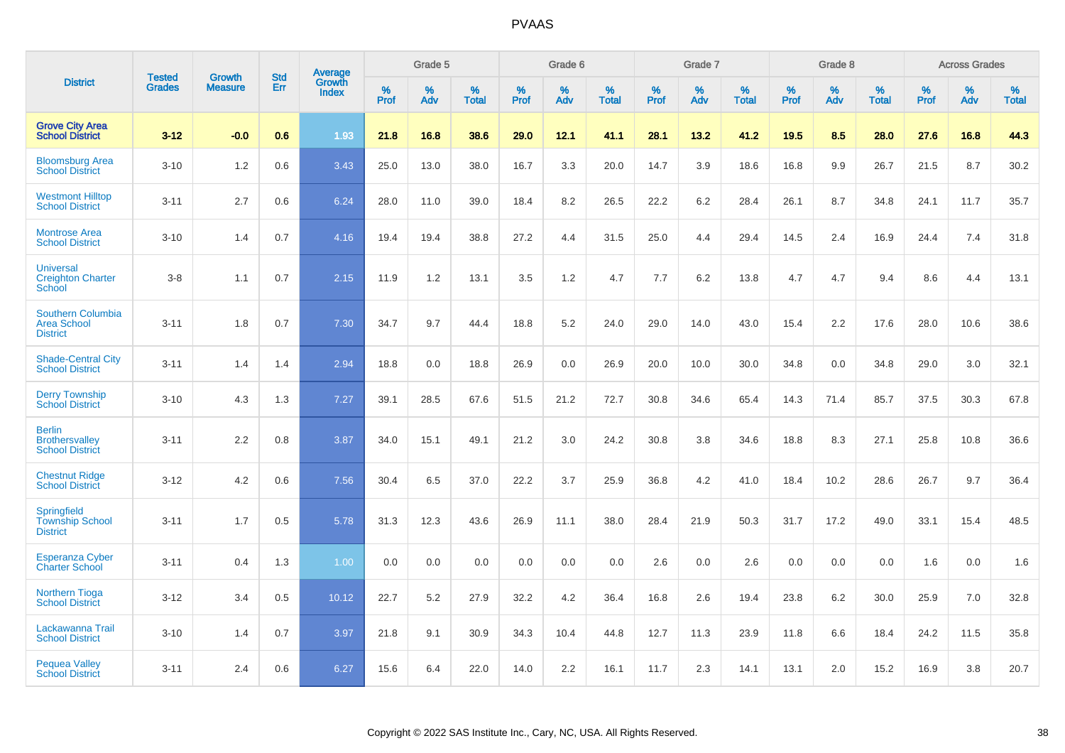# PVAAS

| District | Tested Grades | Growth Measure | Std Err | Average Growth Index | Grade 5 | | | Grade 6 | | | Grade 7 | | | Grade 8 | | | Across Grades | | |
|---|---|---|---|---|---|---|---|---|---|---|---|---|---|---|---|---|---|---|---|
| | | | | | % Prof | % Adv | % Total | % Prof | % Adv | % Total | % Prof | % Adv | % Total | % Prof | % Adv | % Total | % Prof | % Adv | % Total |
| **Grove City Area School District** | **3-12** | **-0.0** | **0.6** | **1.93** | **21.8** | **16.8** | **38.6** | **29.0** | **12.1** | **41.1** | **28.1** | **13.2** | **41.2** | **19.5** | **8.5** | **28.0** | **27.6** | **16.8** | **44.3** |
| Bloomsburg Area School District | 3-10 | 1.2 | 0.6 | 3.43 | 25.0 | 13.0 | 38.0 | 16.7 | 3.3 | 20.0 | 14.7 | 3.9 | 18.6 | 16.8 | 9.9 | 26.7 | 21.5 | 8.7 | 30.2 |
| Westmont Hilltop School District | 3-11 | 2.7 | 0.6 | 6.24 | 28.0 | 11.0 | 39.0 | 18.4 | 8.2 | 26.5 | 22.2 | 6.2 | 28.4 | 26.1 | 8.7 | 34.8 | 24.1 | 11.7 | 35.7 |
| Montrose Area School District | 3-10 | 1.4 | 0.7 | 4.16 | 19.4 | 19.4 | 38.8 | 27.2 | 4.4 | 31.5 | 25.0 | 4.4 | 29.4 | 14.5 | 2.4 | 16.9 | 24.4 | 7.4 | 31.8 |
| Universal Creighton Charter School | 3-8 | 1.1 | 0.7 | 2.15 | 11.9 | 1.2 | 13.1 | 3.5 | 1.2 | 4.7 | 7.7 | 6.2 | 13.8 | 4.7 | 4.7 | 9.4 | 8.6 | 4.4 | 13.1 |
| Southern Columbia Area School District | 3-11 | 1.8 | 0.7 | 7.30 | 34.7 | 9.7 | 44.4 | 18.8 | 5.2 | 24.0 | 29.0 | 14.0 | 43.0 | 15.4 | 2.2 | 17.6 | 28.0 | 10.6 | 38.6 |
| Shade-Central City School District | 3-11 | 1.4 | 1.4 | 2.94 | 18.8 | 0.0 | 18.8 | 26.9 | 0.0 | 26.9 | 20.0 | 10.0 | 30.0 | 34.8 | 0.0 | 34.8 | 29.0 | 3.0 | 32.1 |
| Derry Township School District | 3-10 | 4.3 | 1.3 | 7.27 | 39.1 | 28.5 | 67.6 | 51.5 | 21.2 | 72.7 | 30.8 | 34.6 | 65.4 | 14.3 | 71.4 | 85.7 | 37.5 | 30.3 | 67.8 |
| Berlin Brothersvalley School District | 3-11 | 2.2 | 0.8 | 3.87 | 34.0 | 15.1 | 49.1 | 21.2 | 3.0 | 24.2 | 30.8 | 3.8 | 34.6 | 18.8 | 8.3 | 27.1 | 25.8 | 10.8 | 36.6 |
| Chestnut Ridge School District | 3-12 | 4.2 | 0.6 | 7.56 | 30.4 | 6.5 | 37.0 | 22.2 | 3.7 | 25.9 | 36.8 | 4.2 | 41.0 | 18.4 | 10.2 | 28.6 | 26.7 | 9.7 | 36.4 |
| Springfield Township School District | 3-11 | 1.7 | 0.5 | 5.78 | 31.3 | 12.3 | 43.6 | 26.9 | 11.1 | 38.0 | 28.4 | 21.9 | 50.3 | 31.7 | 17.2 | 49.0 | 33.1 | 15.4 | 48.5 |
| Esperanza Cyber Charter School | 3-11 | 0.4 | 1.3 | 1.00 | 0.0 | 0.0 | 0.0 | 0.0 | 0.0 | 0.0 | 2.6 | 0.0 | 2.6 | 0.0 | 0.0 | 0.0 | 1.6 | 0.0 | 1.6 |
| Northern Tioga School District | 3-12 | 3.4 | 0.5 | 10.12 | 22.7 | 5.2 | 27.9 | 32.2 | 4.2 | 36.4 | 16.8 | 2.6 | 19.4 | 23.8 | 6.2 | 30.0 | 25.9 | 7.0 | 32.8 |
| Lackawanna Trail School District | 3-10 | 1.4 | 0.7 | 3.97 | 21.8 | 9.1 | 30.9 | 34.3 | 10.4 | 44.8 | 12.7 | 11.3 | 23.9 | 11.8 | 6.6 | 18.4 | 24.2 | 11.5 | 35.8 |
| Pequea Valley School District | 3-11 | 2.4 | 0.6 | 6.27 | 15.6 | 6.4 | 22.0 | 14.0 | 2.2 | 16.1 | 11.7 | 2.3 | 14.1 | 13.1 | 2.0 | 15.2 | 16.9 | 3.8 | 20.7 |

Copyright © 2022 SAS Institute Inc., Cary, NC, USA. All Rights Reserved.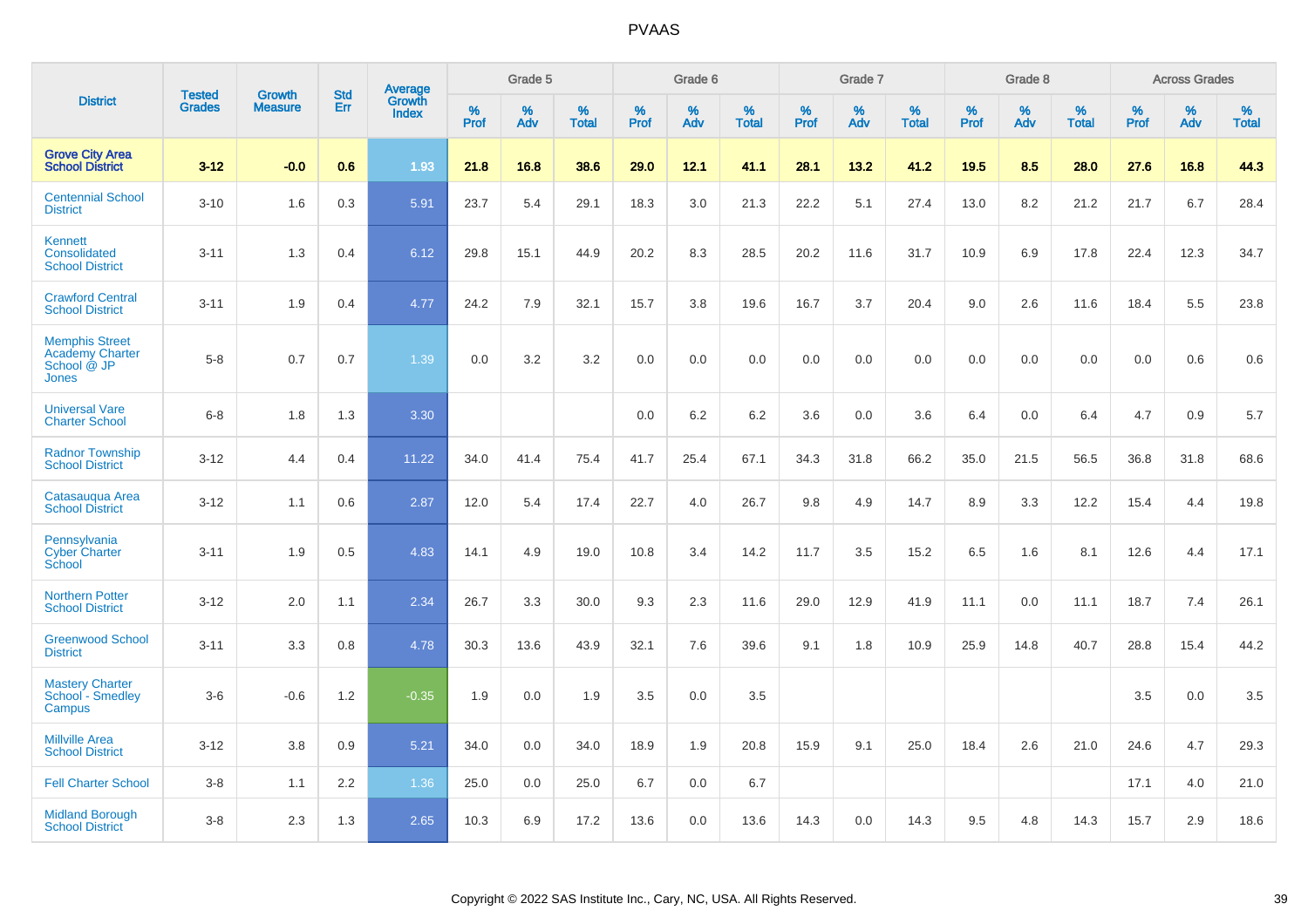# PVAAS

| District | Tested Grades | Growth Measure | Std Err | Average Growth Index | Grade 5 | | | Grade 6 | | | Grade 7 | | | Grade 8 | | | Across Grades | | |
|---|---|---|---|---|---|---|---|---|---|---|---|---|---|---|---|---|---|---|---|
| | | | | | % Prof | % Adv | % Total | % Prof | % Adv | % Total | % Prof | % Adv | % Total | % Prof | % Adv | % Total | % Prof | % Adv | % Total |
| **Grove City Area School District** | **3-12** | **-0.0** | **0.6** | **1.93** | **21.8** | **16.8** | **38.6** | **29.0** | **12.1** | **41.1** | **28.1** | **13.2** | **41.2** | **19.5** | **8.5** | **28.0** | **27.6** | **16.8** | **44.3** |
| Centennial School District | 3-10 | 1.6 | 0.3 | 5.91 | 23.7 | 5.4 | 29.1 | 18.3 | 3.0 | 21.3 | 22.2 | 5.1 | 27.4 | 13.0 | 8.2 | 21.2 | 21.7 | 6.7 | 28.4 |
| Kennett Consolidated School District | 3-11 | 1.3 | 0.4 | 6.12 | 29.8 | 15.1 | 44.9 | 20.2 | 8.3 | 28.5 | 20.2 | 11.6 | 31.7 | 10.9 | 6.9 | 17.8 | 22.4 | 12.3 | 34.7 |
| Crawford Central School District | 3-11 | 1.9 | 0.4 | 4.77 | 24.2 | 7.9 | 32.1 | 15.7 | 3.8 | 19.6 | 16.7 | 3.7 | 20.4 | 9.0 | 2.6 | 11.6 | 18.4 | 5.5 | 23.8 |
| Memphis Street Academy Charter School @ JP Jones | 5-8 | 0.7 | 0.7 | 1.39 | 0.0 | 3.2 | 3.2 | 0.0 | 0.0 | 0.0 | 0.0 | 0.0 | 0.0 | 0.0 | 0.0 | 0.0 | 0.0 | 0.6 | 0.6 |
| Universal Vare Charter School | 6-8 | 1.8 | 1.3 | 3.30 | | | | 0.0 | 6.2 | 6.2 | 3.6 | 0.0 | 3.6 | 6.4 | 0.0 | 6.4 | 4.7 | 0.9 | 5.7 |
| Radnor Township School District | 3-12 | 4.4 | 0.4 | 11.22 | 34.0 | 41.4 | 75.4 | 41.7 | 25.4 | 67.1 | 34.3 | 31.8 | 66.2 | 35.0 | 21.5 | 56.5 | 36.8 | 31.8 | 68.6 |
| Catasauqua Area School District | 3-12 | 1.1 | 0.6 | 2.87 | 12.0 | 5.4 | 17.4 | 22.7 | 4.0 | 26.7 | 9.8 | 4.9 | 14.7 | 8.9 | 3.3 | 12.2 | 15.4 | 4.4 | 19.8 |
| Pennsylvania Cyber Charter School | 3-11 | 1.9 | 0.5 | 4.83 | 14.1 | 4.9 | 19.0 | 10.8 | 3.4 | 14.2 | 11.7 | 3.5 | 15.2 | 6.5 | 1.6 | 8.1 | 12.6 | 4.4 | 17.1 |
| Northern Potter School District | 3-12 | 2.0 | 1.1 | 2.34 | 26.7 | 3.3 | 30.0 | 9.3 | 2.3 | 11.6 | 29.0 | 12.9 | 41.9 | 11.1 | 0.0 | 11.1 | 18.7 | 7.4 | 26.1 |
| Greenwood School District | 3-11 | 3.3 | 0.8 | 4.78 | 30.3 | 13.6 | 43.9 | 32.1 | 7.6 | 39.6 | 9.1 | 1.8 | 10.9 | 25.9 | 14.8 | 40.7 | 28.8 | 15.4 | 44.2 |
| Mastery Charter School - Smedley Campus | 3-6 | -0.6 | 1.2 | -0.35 | 1.9 | 0.0 | 1.9 | 3.5 | 0.0 | 3.5 | | | | | | | 3.5 | 0.0 | 3.5 |
| Millville Area School District | 3-12 | 3.8 | 0.9 | 5.21 | 34.0 | 0.0 | 34.0 | 18.9 | 1.9 | 20.8 | 15.9 | 9.1 | 25.0 | 18.4 | 2.6 | 21.0 | 24.6 | 4.7 | 29.3 |
| Fell Charter School | 3-8 | 1.1 | 2.2 | 1.36 | 25.0 | 0.0 | 25.0 | 6.7 | 0.0 | 6.7 | | | | | | | 17.1 | 4.0 | 21.0 |
| Midland Borough School District | 3-8 | 2.3 | 1.3 | 2.65 | 10.3 | 6.9 | 17.2 | 13.6 | 0.0 | 13.6 | 14.3 | 0.0 | 14.3 | 9.5 | 4.8 | 14.3 | 15.7 | 2.9 | 18.6 |

Copyright © 2022 SAS Institute Inc., Cary, NC, USA. All Rights Reserved.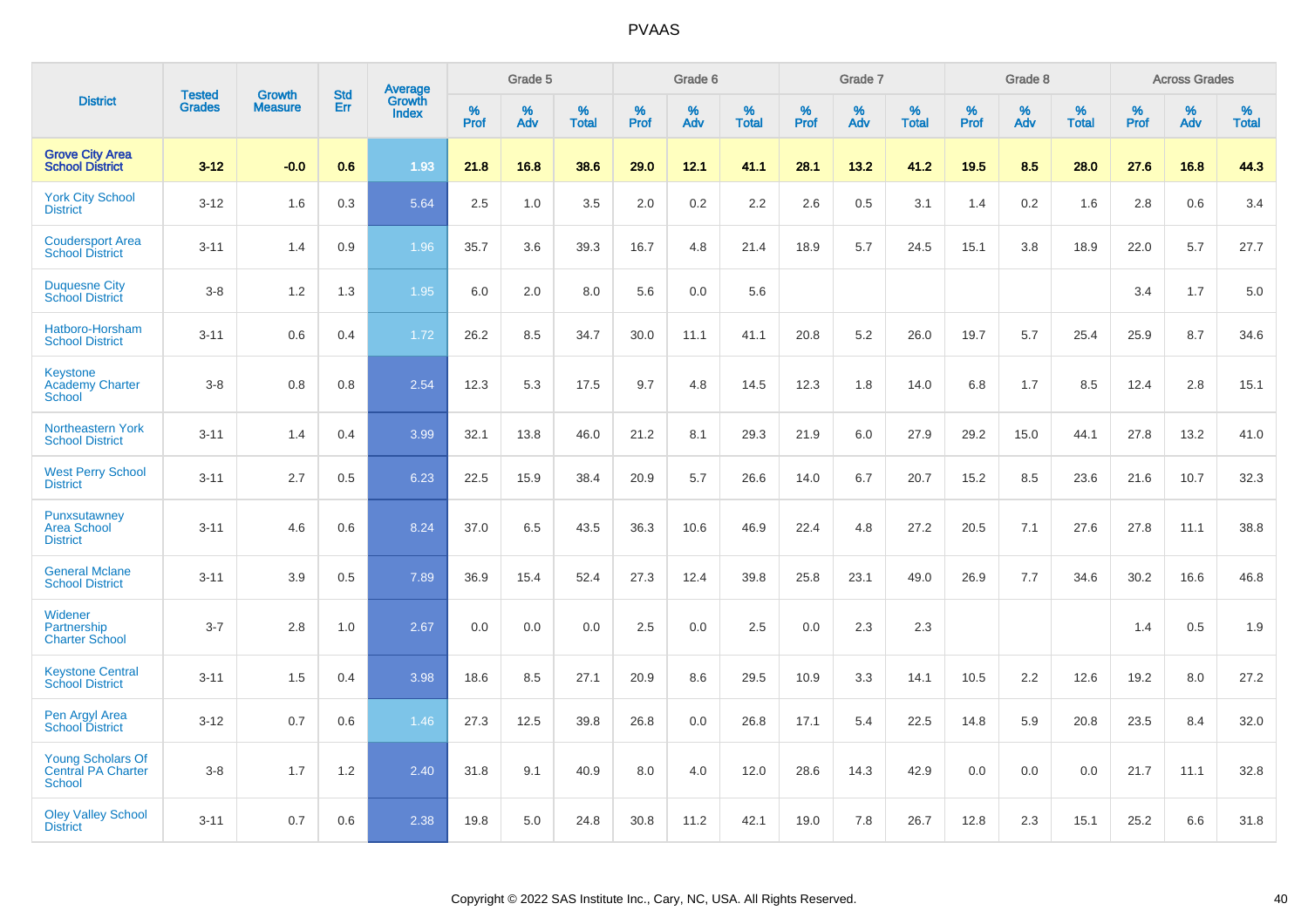# PVAAS

| District | Tested Grades | Growth Measure | Std Err | Average Growth Index | Grade 5 | | | Grade 6 | | | Grade 7 | | | Grade 8 | | | Across Grades | | |
|---|---|---|---|---|---|---|---|---|---|---|---|---|---|---|---|---|---|---|---|
| | | | | | % Prof | % Adv | % Total | % Prof | % Adv | % Total | % Prof | % Adv | % Total | % Prof | % Adv | % Total | % Prof | % Adv | % Total |
| **Grove City Area School District** | **3-12** | **-0.0** | **0.6** | **1.93** | **21.8** | **16.8** | **38.6** | **29.0** | **12.1** | **41.1** | **28.1** | **13.2** | **41.2** | **19.5** | **8.5** | **28.0** | **27.6** | **16.8** | **44.3** |
| York City School District | 3-12 | 1.6 | 0.3 | 5.64 | 2.5 | 1.0 | 3.5 | 2.0 | 0.2 | 2.2 | 2.6 | 0.5 | 3.1 | 1.4 | 0.2 | 1.6 | 2.8 | 0.6 | 3.4 |
| Coudersport Area School District | 3-11 | 1.4 | 0.9 | 1.96 | 35.7 | 3.6 | 39.3 | 16.7 | 4.8 | 21.4 | 18.9 | 5.7 | 24.5 | 15.1 | 3.8 | 18.9 | 22.0 | 5.7 | 27.7 |
| Duquesne City School District | 3-8 | 1.2 | 1.3 | 1.95 | 6.0 | 2.0 | 8.0 | 5.6 | 0.0 | 5.6 | | | | | | | 3.4 | 1.7 | 5.0 |
| Hatboro-Horsham School District | 3-11 | 0.6 | 0.4 | 1.72 | 26.2 | 8.5 | 34.7 | 30.0 | 11.1 | 41.1 | 20.8 | 5.2 | 26.0 | 19.7 | 5.7 | 25.4 | 25.9 | 8.7 | 34.6 |
| Keystone Academy Charter School | 3-8 | 0.8 | 0.8 | 2.54 | 12.3 | 5.3 | 17.5 | 9.7 | 4.8 | 14.5 | 12.3 | 1.8 | 14.0 | 6.8 | 1.7 | 8.5 | 12.4 | 2.8 | 15.1 |
| Northeastern York School District | 3-11 | 1.4 | 0.4 | 3.99 | 32.1 | 13.8 | 46.0 | 21.2 | 8.1 | 29.3 | 21.9 | 6.0 | 27.9 | 29.2 | 15.0 | 44.1 | 27.8 | 13.2 | 41.0 |
| West Perry School District | 3-11 | 2.7 | 0.5 | 6.23 | 22.5 | 15.9 | 38.4 | 20.9 | 5.7 | 26.6 | 14.0 | 6.7 | 20.7 | 15.2 | 8.5 | 23.6 | 21.6 | 10.7 | 32.3 |
| Punxsutawney Area School District | 3-11 | 4.6 | 0.6 | 8.24 | 37.0 | 6.5 | 43.5 | 36.3 | 10.6 | 46.9 | 22.4 | 4.8 | 27.2 | 20.5 | 7.1 | 27.6 | 27.8 | 11.1 | 38.8 |
| General Mclane School District | 3-11 | 3.9 | 0.5 | 7.89 | 36.9 | 15.4 | 52.4 | 27.3 | 12.4 | 39.8 | 25.8 | 23.1 | 49.0 | 26.9 | 7.7 | 34.6 | 30.2 | 16.6 | 46.8 |
| Widener Partnership Charter School | 3-7 | 2.8 | 1.0 | 2.67 | 0.0 | 0.0 | 0.0 | 2.5 | 0.0 | 2.5 | 0.0 | 2.3 | 2.3 | | | | 1.4 | 0.5 | 1.9 |
| Keystone Central School District | 3-11 | 1.5 | 0.4 | 3.98 | 18.6 | 8.5 | 27.1 | 20.9 | 8.6 | 29.5 | 10.9 | 3.3 | 14.1 | 10.5 | 2.2 | 12.6 | 19.2 | 8.0 | 27.2 |
| Pen Argyl Area School District | 3-12 | 0.7 | 0.6 | 1.46 | 27.3 | 12.5 | 39.8 | 26.8 | 0.0 | 26.8 | 17.1 | 5.4 | 22.5 | 14.8 | 5.9 | 20.8 | 23.5 | 8.4 | 32.0 |
| Young Scholars Of Central PA Charter School | 3-8 | 1.7 | 1.2 | 2.40 | 31.8 | 9.1 | 40.9 | 8.0 | 4.0 | 12.0 | 28.6 | 14.3 | 42.9 | 0.0 | 0.0 | 0.0 | 21.7 | 11.1 | 32.8 |
| Oley Valley School District | 3-11 | 0.7 | 0.6 | 2.38 | 19.8 | 5.0 | 24.8 | 30.8 | 11.2 | 42.1 | 19.0 | 7.8 | 26.7 | 12.8 | 2.3 | 15.1 | 25.2 | 6.6 | 31.8 |

Copyright © 2022 SAS Institute Inc., Cary, NC, USA. All Rights Reserved.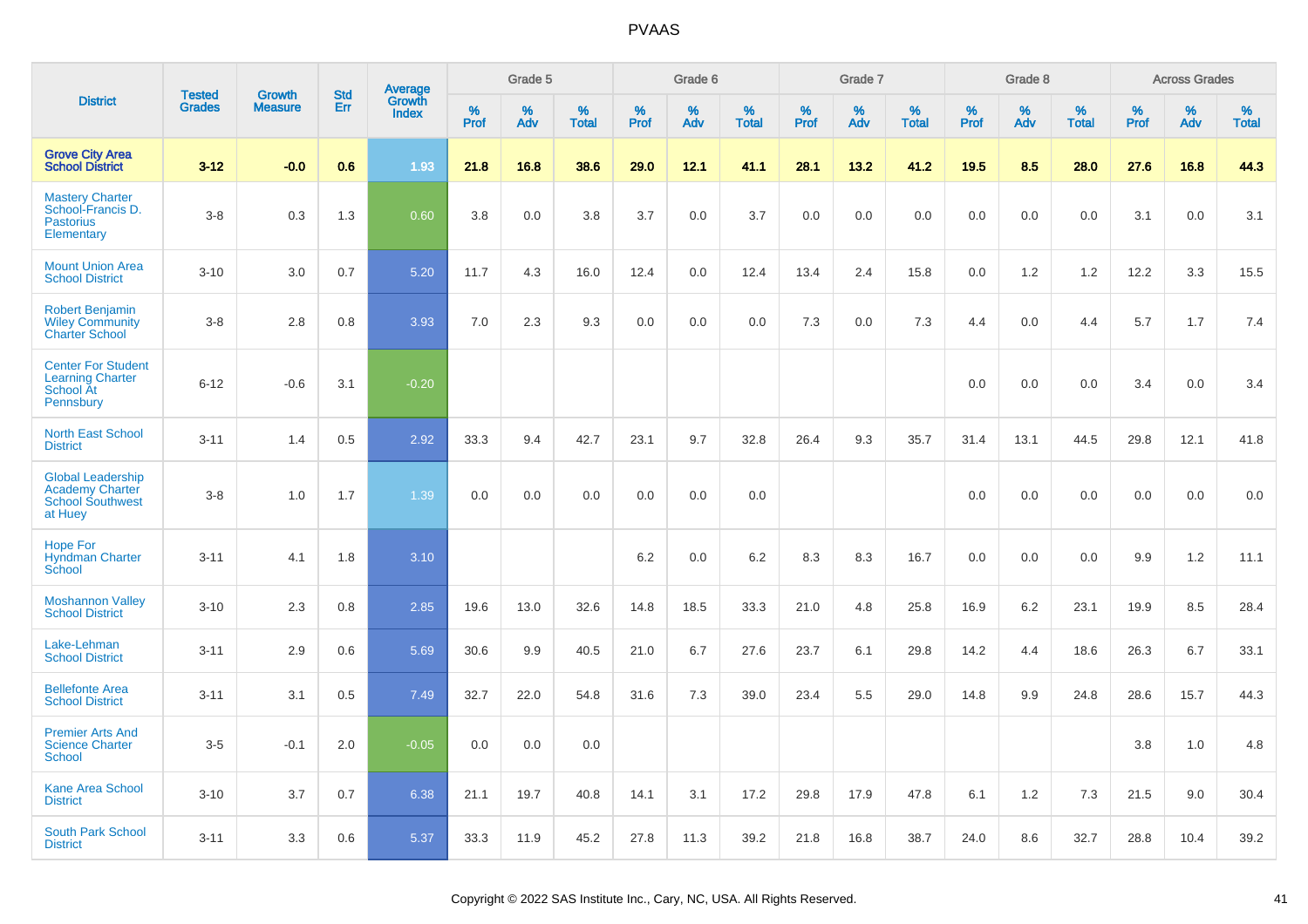| District | Tested Grades | Growth Measure | Std Err | Average Growth Index | Grade 5 | | | Grade 6 | | | Grade 7 | | | Grade 8 | | | Across Grades | | |
|---|---|---|---|---|---|---|---|---|---|---|---|---|---|---|---|---|---|---|---|
| | | | | | % Prof | % Adv | % Total | % Prof | % Adv | % Total | % Prof | % Adv | % Total | % Prof | % Adv | % Total | % Prof | % Adv | % Total |
| **Grove City Area School District** | **3-12** | **-0.0** | **0.6** | **1.93** | **21.8** | **16.8** | **38.6** | **29.0** | **12.1** | **41.1** | **28.1** | **13.2** | **41.2** | **19.5** | **8.5** | **28.0** | **27.6** | **16.8** | **44.3** |
| Mastery Charter School-Francis D. Pastorius Elementary | 3-8 | 0.3 | 1.3 | 0.60 | 3.8 | 0.0 | 3.8 | 3.7 | 0.0 | 3.7 | 0.0 | 0.0 | 0.0 | 0.0 | 0.0 | 0.0 | 3.1 | 0.0 | 3.1 |
| Mount Union Area School District | 3-10 | 3.0 | 0.7 | 5.20 | 11.7 | 4.3 | 16.0 | 12.4 | 0.0 | 12.4 | 13.4 | 2.4 | 15.8 | 0.0 | 1.2 | 1.2 | 12.2 | 3.3 | 15.5 |
| Robert Benjamin Wiley Community Charter School | 3-8 | 2.8 | 0.8 | 3.93 | 7.0 | 2.3 | 9.3 | 0.0 | 0.0 | 0.0 | 7.3 | 0.0 | 7.3 | 4.4 | 0.0 | 4.4 | 5.7 | 1.7 | 7.4 |
| Center For Student Learning Charter School At Pennsbury | 6-12 | -0.6 | 3.1 | -0.20 | | | | | | | | | | 0.0 | 0.0 | 0.0 | 3.4 | 0.0 | 3.4 |
| North East School District | 3-11 | 1.4 | 0.5 | 2.92 | 33.3 | 9.4 | 42.7 | 23.1 | 9.7 | 32.8 | 26.4 | 9.3 | 35.7 | 31.4 | 13.1 | 44.5 | 29.8 | 12.1 | 41.8 |
| Global Leadership Academy Charter School Southwest at Huey | 3-8 | 1.0 | 1.7 | 1.39 | 0.0 | 0.0 | 0.0 | 0.0 | 0.0 | 0.0 | | | | 0.0 | 0.0 | 0.0 | 0.0 | 0.0 | 0.0 |
| Hope For Hyndman Charter School | 3-11 | 4.1 | 1.8 | 3.10 | | | | 6.2 | 0.0 | 6.2 | 8.3 | 8.3 | 16.7 | 0.0 | 0.0 | 0.0 | 9.9 | 1.2 | 11.1 |
| Moshannon Valley School District | 3-10 | 2.3 | 0.8 | 2.85 | 19.6 | 13.0 | 32.6 | 14.8 | 18.5 | 33.3 | 21.0 | 4.8 | 25.8 | 16.9 | 6.2 | 23.1 | 19.9 | 8.5 | 28.4 |
| Lake-Lehman School District | 3-11 | 2.9 | 0.6 | 5.69 | 30.6 | 9.9 | 40.5 | 21.0 | 6.7 | 27.6 | 23.7 | 6.1 | 29.8 | 14.2 | 4.4 | 18.6 | 26.3 | 6.7 | 33.1 |
| Bellefonte Area School District | 3-11 | 3.1 | 0.5 | 7.49 | 32.7 | 22.0 | 54.8 | 31.6 | 7.3 | 39.0 | 23.4 | 5.5 | 29.0 | 14.8 | 9.9 | 24.8 | 28.6 | 15.7 | 44.3 |
| Premier Arts And Science Charter School | 3-5 | -0.1 | 2.0 | -0.05 | 0.0 | 0.0 | 0.0 | | | | | | | | | | 3.8 | 1.0 | 4.8 |
| Kane Area School District | 3-10 | 3.7 | 0.7 | 6.38 | 21.1 | 19.7 | 40.8 | 14.1 | 3.1 | 17.2 | 29.8 | 17.9 | 47.8 | 6.1 | 1.2 | 7.3 | 21.5 | 9.0 | 30.4 |
| South Park School District | 3-11 | 3.3 | 0.6 | 5.37 | 33.3 | 11.9 | 45.2 | 27.8 | 11.3 | 39.2 | 21.8 | 16.8 | 38.7 | 24.0 | 8.6 | 32.7 | 28.8 | 10.4 | 39.2 |

Copyright © 2022 SAS Institute Inc., Cary, NC, USA. All Rights Reserved.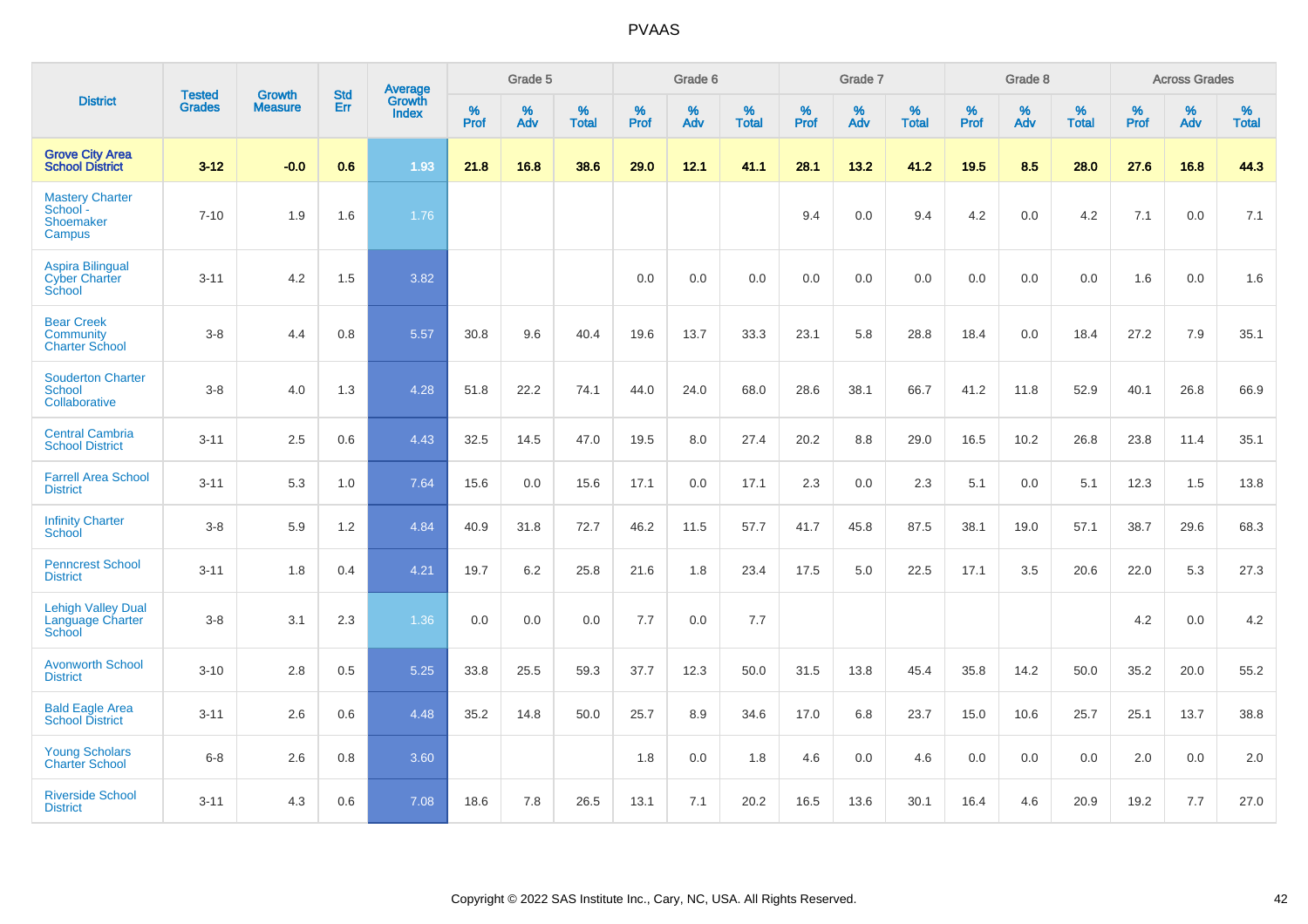# PVAAS

| District | Tested Grades | Growth Measure | Std Err | Average Growth Index | Grade 5 | | | Grade 6 | | | Grade 7 | | | Grade 8 | | | Across Grades | | |
|---|---|---|---|---|---|---|---|---|---|---|---|---|---|---|---|---|---|---|---|
| | | | | | % Prof | % Adv | % Total | % Prof | % Adv | % Total | % Prof | % Adv | % Total | % Prof | % Adv | % Total | % Prof | % Adv | % Total |
| **Grove City Area School District** | **3-12** | **-0.0** | **0.6** | **1.93** | **21.8** | **16.8** | **38.6** | **29.0** | **12.1** | **41.1** | **28.1** | **13.2** | **41.2** | **19.5** | **8.5** | **28.0** | **27.6** | **16.8** | **44.3** |
| Mastery Charter School - Shoemaker Campus | 7-10 | 1.9 | 1.6 | 1.76 | | | | | | | 9.4 | 0.0 | 9.4 | 4.2 | 0.0 | 4.2 | 7.1 | 0.0 | 7.1 |
| Aspira Bilingual Cyber Charter School | 3-11 | 4.2 | 1.5 | 3.82 | | | | 0.0 | 0.0 | 0.0 | 0.0 | 0.0 | 0.0 | 0.0 | 0.0 | 0.0 | 1.6 | 0.0 | 1.6 |
| Bear Creek Community Charter School | 3-8 | 4.4 | 0.8 | 5.57 | 30.8 | 9.6 | 40.4 | 19.6 | 13.7 | 33.3 | 23.1 | 5.8 | 28.8 | 18.4 | 0.0 | 18.4 | 27.2 | 7.9 | 35.1 |
| Souderton Charter School Collaborative | 3-8 | 4.0 | 1.3 | 4.28 | 51.8 | 22.2 | 74.1 | 44.0 | 24.0 | 68.0 | 28.6 | 38.1 | 66.7 | 41.2 | 11.8 | 52.9 | 40.1 | 26.8 | 66.9 |
| Central Cambria School District | 3-11 | 2.5 | 0.6 | 4.43 | 32.5 | 14.5 | 47.0 | 19.5 | 8.0 | 27.4 | 20.2 | 8.8 | 29.0 | 16.5 | 10.2 | 26.8 | 23.8 | 11.4 | 35.1 |
| Farrell Area School District | 3-11 | 5.3 | 1.0 | 7.64 | 15.6 | 0.0 | 15.6 | 17.1 | 0.0 | 17.1 | 2.3 | 0.0 | 2.3 | 5.1 | 0.0 | 5.1 | 12.3 | 1.5 | 13.8 |
| Infinity Charter School | 3-8 | 5.9 | 1.2 | 4.84 | 40.9 | 31.8 | 72.7 | 46.2 | 11.5 | 57.7 | 41.7 | 45.8 | 87.5 | 38.1 | 19.0 | 57.1 | 38.7 | 29.6 | 68.3 |
| Penncrest School District | 3-11 | 1.8 | 0.4 | 4.21 | 19.7 | 6.2 | 25.8 | 21.6 | 1.8 | 23.4 | 17.5 | 5.0 | 22.5 | 17.1 | 3.5 | 20.6 | 22.0 | 5.3 | 27.3 |
| Lehigh Valley Dual Language Charter School | 3-8 | 3.1 | 2.3 | 1.36 | 0.0 | 0.0 | 0.0 | 7.7 | 0.0 | 7.7 | | | | | | | 4.2 | 0.0 | 4.2 |
| Avonworth School District | 3-10 | 2.8 | 0.5 | 5.25 | 33.8 | 25.5 | 59.3 | 37.7 | 12.3 | 50.0 | 31.5 | 13.8 | 45.4 | 35.8 | 14.2 | 50.0 | 35.2 | 20.0 | 55.2 |
| Bald Eagle Area School District | 3-11 | 2.6 | 0.6 | 4.48 | 35.2 | 14.8 | 50.0 | 25.7 | 8.9 | 34.6 | 17.0 | 6.8 | 23.7 | 15.0 | 10.6 | 25.7 | 25.1 | 13.7 | 38.8 |
| Young Scholars Charter School | 6-8 | 2.6 | 0.8 | 3.60 | | | | 1.8 | 0.0 | 1.8 | 4.6 | 0.0 | 4.6 | 0.0 | 0.0 | 0.0 | 2.0 | 0.0 | 2.0 |
| Riverside School District | 3-11 | 4.3 | 0.6 | 7.08 | 18.6 | 7.8 | 26.5 | 13.1 | 7.1 | 20.2 | 16.5 | 13.6 | 30.1 | 16.4 | 4.6 | 20.9 | 19.2 | 7.7 | 27.0 |

Copyright © 2022 SAS Institute Inc., Cary, NC, USA. All Rights Reserved.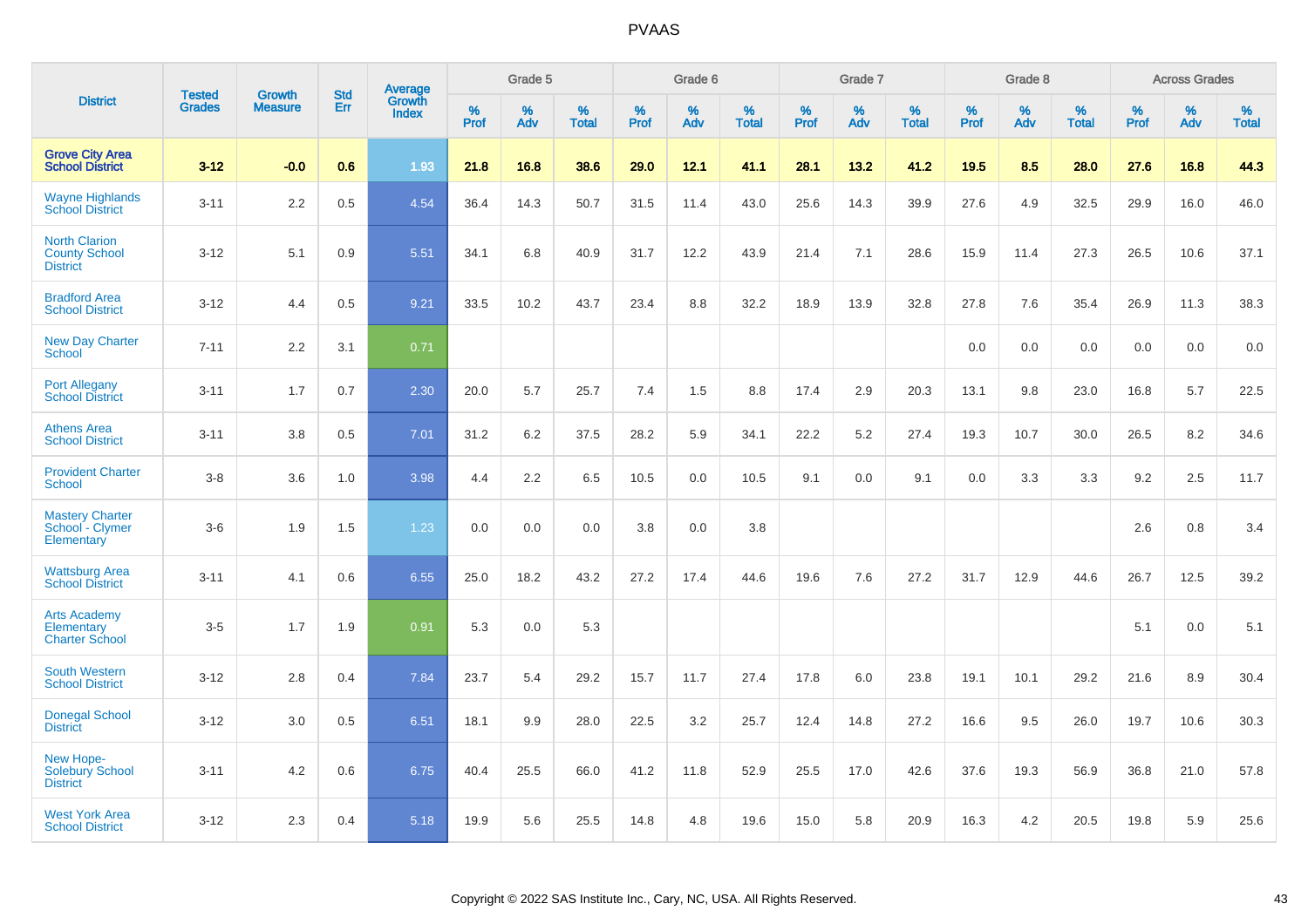# PVAAS

| District | Tested Grades | Growth Measure | Std Err | Average Growth Index | Grade 5 | | | Grade 6 | | | Grade 7 | | | Grade 8 | | | Across Grades | | |
|---|---|---|---|---|---|---|---|---|---|---|---|---|---|---|---|---|---|---|---|
| | | | | | % Prof | % Adv | % Total | % Prof | % Adv | % Total | % Prof | % Adv | % Total | % Prof | % Adv | % Total | % Prof | % Adv | % Total |
| **Grove City Area School District** | **3-12** | **-0.0** | **0.6** | **1.93** | **21.8** | **16.8** | **38.6** | **29.0** | **12.1** | **41.1** | **28.1** | **13.2** | **41.2** | **19.5** | **8.5** | **28.0** | **27.6** | **16.8** | **44.3** |
| Wayne Highlands School District | 3-11 | 2.2 | 0.5 | 4.54 | 36.4 | 14.3 | 50.7 | 31.5 | 11.4 | 43.0 | 25.6 | 14.3 | 39.9 | 27.6 | 4.9 | 32.5 | 29.9 | 16.0 | 46.0 |
| North Clarion County School District | 3-12 | 5.1 | 0.9 | 5.51 | 34.1 | 6.8 | 40.9 | 31.7 | 12.2 | 43.9 | 21.4 | 7.1 | 28.6 | 15.9 | 11.4 | 27.3 | 26.5 | 10.6 | 37.1 |
| Bradford Area School District | 3-12 | 4.4 | 0.5 | 9.21 | 33.5 | 10.2 | 43.7 | 23.4 | 8.8 | 32.2 | 18.9 | 13.9 | 32.8 | 27.8 | 7.6 | 35.4 | 26.9 | 11.3 | 38.3 |
| New Day Charter School | 7-11 | 2.2 | 3.1 | 0.71 | | | | | | | | | | 0.0 | 0.0 | 0.0 | 0.0 | 0.0 | 0.0 |
| Port Allegany School District | 3-11 | 1.7 | 0.7 | 2.30 | 20.0 | 5.7 | 25.7 | 7.4 | 1.5 | 8.8 | 17.4 | 2.9 | 20.3 | 13.1 | 9.8 | 23.0 | 16.8 | 5.7 | 22.5 |
| Athens Area School District | 3-11 | 3.8 | 0.5 | 7.01 | 31.2 | 6.2 | 37.5 | 28.2 | 5.9 | 34.1 | 22.2 | 5.2 | 27.4 | 19.3 | 10.7 | 30.0 | 26.5 | 8.2 | 34.6 |
| Provident Charter School | 3-8 | 3.6 | 1.0 | 3.98 | 4.4 | 2.2 | 6.5 | 10.5 | 0.0 | 10.5 | 9.1 | 0.0 | 9.1 | 0.0 | 3.3 | 3.3 | 9.2 | 2.5 | 11.7 |
| Mastery Charter School - Clymer Elementary | 3-6 | 1.9 | 1.5 | 1.23 | 0.0 | 0.0 | 0.0 | 3.8 | 0.0 | 3.8 | | | | | | | 2.6 | 0.8 | 3.4 |
| Wattsburg Area School District | 3-11 | 4.1 | 0.6 | 6.55 | 25.0 | 18.2 | 43.2 | 27.2 | 17.4 | 44.6 | 19.6 | 7.6 | 27.2 | 31.7 | 12.9 | 44.6 | 26.7 | 12.5 | 39.2 |
| Arts Academy Elementary Charter School | 3-5 | 1.7 | 1.9 | 0.91 | 5.3 | 0.0 | 5.3 | | | | | | | | | | 5.1 | 0.0 | 5.1 |
| South Western School District | 3-12 | 2.8 | 0.4 | 7.84 | 23.7 | 5.4 | 29.2 | 15.7 | 11.7 | 27.4 | 17.8 | 6.0 | 23.8 | 19.1 | 10.1 | 29.2 | 21.6 | 8.9 | 30.4 |
| Donegal School District | 3-12 | 3.0 | 0.5 | 6.51 | 18.1 | 9.9 | 28.0 | 22.5 | 3.2 | 25.7 | 12.4 | 14.8 | 27.2 | 16.6 | 9.5 | 26.0 | 19.7 | 10.6 | 30.3 |
| New Hope-Solebury School District | 3-11 | 4.2 | 0.6 | 6.75 | 40.4 | 25.5 | 66.0 | 41.2 | 11.8 | 52.9 | 25.5 | 17.0 | 42.6 | 37.6 | 19.3 | 56.9 | 36.8 | 21.0 | 57.8 |
| West York Area School District | 3-12 | 2.3 | 0.4 | 5.18 | 19.9 | 5.6 | 25.5 | 14.8 | 4.8 | 19.6 | 15.0 | 5.8 | 20.9 | 16.3 | 4.2 | 20.5 | 19.8 | 5.9 | 25.6 |

Copyright © 2022 SAS Institute Inc., Cary, NC, USA. All Rights Reserved.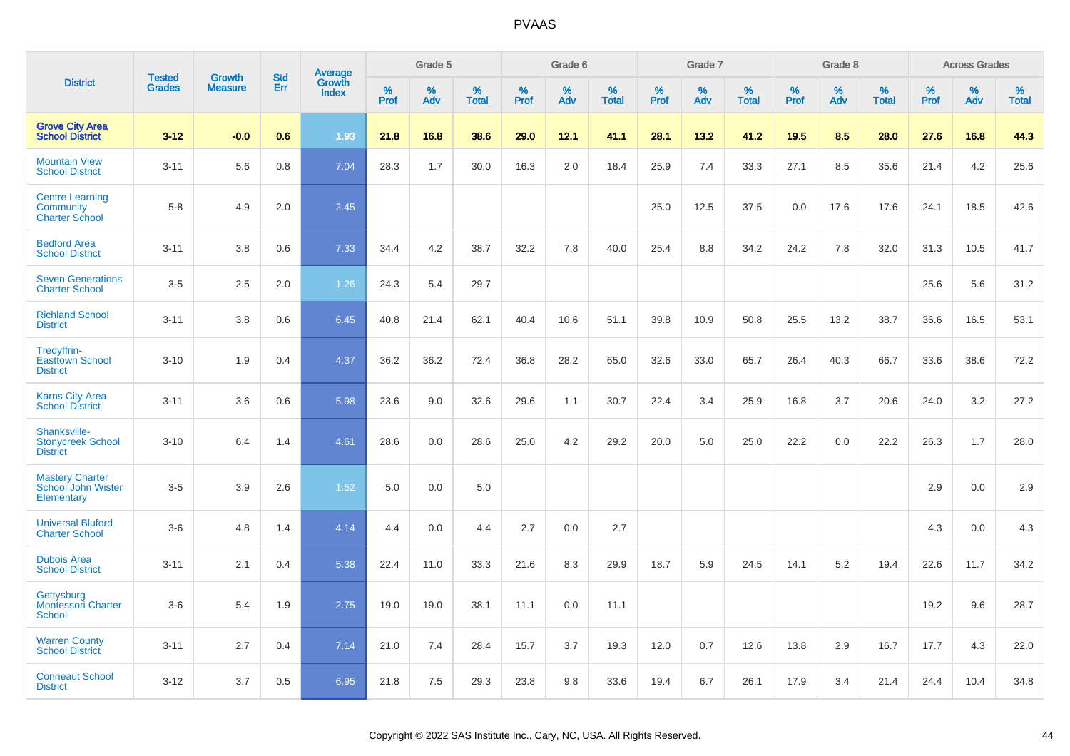# PVAAS

| District | Tested Grades | Growth Measure | Std Err | Average Growth Index | Grade 5 | | | Grade 6 | | | Grade 7 | | | Grade 8 | | | Across Grades | | |
|---|---|---|---|---|---|---|---|---|---|---|---|---|---|---|---|---|---|---|---|
| | | | | | % Prof | % Adv | % Total | % Prof | % Adv | % Total | % Prof | % Adv | % Total | % Prof | % Adv | % Total | % Prof | % Adv | % Total |
| **Grove City Area School District** | **3-12** | **-0.0** | **0.6** | **1.93** | **21.8** | **16.8** | **38.6** | **29.0** | **12.1** | **41.1** | **28.1** | **13.2** | **41.2** | **19.5** | **8.5** | **28.0** | **27.6** | **16.8** | **44.3** |
| Mountain View School District | 3-11 | 5.6 | 0.8 | 7.04 | 28.3 | 1.7 | 30.0 | 16.3 | 2.0 | 18.4 | 25.9 | 7.4 | 33.3 | 27.1 | 8.5 | 35.6 | 21.4 | 4.2 | 25.6 |
| Centre Learning Community Charter School | 5-8 | 4.9 | 2.0 | 2.45 | | | | | | | 25.0 | 12.5 | 37.5 | 0.0 | 17.6 | 17.6 | 24.1 | 18.5 | 42.6 |
| Bedford Area School District | 3-11 | 3.8 | 0.6 | 7.33 | 34.4 | 4.2 | 38.7 | 32.2 | 7.8 | 40.0 | 25.4 | 8.8 | 34.2 | 24.2 | 7.8 | 32.0 | 31.3 | 10.5 | 41.7 |
| Seven Generations Charter School | 3-5 | 2.5 | 2.0 | 1.26 | 24.3 | 5.4 | 29.7 | | | | | | | | | | 25.6 | 5.6 | 31.2 |
| Richland School District | 3-11 | 3.8 | 0.6 | 6.45 | 40.8 | 21.4 | 62.1 | 40.4 | 10.6 | 51.1 | 39.8 | 10.9 | 50.8 | 25.5 | 13.2 | 38.7 | 36.6 | 16.5 | 53.1 |
| Tredyffrin-Easttown School District | 3-10 | 1.9 | 0.4 | 4.37 | 36.2 | 36.2 | 72.4 | 36.8 | 28.2 | 65.0 | 32.6 | 33.0 | 65.7 | 26.4 | 40.3 | 66.7 | 33.6 | 38.6 | 72.2 |
| Karns City Area School District | 3-11 | 3.6 | 0.6 | 5.98 | 23.6 | 9.0 | 32.6 | 29.6 | 1.1 | 30.7 | 22.4 | 3.4 | 25.9 | 16.8 | 3.7 | 20.6 | 24.0 | 3.2 | 27.2 |
| Shanksville-Stonycreek School District | 3-10 | 6.4 | 1.4 | 4.61 | 28.6 | 0.0 | 28.6 | 25.0 | 4.2 | 29.2 | 20.0 | 5.0 | 25.0 | 22.2 | 0.0 | 22.2 | 26.3 | 1.7 | 28.0 |
| Mastery Charter School John Wister Elementary | 3-5 | 3.9 | 2.6 | 1.52 | 5.0 | 0.0 | 5.0 | | | | | | | | | | 2.9 | 0.0 | 2.9 |
| Universal Bluford Charter School | 3-6 | 4.8 | 1.4 | 4.14 | 4.4 | 0.0 | 4.4 | 2.7 | 0.0 | 2.7 | | | | | | | 4.3 | 0.0 | 4.3 |
| Dubois Area School District | 3-11 | 2.1 | 0.4 | 5.38 | 22.4 | 11.0 | 33.3 | 21.6 | 8.3 | 29.9 | 18.7 | 5.9 | 24.5 | 14.1 | 5.2 | 19.4 | 22.6 | 11.7 | 34.2 |
| Gettysburg Montessori Charter School | 3-6 | 5.4 | 1.9 | 2.75 | 19.0 | 19.0 | 38.1 | 11.1 | 0.0 | 11.1 | | | | | | | 19.2 | 9.6 | 28.7 |
| Warren County School District | 3-11 | 2.7 | 0.4 | 7.14 | 21.0 | 7.4 | 28.4 | 15.7 | 3.7 | 19.3 | 12.0 | 0.7 | 12.6 | 13.8 | 2.9 | 16.7 | 17.7 | 4.3 | 22.0 |
| Conneaut School District | 3-12 | 3.7 | 0.5 | 6.95 | 21.8 | 7.5 | 29.3 | 23.8 | 9.8 | 33.6 | 19.4 | 6.7 | 26.1 | 17.9 | 3.4 | 21.4 | 24.4 | 10.4 | 34.8 |

Copyright © 2022 SAS Institute Inc., Cary, NC, USA. All Rights Reserved.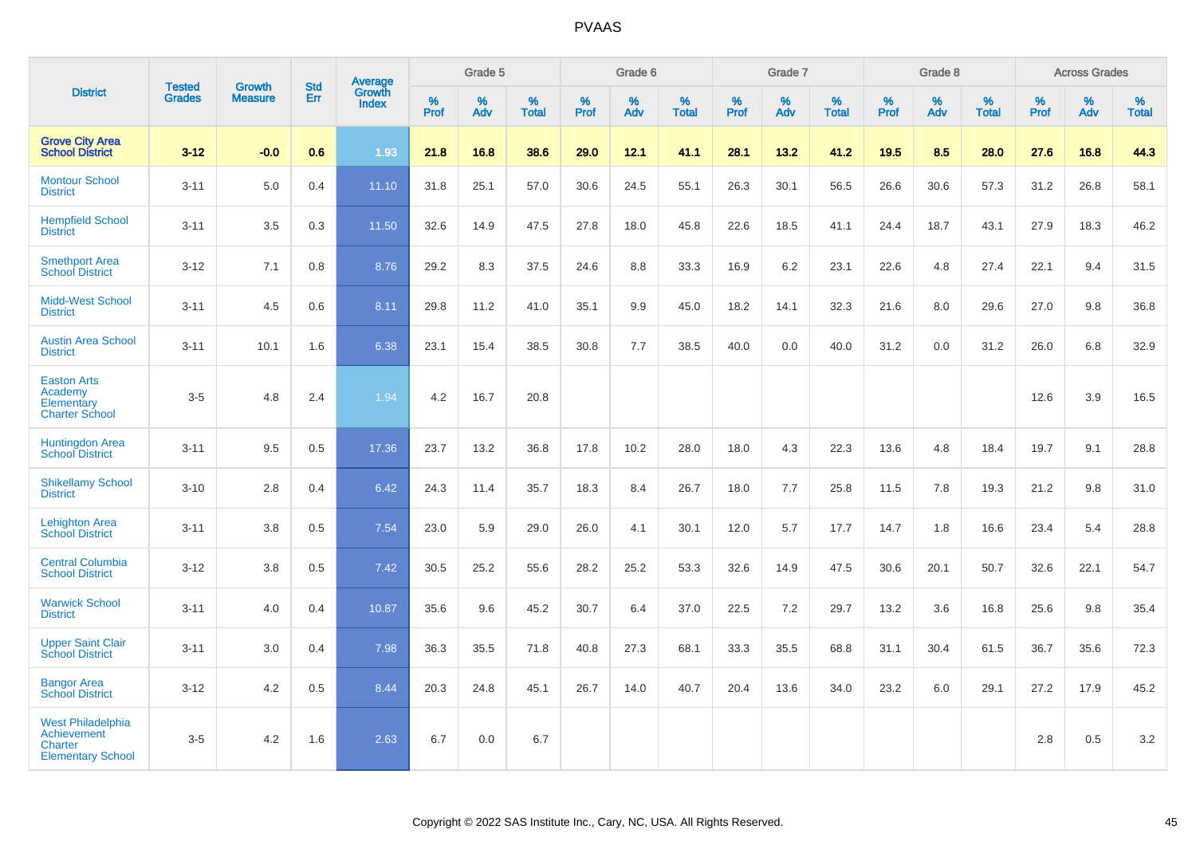# PVAAS

| District | Tested Grades | Growth Measure | Std Err | Average Growth Index | Grade 5 | | | Grade 6 | | | Grade 7 | | | Grade 8 | | | Across Grades | | |
|---|---|---|---|---|---|---|---|---|---|---|---|---|---|---|---|---|---|---|---|
| | | | | | % Prof | % Adv | % Total | % Prof | % Adv | % Total | % Prof | % Adv | % Total | % Prof | % Adv | % Total | % Prof | % Adv | % Total |
| **Grove City Area School District** | **3-12** | **-0.0** | **0.6** | **1.93** | **21.8** | **16.8** | **38.6** | **29.0** | **12.1** | **41.1** | **28.1** | **13.2** | **41.2** | **19.5** | **8.5** | **28.0** | **27.6** | **16.8** | **44.3** |
| Montour School District | 3-11 | 5.0 | 0.4 | 11.10 | 31.8 | 25.1 | 57.0 | 30.6 | 24.5 | 55.1 | 26.3 | 30.1 | 56.5 | 26.6 | 30.6 | 57.3 | 31.2 | 26.8 | 58.1 |
| Hempfield School District | 3-11 | 3.5 | 0.3 | 11.50 | 32.6 | 14.9 | 47.5 | 27.8 | 18.0 | 45.8 | 22.6 | 18.5 | 41.1 | 24.4 | 18.7 | 43.1 | 27.9 | 18.3 | 46.2 |
| Smethport Area School District | 3-12 | 7.1 | 0.8 | 8.76 | 29.2 | 8.3 | 37.5 | 24.6 | 8.8 | 33.3 | 16.9 | 6.2 | 23.1 | 22.6 | 4.8 | 27.4 | 22.1 | 9.4 | 31.5 |
| Midd-West School District | 3-11 | 4.5 | 0.6 | 8.11 | 29.8 | 11.2 | 41.0 | 35.1 | 9.9 | 45.0 | 18.2 | 14.1 | 32.3 | 21.6 | 8.0 | 29.6 | 27.0 | 9.8 | 36.8 |
| Austin Area School District | 3-11 | 10.1 | 1.6 | 6.38 | 23.1 | 15.4 | 38.5 | 30.8 | 7.7 | 38.5 | 40.0 | 0.0 | 40.0 | 31.2 | 0.0 | 31.2 | 26.0 | 6.8 | 32.9 |
| Easton Arts Academy Elementary Charter School | 3-5 | 4.8 | 2.4 | 1.94 | 4.2 | 16.7 | 20.8 | | | | | | | | | | 12.6 | 3.9 | 16.5 |
| Huntingdon Area School District | 3-11 | 9.5 | 0.5 | 17.36 | 23.7 | 13.2 | 36.8 | 17.8 | 10.2 | 28.0 | 18.0 | 4.3 | 22.3 | 13.6 | 4.8 | 18.4 | 19.7 | 9.1 | 28.8 |
| Shikellamy School District | 3-10 | 2.8 | 0.4 | 6.42 | 24.3 | 11.4 | 35.7 | 18.3 | 8.4 | 26.7 | 18.0 | 7.7 | 25.8 | 11.5 | 7.8 | 19.3 | 21.2 | 9.8 | 31.0 |
| Lehighton Area School District | 3-11 | 3.8 | 0.5 | 7.54 | 23.0 | 5.9 | 29.0 | 26.0 | 4.1 | 30.1 | 12.0 | 5.7 | 17.7 | 14.7 | 1.8 | 16.6 | 23.4 | 5.4 | 28.8 |
| Central Columbia School District | 3-12 | 3.8 | 0.5 | 7.42 | 30.5 | 25.2 | 55.6 | 28.2 | 25.2 | 53.3 | 32.6 | 14.9 | 47.5 | 30.6 | 20.1 | 50.7 | 32.6 | 22.1 | 54.7 |
| Warwick School District | 3-11 | 4.0 | 0.4 | 10.87 | 35.6 | 9.6 | 45.2 | 30.7 | 6.4 | 37.0 | 22.5 | 7.2 | 29.7 | 13.2 | 3.6 | 16.8 | 25.6 | 9.8 | 35.4 |
| Upper Saint Clair School District | 3-11 | 3.0 | 0.4 | 7.98 | 36.3 | 35.5 | 71.8 | 40.8 | 27.3 | 68.1 | 33.3 | 35.5 | 68.8 | 31.1 | 30.4 | 61.5 | 36.7 | 35.6 | 72.3 |
| Bangor Area School District | 3-12 | 4.2 | 0.5 | 8.44 | 20.3 | 24.8 | 45.1 | 26.7 | 14.0 | 40.7 | 20.4 | 13.6 | 34.0 | 23.2 | 6.0 | 29.1 | 27.2 | 17.9 | 45.2 |
| West Philadelphia Achievement Charter Elementary School | 3-5 | 4.2 | 1.6 | 2.63 | 6.7 | 0.0 | 6.7 | | | | | | | | | | 2.8 | 0.5 | 3.2 |

Copyright © 2022 SAS Institute Inc., Cary, NC, USA. All Rights Reserved.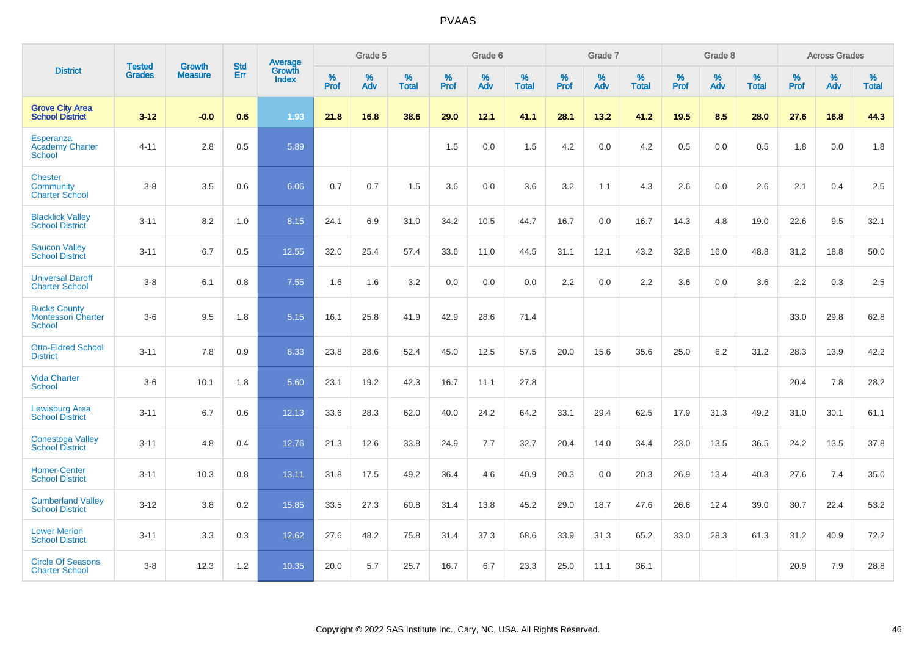# PVAAS

| District | Tested Grades | Growth Measure | Std Err | Average Growth Index | Grade 5 | | | Grade 6 | | | Grade 7 | | | Grade 8 | | | Across Grades | | |
|---|---|---|---|---|---|---|---|---|---|---|---|---|---|---|---|---|---|---|---|
| | | | | | % Prof | % Adv | % Total | % Prof | % Adv | % Total | % Prof | % Adv | % Total | % Prof | % Adv | % Total | % Prof | % Adv | % Total |
| **Grove City Area School District** | **3-12** | **-0.0** | **0.6** | **1.93** | **21.8** | **16.8** | **38.6** | **29.0** | **12.1** | **41.1** | **28.1** | **13.2** | **41.2** | **19.5** | **8.5** | **28.0** | **27.6** | **16.8** | **44.3** |
| Esperanza Academy Charter School | 4-11 | 2.8 | 0.5 | 5.89 | | | | 1.5 | 0.0 | 1.5 | 4.2 | 0.0 | 4.2 | 0.5 | 0.0 | 0.5 | 1.8 | 0.0 | 1.8 |
| Chester Community Charter School | 3-8 | 3.5 | 0.6 | 6.06 | 0.7 | 0.7 | 1.5 | 3.6 | 0.0 | 3.6 | 3.2 | 1.1 | 4.3 | 2.6 | 0.0 | 2.6 | 2.1 | 0.4 | 2.5 |
| Blacklick Valley School District | 3-11 | 8.2 | 1.0 | 8.15 | 24.1 | 6.9 | 31.0 | 34.2 | 10.5 | 44.7 | 16.7 | 0.0 | 16.7 | 14.3 | 4.8 | 19.0 | 22.6 | 9.5 | 32.1 |
| Saucon Valley School District | 3-11 | 6.7 | 0.5 | 12.55 | 32.0 | 25.4 | 57.4 | 33.6 | 11.0 | 44.5 | 31.1 | 12.1 | 43.2 | 32.8 | 16.0 | 48.8 | 31.2 | 18.8 | 50.0 |
| Universal Daroff Charter School | 3-8 | 6.1 | 0.8 | 7.55 | 1.6 | 1.6 | 3.2 | 0.0 | 0.0 | 0.0 | 2.2 | 0.0 | 2.2 | 3.6 | 0.0 | 3.6 | 2.2 | 0.3 | 2.5 |
| Bucks County Montessori Charter School | 3-6 | 9.5 | 1.8 | 5.15 | 16.1 | 25.8 | 41.9 | 42.9 | 28.6 | 71.4 | | | | | | | 33.0 | 29.8 | 62.8 |
| Otto-Eldred School District | 3-11 | 7.8 | 0.9 | 8.33 | 23.8 | 28.6 | 52.4 | 45.0 | 12.5 | 57.5 | 20.0 | 15.6 | 35.6 | 25.0 | 6.2 | 31.2 | 28.3 | 13.9 | 42.2 |
| Vida Charter School | 3-6 | 10.1 | 1.8 | 5.60 | 23.1 | 19.2 | 42.3 | 16.7 | 11.1 | 27.8 | | | | | | | 20.4 | 7.8 | 28.2 |
| Lewisburg Area School District | 3-11 | 6.7 | 0.6 | 12.13 | 33.6 | 28.3 | 62.0 | 40.0 | 24.2 | 64.2 | 33.1 | 29.4 | 62.5 | 17.9 | 31.3 | 49.2 | 31.0 | 30.1 | 61.1 |
| Conestoga Valley School District | 3-11 | 4.8 | 0.4 | 12.76 | 21.3 | 12.6 | 33.8 | 24.9 | 7.7 | 32.7 | 20.4 | 14.0 | 34.4 | 23.0 | 13.5 | 36.5 | 24.2 | 13.5 | 37.8 |
| Homer-Center School District | 3-11 | 10.3 | 0.8 | 13.11 | 31.8 | 17.5 | 49.2 | 36.4 | 4.6 | 40.9 | 20.3 | 0.0 | 20.3 | 26.9 | 13.4 | 40.3 | 27.6 | 7.4 | 35.0 |
| Cumberland Valley School District | 3-12 | 3.8 | 0.2 | 15.85 | 33.5 | 27.3 | 60.8 | 31.4 | 13.8 | 45.2 | 29.0 | 18.7 | 47.6 | 26.6 | 12.4 | 39.0 | 30.7 | 22.4 | 53.2 |
| Lower Merion School District | 3-11 | 3.3 | 0.3 | 12.62 | 27.6 | 48.2 | 75.8 | 31.4 | 37.3 | 68.6 | 33.9 | 31.3 | 65.2 | 33.0 | 28.3 | 61.3 | 31.2 | 40.9 | 72.2 |
| Circle Of Seasons Charter School | 3-8 | 12.3 | 1.2 | 10.35 | 20.0 | 5.7 | 25.7 | 16.7 | 6.7 | 23.3 | 25.0 | 11.1 | 36.1 | | | | 20.9 | 7.9 | 28.8 |

Copyright © 2022 SAS Institute Inc., Cary, NC, USA. All Rights Reserved.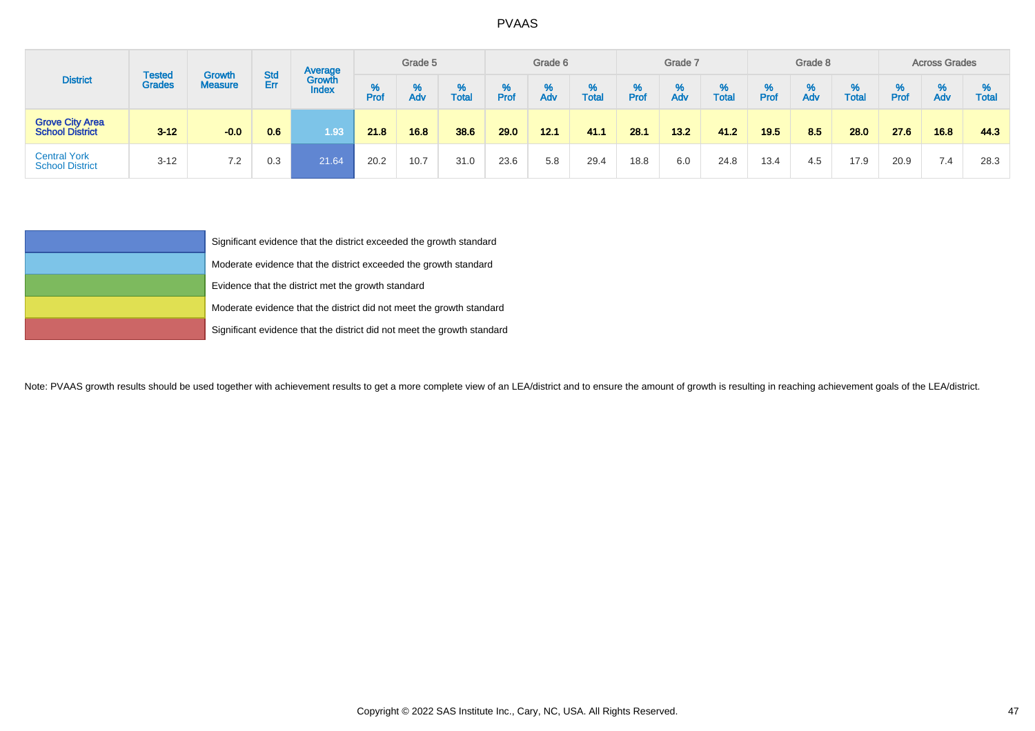# PVAAS

| District | Tested Grades | Growth Measure | Std Err | Average Growth Index | Grade 5 | | | Grade 6 | | | Grade 7 | | | Grade 8 | | | Across Grades | | |
|---|---|---|---|---|---|---|---|---|---|---|---|---|---|---|---|---|---|---|---|
| | | | | | % Prof | % Adv | % Total | % Prof | % Adv | % Total | % Prof | % Adv | % Total | % Prof | % Adv | % Total | % Prof | % Adv | % Total |
| **Grove City Area School District** | **3-12** | **-0.0** | **0.6** | **1.93** | **21.8** | **16.8** | **38.6** | **29.0** | **12.1** | **41.1** | **28.1** | **13.2** | **41.2** | **19.5** | **8.5** | **28.0** | **27.6** | **16.8** | **44.3** |
| Central York School District | 3-12 | 7.2 | 0.3 | 21.64 | 20.2 | 10.7 | 31.0 | 23.6 | 5.8 | 29.4 | 18.8 | 6.0 | 24.8 | 13.4 | 4.5 | 17.9 | 20.9 | 7.4 | 28.3 |

Significant evidence that the district exceeded the growth standard

Moderate evidence that the district exceeded the growth standard

Evidence that the district met the growth standard

Moderate evidence that the district did not meet the growth standard

Significant evidence that the district did not meet the growth standard

Note: PVAAS growth results should be used together with achievement results to get a more complete view of an LEA/district and to ensure the amount of growth is resulting in reaching achievement goals of the LEA/district.

Copyright © 2022 SAS Institute Inc., Cary, NC, USA. All Rights Reserved.